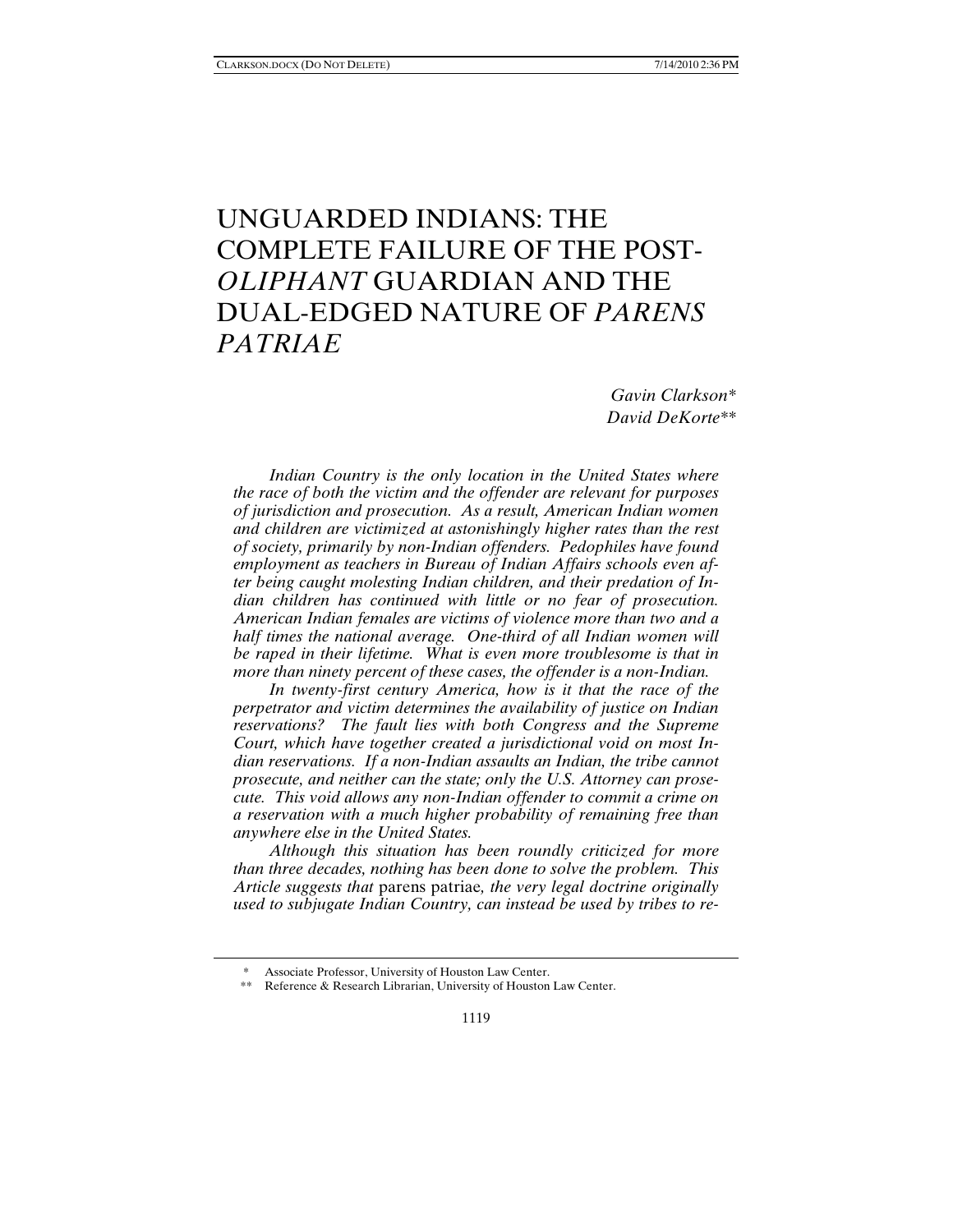# UNGUARDED INDIANS: THE COMPLETE FAILURE OF THE POST-*OLIPHANT* GUARDIAN AND THE DUAL-EDGED NATURE OF *PARENS PATRIAE*

*Gavin Clarkson\**
*David DeKorte\*\**

*Indian Country is the only location in the United States where the race of both the victim and the offender are relevant for purposes of jurisdiction and prosecution. As a result, American Indian women and children are victimized at astonishingly higher rates than the rest of society, primarily by non-Indian offenders. Pedophiles have found employment as teachers in Bureau of Indian Affairs schools even after being caught molesting Indian children, and their predation of Indian children has continued with little or no fear of prosecution. American Indian females are victims of violence more than two and a half times the national average. One-third of all Indian women will be raped in their lifetime. What is even more troublesome is that in more than ninety percent of these cases, the offender is a non-Indian.*

*In twenty-first century America, how is it that the race of the perpetrator and victim determines the availability of justice on Indian reservations? The fault lies with both Congress and the Supreme Court, which have together created a jurisdictional void on most Indian reservations. If a non-Indian assaults an Indian, the tribe cannot prosecute, and neither can the state; only the U.S. Attorney can prosecute. This void allows any non-Indian offender to commit a crime on a reservation with a much higher probability of remaining free than anywhere else in the United States.*

*Although this situation has been roundly criticized for more than three decades, nothing has been done to solve the problem. This Article suggests that* parens patriae*, the very legal doctrine originally used to subjugate Indian Country, can instead be used by tribes to re-*

\* Associate Professor, University of Houston Law Center.

\*\* Reference & Research Librarian, University of Houston Law Center.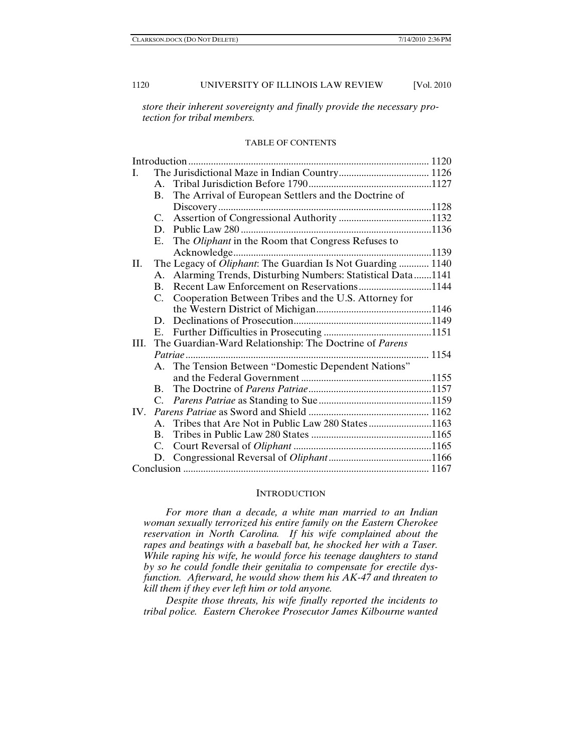*store their inherent sovereignty and finally provide the necessary protection for tribal members.*

TABLE OF CONTENTS

| | |
|---|---|
| Introduction | 1120 |
| I. The Jurisdictional Maze in Indian Country | 1126 |
| A. Tribal Jurisdiction Before 1790 | 1127 |
| B. The Arrival of European Settlers and the Doctrine of Discovery | 1128 |
| C. Assertion of Congressional Authority | 1132 |
| D. Public Law 280 | 1136 |
| E. The *Oliphant* in the Room that Congress Refuses to Acknowledge | 1139 |
| II. The Legacy of *Oliphant*: The Guardian Is Not Guarding | 1140 |
| A. Alarming Trends, Disturbing Numbers: Statistical Data | 1141 |
| B. Recent Law Enforcement on Reservations | 1144 |
| C. Cooperation Between Tribes and the U.S. Attorney for the Western District of Michigan | 1146 |
| D. Declinations of Prosecution | 1149 |
| E. Further Difficulties in Prosecuting | 1151 |
| III. The Guardian-Ward Relationship: The Doctrine of *Parens Patriae* | 1154 |
| A. The Tension Between "Domestic Dependent Nations" and the Federal Government | 1155 |
| B. The Doctrine of *Parens Patriae* | 1157 |
| C. *Parens Patriae* as Standing to Sue | 1159 |
| IV. *Parens Patriae* as Sword and Shield | 1162 |
| A. Tribes that Are Not in Public Law 280 States | 1163 |
| B. Tribes in Public Law 280 States | 1165 |
| C. Court Reversal of *Oliphant* | 1165 |
| D. Congressional Reversal of *Oliphant* | 1166 |
| Conclusion | 1167 |

## INTRODUCTION

*For more than a decade, a white man married to an Indian woman sexually terrorized his entire family on the Eastern Cherokee reservation in North Carolina. If his wife complained about the rapes and beatings with a baseball bat, he shocked her with a Taser. While raping his wife, he would force his teenage daughters to stand by so he could fondle their genitalia to compensate for erectile dysfunction. Afterward, he would show them his AK-47 and threaten to kill them if they ever left him or told anyone.*

*Despite those threats, his wife finally reported the incidents to tribal police. Eastern Cherokee Prosecutor James Kilbourne wanted*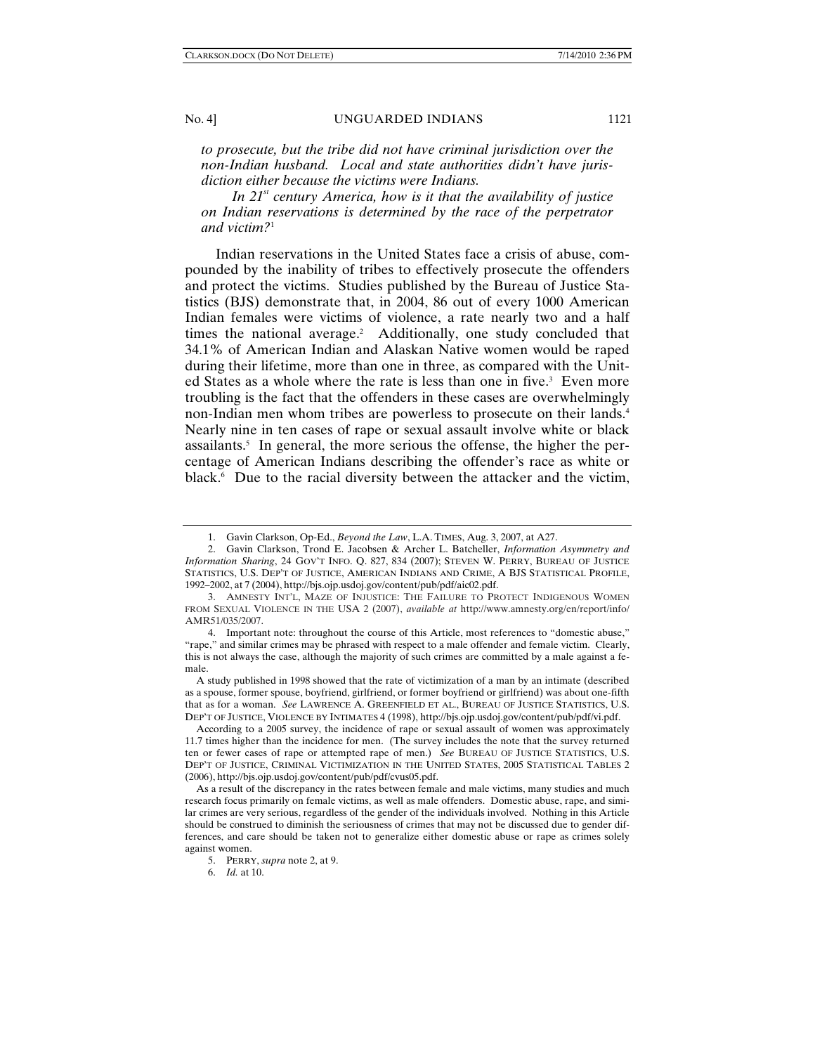*to prosecute, but the tribe did not have criminal jurisdiction over the non-Indian husband. Local and state authorities didn't have jurisdiction either because the victims were Indians.*

*In 21st century America, how is it that the availability of justice on Indian reservations is determined by the race of the perpetrator and victim?*[1]

Indian reservations in the United States face a crisis of abuse, compounded by the inability of tribes to effectively prosecute the offenders and protect the victims. Studies published by the Bureau of Justice Statistics (BJS) demonstrate that, in 2004, 86 out of every 1000 American Indian females were victims of violence, a rate nearly two and a half times the national average.[2] Additionally, one study concluded that 34.1% of American Indian and Alaskan Native women would be raped during their lifetime, more than one in three, as compared with the United States as a whole where the rate is less than one in five.[3] Even more troubling is the fact that the offenders in these cases are overwhelmingly non-Indian men whom tribes are powerless to prosecute on their lands.[4] Nearly nine in ten cases of rape or sexual assault involve white or black assailants.[5] In general, the more serious the offense, the higher the percentage of American Indians describing the offender's race as white or black.[6] Due to the racial diversity between the attacker and the victim,

---

1. Gavin Clarkson, Op-Ed., *Beyond the Law*, L.A. TIMES, Aug. 3, 2007, at A27.

2. Gavin Clarkson, Trond E. Jacobsen & Archer L. Batcheller, *Information Asymmetry and Information Sharing*, 24 GOV'T INFO. Q. 827, 834 (2007); STEVEN W. PERRY, BUREAU OF JUSTICE STATISTICS, U.S. DEP'T OF JUSTICE, AMERICAN INDIANS AND CRIME, A BJS STATISTICAL PROFILE, 1992–2002, at 7 (2004), http://bjs.ojp.usdoj.gov/content/pub/pdf/aic02.pdf.

3. AMNESTY INT'L, MAZE OF INJUSTICE: THE FAILURE TO PROTECT INDIGENOUS WOMEN FROM SEXUAL VIOLENCE IN THE USA 2 (2007), *available at* http://www.amnesty.org/en/report/info/AMR51/035/2007.

4. Important note: throughout the course of this Article, most references to "domestic abuse," "rape," and similar crimes may be phrased with respect to a male offender and female victim. Clearly, this is not always the case, although the majority of such crimes are committed by a male against a female.

A study published in 1998 showed that the rate of victimization of a man by an intimate (described as a spouse, former spouse, boyfriend, girlfriend, or former boyfriend or girlfriend) was about one-fifth that as for a woman. *See* LAWRENCE A. GREENFIELD ET AL., BUREAU OF JUSTICE STATISTICS, U.S. DEP'T OF JUSTICE, VIOLENCE BY INTIMATES 4 (1998), http://bjs.ojp.usdoj.gov/content/pub/pdf/vi.pdf.

According to a 2005 survey, the incidence of rape or sexual assault of women was approximately 11.7 times higher than the incidence for men. (The survey includes the note that the survey returned ten or fewer cases of rape or attempted rape of men.) *See* BUREAU OF JUSTICE STATISTICS, U.S. DEP'T OF JUSTICE, CRIMINAL VICTIMIZATION IN THE UNITED STATES, 2005 STATISTICAL TABLES 2 (2006), http://bjs.ojp.usdoj.gov/content/pub/pdf/cvus05.pdf.

As a result of the discrepancy in the rates between female and male victims, many studies and much research focus primarily on female victims, as well as male offenders. Domestic abuse, rape, and similar crimes are very serious, regardless of the gender of the individuals involved. Nothing in this Article should be construed to diminish the seriousness of crimes that may not be discussed due to gender differences, and care should be taken not to generalize either domestic abuse or rape as crimes solely against women.

5. PERRY, *supra* note 2, at 9.

6. *Id.* at 10.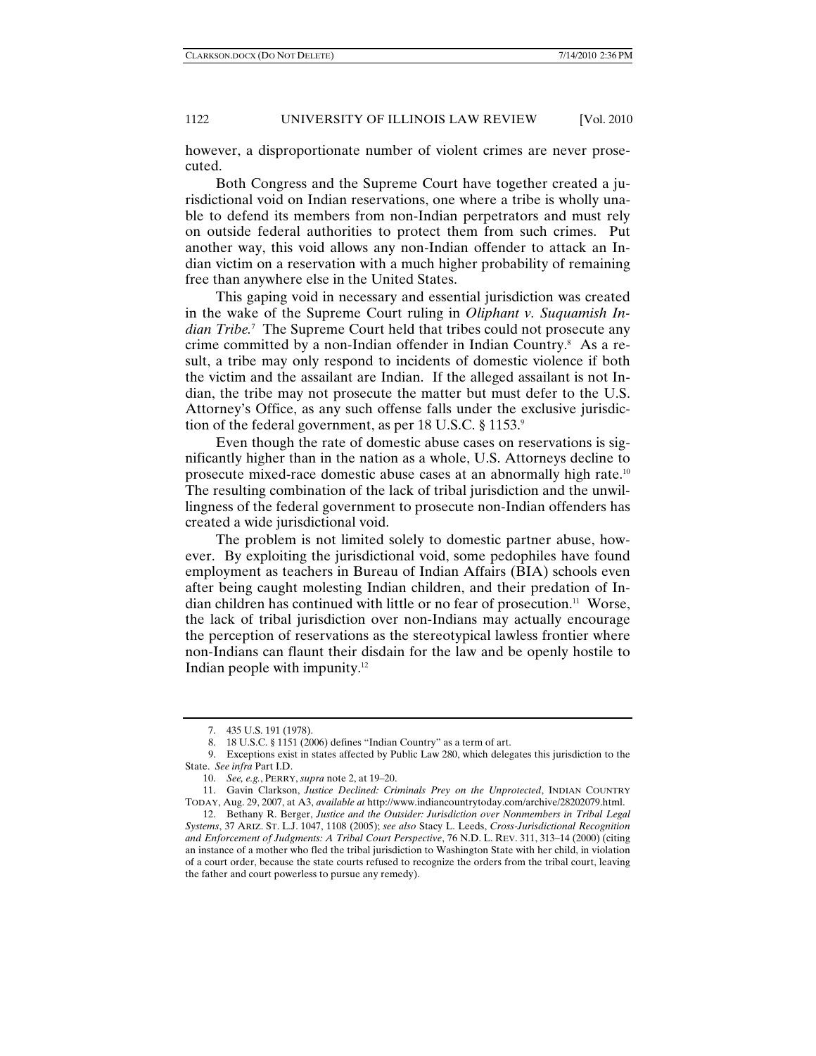however, a disproportionate number of violent crimes are never prosecuted.

Both Congress and the Supreme Court have together created a jurisdictional void on Indian reservations, one where a tribe is wholly unable to defend its members from non-Indian perpetrators and must rely on outside federal authorities to protect them from such crimes. Put another way, this void allows any non-Indian offender to attack an Indian victim on a reservation with a much higher probability of remaining free than anywhere else in the United States.

This gaping void in necessary and essential jurisdiction was created in the wake of the Supreme Court ruling in *Oliphant v. Suquamish Indian Tribe*.[7] The Supreme Court held that tribes could not prosecute any crime committed by a non-Indian offender in Indian Country.[8] As a result, a tribe may only respond to incidents of domestic violence if both the victim and the assailant are Indian. If the alleged assailant is not Indian, the tribe may not prosecute the matter but must defer to the U.S. Attorney's Office, as any such offense falls under the exclusive jurisdiction of the federal government, as per 18 U.S.C. § 1153.[9]

Even though the rate of domestic abuse cases on reservations is significantly higher than in the nation as a whole, U.S. Attorneys decline to prosecute mixed-race domestic abuse cases at an abnormally high rate.[10] The resulting combination of the lack of tribal jurisdiction and the unwillingness of the federal government to prosecute non-Indian offenders has created a wide jurisdictional void.

The problem is not limited solely to domestic partner abuse, however. By exploiting the jurisdictional void, some pedophiles have found employment as teachers in Bureau of Indian Affairs (BIA) schools even after being caught molesting Indian children, and their predation of Indian children has continued with little or no fear of prosecution.[11] Worse, the lack of tribal jurisdiction over non-Indians may actually encourage the perception of reservations as the stereotypical lawless frontier where non-Indians can flaunt their disdain for the law and be openly hostile to Indian people with impunity.[12]

---

7. 435 U.S. 191 (1978).

8. 18 U.S.C. § 1151 (2006) defines "Indian Country" as a term of art.

9. Exceptions exist in states affected by Public Law 280, which delegates this jurisdiction to the State. *See infra* Part I.D.

10. *See, e.g.*, PERRY, *supra* note 2, at 19–20.

11. Gavin Clarkson, *Justice Declined: Criminals Prey on the Unprotected*, INDIAN COUNTRY TODAY, Aug. 29, 2007, at A3, *available at* http://www.indiancountrytoday.com/archive/28202079.html.

12. Bethany R. Berger, *Justice and the Outsider: Jurisdiction over Nonmembers in Tribal Legal Systems*, 37 ARIZ. ST. L.J. 1047, 1108 (2005); *see also* Stacy L. Leeds, *Cross-Jurisdictional Recognition and Enforcement of Judgments: A Tribal Court Perspective*, 76 N.D. L. REV. 311, 313–14 (2000) (citing an instance of a mother who fled the tribal jurisdiction to Washington State with her child, in violation of a court order, because the state courts refused to recognize the orders from the tribal court, leaving the father and court powerless to pursue any remedy).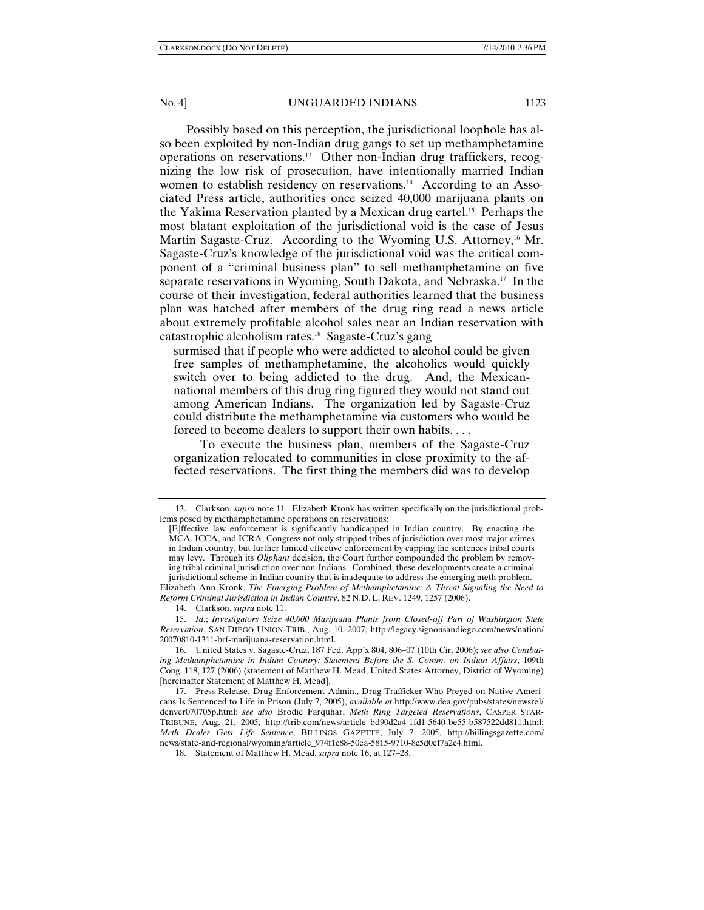Possibly based on this perception, the jurisdictional loophole has also been exploited by non-Indian drug gangs to set up methamphetamine operations on reservations.[13] Other non-Indian drug traffickers, recognizing the low risk of prosecution, have intentionally married Indian women to establish residency on reservations.[14] According to an Associated Press article, authorities once seized 40,000 marijuana plants on the Yakima Reservation planted by a Mexican drug cartel.[15] Perhaps the most blatant exploitation of the jurisdictional void is the case of Jesus Martin Sagaste-Cruz. According to the Wyoming U.S. Attorney,[16] Mr. Sagaste-Cruz's knowledge of the jurisdictional void was the critical component of a "criminal business plan" to sell methamphetamine on five separate reservations in Wyoming, South Dakota, and Nebraska.[17] In the course of their investigation, federal authorities learned that the business plan was hatched after members of the drug ring read a news article about extremely profitable alcohol sales near an Indian reservation with catastrophic alcoholism rates.[18] Sagaste-Cruz's gang

> surmised that if people who were addicted to alcohol could be given free samples of methamphetamine, the alcoholics would quickly switch over to being addicted to the drug. And, the Mexican-national members of this drug ring figured they would not stand out among American Indians. The organization led by Sagaste-Cruz could distribute the methamphetamine via customers who would be forced to become dealers to support their own habits. . . .
>
> To execute the business plan, members of the Sagaste-Cruz organization relocated to communities in close proximity to the affected reservations. The first thing the members did was to develop

---

13. Clarkson, *supra* note 11. Elizabeth Kronk has written specifically on the jurisdictional problems posed by methamphetamine operations on reservations:

> [E]ffective law enforcement is significantly handicapped in Indian country. By enacting the MCA, ICCA, and ICRA, Congress not only stripped tribes of jurisdiction over most major crimes in Indian country, but further limited effective enforcement by capping the sentences tribal courts may levy. Through its *Oliphant* decision, the Court further compounded the problem by removing tribal criminal jurisdiction over non-Indians. Combined, these developments create a criminal jurisdictional scheme in Indian country that is inadequate to address the emerging meth problem.

Elizabeth Ann Kronk, *The Emerging Problem of Methamphetamine: A Threat Signaling the Need to Reform Criminal Jurisdiction in Indian Country*, 82 N.D. L. REV. 1249, 1257 (2006).

14. Clarkson, *supra* note 11.

15. *Id.*; *Investigators Seize 40,000 Marijuana Plants from Closed-off Part of Washington State Reservation*, SAN DIEGO UNION-TRIB., Aug. 10, 2007, http://legacy.signonsandiego.com/news/nation/20070810-1311-brf-marijuana-reservation.html.

16. United States v. Sagaste-Cruz, 187 Fed. App'x 804, 806–07 (10th Cir. 2006); *see also Combating Methamphetamine in Indian Country: Statement Before the S. Comm. on Indian Affairs*, 109th Cong. 118, 127 (2006) (statement of Matthew H. Mead, United States Attorney, District of Wyoming) [hereinafter Statement of Matthew H. Mead].

17. Press Release, Drug Enforcement Admin., Drug Trafficker Who Preyed on Native Americans Is Sentenced to Life in Prison (July 7, 2005), *available at* http://www.dea.gov/pubs/states/newsrel/denver070705p.html; *see also* Brodie Farquhar, *Meth Ring Targeted Reservations*, CASPER STAR-TRIBUNE, Aug. 21, 2005, http://trib.com/news/article_bd90d2a4-1fd1-5640-be55-b587522dd811.html; *Meth Dealer Gets Life Sentence*, BILLINGS GAZETTE, July 7, 2005, http://billingsgazette.com/news/state-and-regional/wyoming/article_974f1c88-50ea-5815-9710-8c5d0ef7a2c4.html.

18. Statement of Matthew H. Mead, *supra* note 16, at 127–28.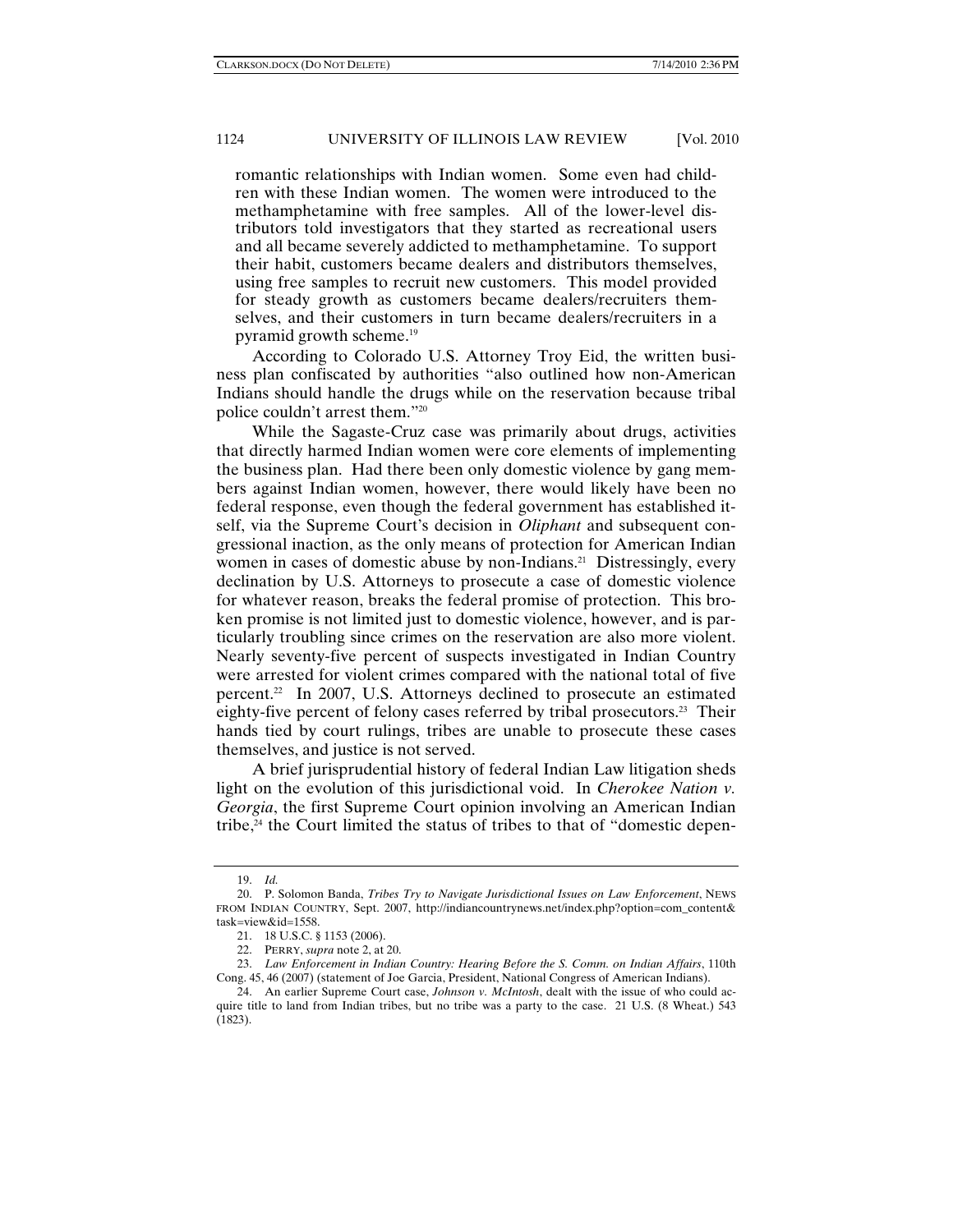romantic relationships with Indian women. Some even had children with these Indian women. The women were introduced to the methamphetamine with free samples. All of the lower-level distributors told investigators that they started as recreational users and all became severely addicted to methamphetamine. To support their habit, customers became dealers and distributors themselves, using free samples to recruit new customers. This model provided for steady growth as customers became dealers/recruiters themselves, and their customers in turn became dealers/recruiters in a pyramid growth scheme.[19]

According to Colorado U.S. Attorney Troy Eid, the written business plan confiscated by authorities "also outlined how non-American Indians should handle the drugs while on the reservation because tribal police couldn't arrest them."[20]

While the Sagaste-Cruz case was primarily about drugs, activities that directly harmed Indian women were core elements of implementing the business plan. Had there been only domestic violence by gang members against Indian women, however, there would likely have been no federal response, even though the federal government has established itself, via the Supreme Court's decision in *Oliphant* and subsequent congressional inaction, as the only means of protection for American Indian women in cases of domestic abuse by non-Indians.[21] Distressingly, every declination by U.S. Attorneys to prosecute a case of domestic violence for whatever reason, breaks the federal promise of protection. This broken promise is not limited just to domestic violence, however, and is particularly troubling since crimes on the reservation are also more violent. Nearly seventy-five percent of suspects investigated in Indian Country were arrested for violent crimes compared with the national total of five percent.[22] In 2007, U.S. Attorneys declined to prosecute an estimated eighty-five percent of felony cases referred by tribal prosecutors.[23] Their hands tied by court rulings, tribes are unable to prosecute these cases themselves, and justice is not served.

A brief jurisprudential history of federal Indian Law litigation sheds light on the evolution of this jurisdictional void. In *Cherokee Nation v. Georgia*, the first Supreme Court opinion involving an American Indian tribe,[24] the Court limited the status of tribes to that of "domestic depen-

---

19. *Id.*

20. P. Solomon Banda, *Tribes Try to Navigate Jurisdictional Issues on Law Enforcement*, NEWS FROM INDIAN COUNTRY, Sept. 2007, http://indiancountrynews.net/index.php?option=com_content&task=view&id=1558.

21. 18 U.S.C. § 1153 (2006).

22. PERRY, *supra* note 2, at 20.

23. *Law Enforcement in Indian Country: Hearing Before the S. Comm. on Indian Affairs*, 110th Cong. 45, 46 (2007) (statement of Joe Garcia, President, National Congress of American Indians).

24. An earlier Supreme Court case, *Johnson v. McIntosh*, dealt with the issue of who could acquire title to land from Indian tribes, but no tribe was a party to the case. 21 U.S. (8 Wheat.) 543 (1823).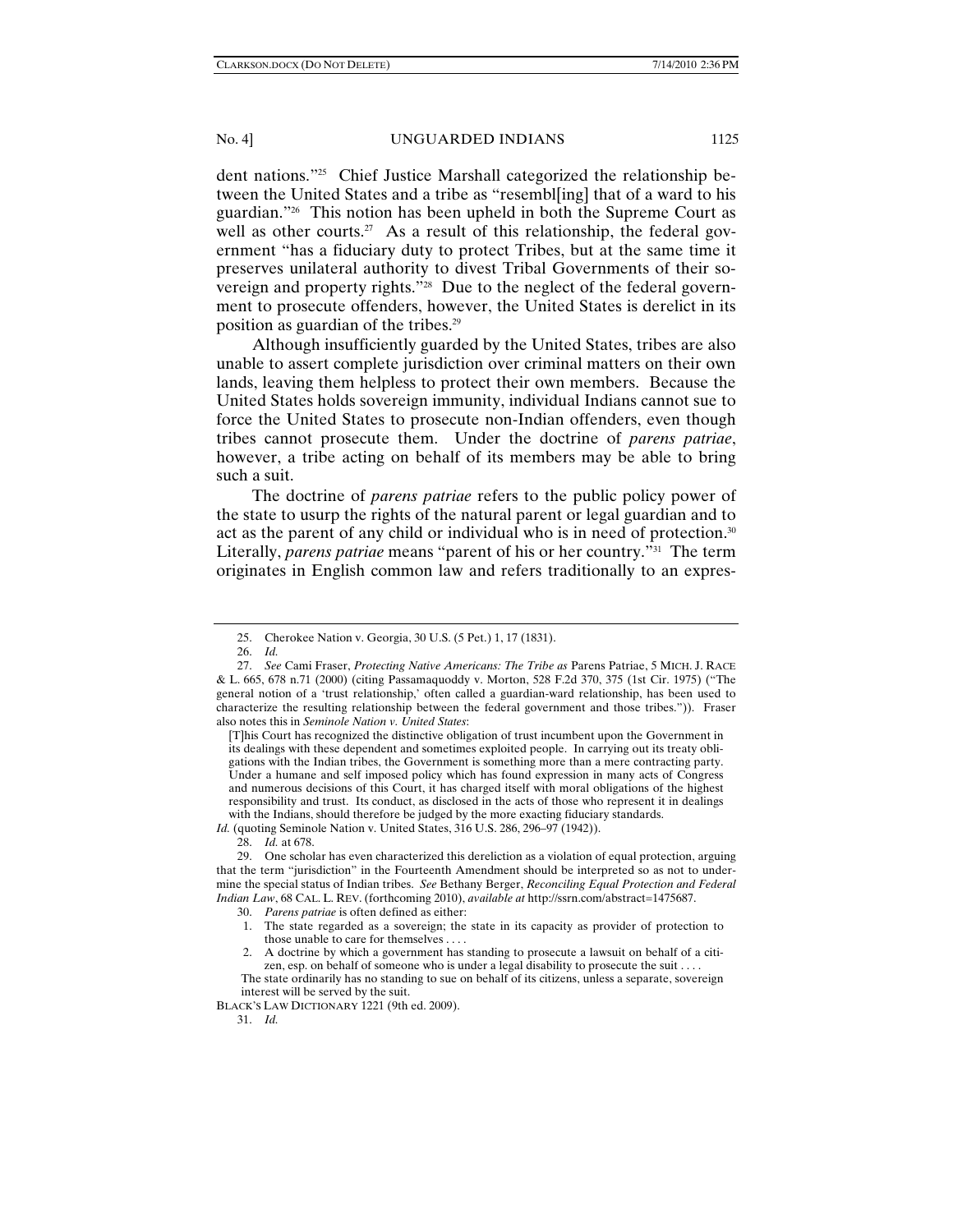dent nations."[25] Chief Justice Marshall categorized the relationship between the United States and a tribe as "resembl[ing] that of a ward to his guardian."[26] This notion has been upheld in both the Supreme Court as well as other courts.[27] As a result of this relationship, the federal government "has a fiduciary duty to protect Tribes, but at the same time it preserves unilateral authority to divest Tribal Governments of their sovereign and property rights."[28] Due to the neglect of the federal government to prosecute offenders, however, the United States is derelict in its position as guardian of the tribes.[29]

Although insufficiently guarded by the United States, tribes are also unable to assert complete jurisdiction over criminal matters on their own lands, leaving them helpless to protect their own members. Because the United States holds sovereign immunity, individual Indians cannot sue to force the United States to prosecute non-Indian offenders, even though tribes cannot prosecute them. Under the doctrine of *parens patriae*, however, a tribe acting on behalf of its members may be able to bring such a suit.

The doctrine of *parens patriae* refers to the public policy power of the state to usurp the rights of the natural parent or legal guardian and to act as the parent of any child or individual who is in need of protection.[30] Literally, *parens patriae* means "parent of his or her country."[31] The term originates in English common law and refers traditionally to an expres-

---

25. Cherokee Nation v. Georgia, 30 U.S. (5 Pet.) 1, 17 (1831).

26. *Id.*

27. *See* Cami Fraser, *Protecting Native Americans: The Tribe as* Parens Patriae, 5 MICH. J. RACE & L. 665, 678 n.71 (2000) (citing Passamaquoddy v. Morton, 528 F.2d 370, 375 (1st Cir. 1975) ("The general notion of a 'trust relationship,' often called a guardian-ward relationship, has been used to characterize the resulting relationship between the federal government and those tribes.")). Fraser also notes this in *Seminole Nation v. United States*:

> [T]his Court has recognized the distinctive obligation of trust incumbent upon the Government in its dealings with these dependent and sometimes exploited people. In carrying out its treaty obligations with the Indian tribes, the Government is something more than a mere contracting party. Under a humane and self imposed policy which has found expression in many acts of Congress and numerous decisions of this Court, it has charged itself with moral obligations of the highest responsibility and trust. Its conduct, as disclosed in the acts of those who represent it in dealings with the Indians, should therefore be judged by the more exacting fiduciary standards.

*Id.* (quoting Seminole Nation v. United States, 316 U.S. 286, 296–97 (1942)).

28. *Id.* at 678.

29. One scholar has even characterized this dereliction as a violation of equal protection, arguing that the term "jurisdiction" in the Fourteenth Amendment should be interpreted so as not to undermine the special status of Indian tribes. *See* Bethany Berger, *Reconciling Equal Protection and Federal Indian Law*, 68 CAL. L. REV. (forthcoming 2010), *available at* http://ssrn.com/abstract=1475687.

30. *Parens patriae* is often defined as either:

> 1. The state regarded as a sovereign; the state in its capacity as provider of protection to those unable to care for themselves . . . .
> 2. A doctrine by which a government has standing to prosecute a lawsuit on behalf of a citizen, esp. on behalf of someone who is under a legal disability to prosecute the suit . . . .
>
> The state ordinarily has no standing to sue on behalf of its citizens, unless a separate, sovereign interest will be served by the suit.

BLACK'S LAW DICTIONARY 1221 (9th ed. 2009).

31. *Id.*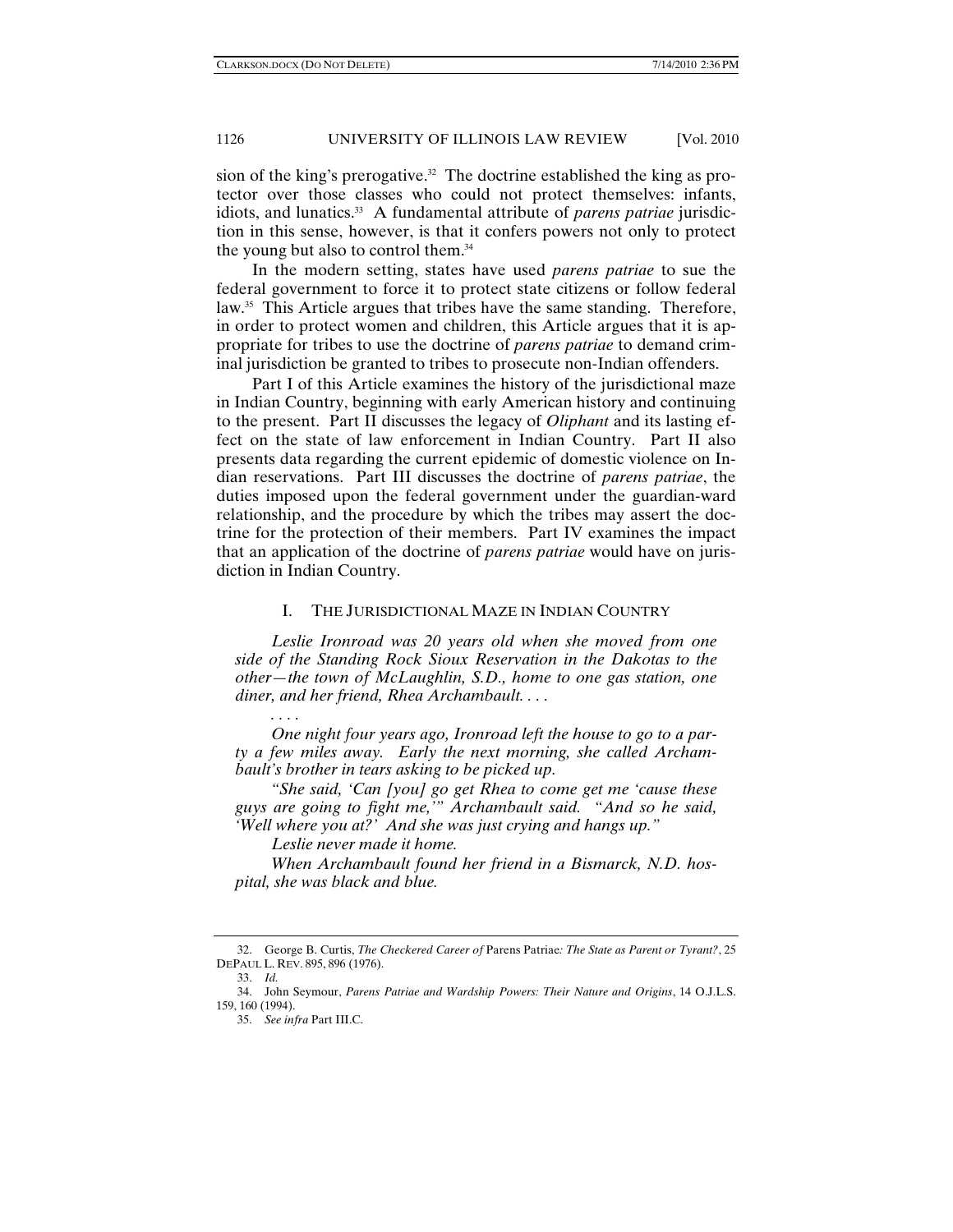sion of the king's prerogative.[32] The doctrine established the king as protector over those classes who could not protect themselves: infants, idiots, and lunatics.[33] A fundamental attribute of *parens patriae* jurisdiction in this sense, however, is that it confers powers not only to protect the young but also to control them.[34]

In the modern setting, states have used *parens patriae* to sue the federal government to force it to protect state citizens or follow federal law.[35] This Article argues that tribes have the same standing. Therefore, in order to protect women and children, this Article argues that it is appropriate for tribes to use the doctrine of *parens patriae* to demand criminal jurisdiction be granted to tribes to prosecute non-Indian offenders.

Part I of this Article examines the history of the jurisdictional maze in Indian Country, beginning with early American history and continuing to the present. Part II discusses the legacy of *Oliphant* and its lasting effect on the state of law enforcement in Indian Country. Part II also presents data regarding the current epidemic of domestic violence on Indian reservations. Part III discusses the doctrine of *parens patriae*, the duties imposed upon the federal government under the guardian-ward relationship, and the procedure by which the tribes may assert the doctrine for the protection of their members. Part IV examines the impact that an application of the doctrine of *parens patriae* would have on jurisdiction in Indian Country.

## I. THE JURISDICTIONAL MAZE IN INDIAN COUNTRY

*Leslie Ironroad was 20 years old when she moved from one side of the Standing Rock Sioux Reservation in the Dakotas to the other—the town of McLaughlin, S.D., home to one gas station, one diner, and her friend, Rhea Archambault. . . .*

*. . . .*

*One night four years ago, Ironroad left the house to go to a party a few miles away. Early the next morning, she called Archambault's brother in tears asking to be picked up.*

*"She said, 'Can [you] go get Rhea to come get me 'cause these guys are going to fight me,'" Archambault said. "And so he said, 'Well where you at?' And she was just crying and hangs up."*

*Leslie never made it home.*

*When Archambault found her friend in a Bismarck, N.D. hospital, she was black and blue.*

---

32. George B. Curtis, *The Checkered Career of* Parens Patriae*: The State as Parent or Tyrant?*, 25 DEPAUL L. REV. 895, 896 (1976).

33. *Id.*

34. John Seymour, *Parens Patriae and Wardship Powers: Their Nature and Origins*, 14 O.J.L.S. 159, 160 (1994).

35. *See infra* Part III.C.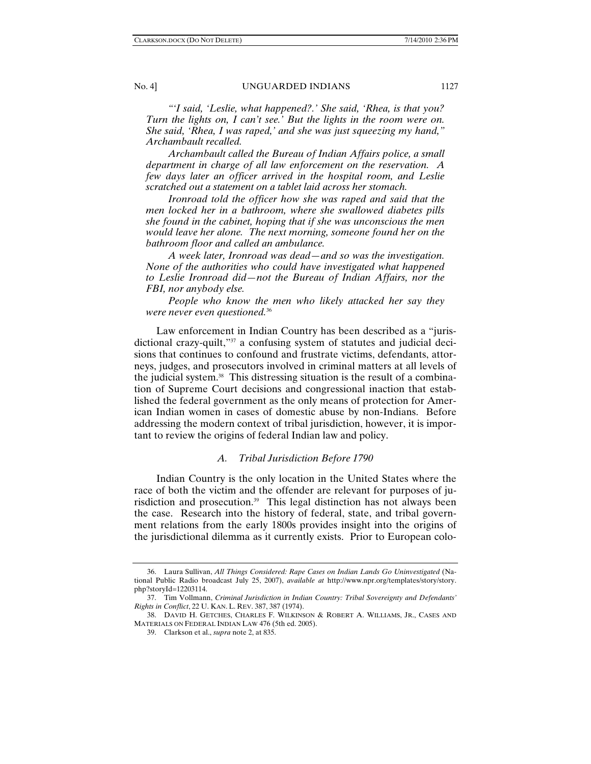*"'I said, 'Leslie, what happened?.' She said, 'Rhea, is that you? Turn the lights on, I can't see.' But the lights in the room were on. She said, 'Rhea, I was raped,' and she was just squeezing my hand," Archambault recalled.*

*Archambault called the Bureau of Indian Affairs police, a small department in charge of all law enforcement on the reservation. A few days later an officer arrived in the hospital room, and Leslie scratched out a statement on a tablet laid across her stomach.*

*Ironroad told the officer how she was raped and said that the men locked her in a bathroom, where she swallowed diabetes pills she found in the cabinet, hoping that if she was unconscious the men would leave her alone. The next morning, someone found her on the bathroom floor and called an ambulance.*

*A week later, Ironroad was dead—and so was the investigation. None of the authorities who could have investigated what happened to Leslie Ironroad did—not the Bureau of Indian Affairs, nor the FBI, nor anybody else.*

*People who know the men who likely attacked her say they were never even questioned.*[36]

Law enforcement in Indian Country has been described as a "jurisdictional crazy-quilt,"[37] a confusing system of statutes and judicial decisions that continues to confound and frustrate victims, defendants, attorneys, judges, and prosecutors involved in criminal matters at all levels of the judicial system.[38] This distressing situation is the result of a combination of Supreme Court decisions and congressional inaction that established the federal government as the only means of protection for American Indian women in cases of domestic abuse by non-Indians. Before addressing the modern context of tribal jurisdiction, however, it is important to review the origins of federal Indian law and policy.

### *A. Tribal Jurisdiction Before 1790*

Indian Country is the only location in the United States where the race of both the victim and the offender are relevant for purposes of jurisdiction and prosecution.[39] This legal distinction has not always been the case. Research into the history of federal, state, and tribal government relations from the early 1800s provides insight into the origins of the jurisdictional dilemma as it currently exists. Prior to European colo-

---

36. Laura Sullivan, *All Things Considered: Rape Cases on Indian Lands Go Uninvestigated* (National Public Radio broadcast July 25, 2007), *available at* http://www.npr.org/templates/story/story.php?storyId=12203114.

37. Tim Vollmann, *Criminal Jurisdiction in Indian Country: Tribal Sovereignty and Defendants' Rights in Conflict*, 22 U. KAN. L. REV. 387, 387 (1974).

38. DAVID H. GETCHES, CHARLES F. WILKINSON & ROBERT A. WILLIAMS, JR., CASES AND MATERIALS ON FEDERAL INDIAN LAW 476 (5th ed. 2005).

39. Clarkson et al., *supra* note 2, at 835.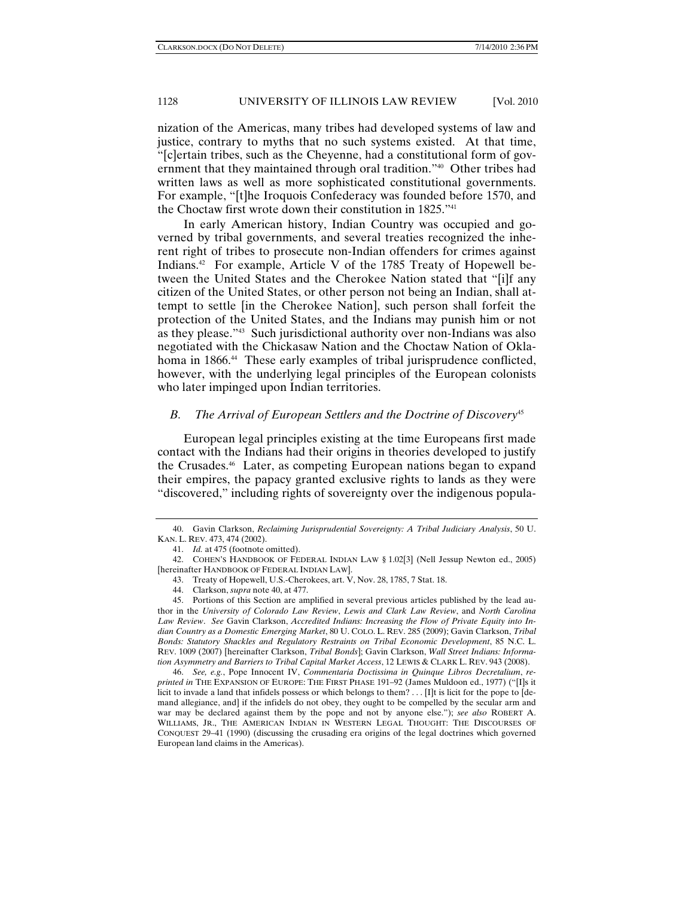nization of the Americas, many tribes had developed systems of law and justice, contrary to myths that no such systems existed. At that time, "[c]ertain tribes, such as the Cheyenne, had a constitutional form of government that they maintained through oral tradition."[40] Other tribes had written laws as well as more sophisticated constitutional governments. For example, "[t]he Iroquois Confederacy was founded before 1570, and the Choctaw first wrote down their constitution in 1825."[41]

In early American history, Indian Country was occupied and governed by tribal governments, and several treaties recognized the inherent right of tribes to prosecute non-Indian offenders for crimes against Indians.[42] For example, Article V of the 1785 Treaty of Hopewell between the United States and the Cherokee Nation stated that "[i]f any citizen of the United States, or other person not being an Indian, shall attempt to settle [in the Cherokee Nation], such person shall forfeit the protection of the United States, and the Indians may punish him or not as they please."[43] Such jurisdictional authority over non-Indians was also negotiated with the Chickasaw Nation and the Choctaw Nation of Oklahoma in 1866.[44] These early examples of tribal jurisprudence conflicted, however, with the underlying legal principles of the European colonists who later impinged upon Indian territories.

### *B. The Arrival of European Settlers and the Doctrine of Discovery*[45]

European legal principles existing at the time Europeans first made contact with the Indians had their origins in theories developed to justify the Crusades.[46] Later, as competing European nations began to expand their empires, the papacy granted exclusive rights to lands as they were "discovered," including rights of sovereignty over the indigenous popula-

---

40. Gavin Clarkson, *Reclaiming Jurisprudential Sovereignty: A Tribal Judiciary Analysis*, 50 U. KAN. L. REV. 473, 474 (2002).

41. *Id.* at 475 (footnote omitted).

42. COHEN'S HANDBOOK OF FEDERAL INDIAN LAW § 1.02[3] (Nell Jessup Newton ed., 2005) [hereinafter HANDBOOK OF FEDERAL INDIAN LAW].

43. Treaty of Hopewell, U.S.-Cherokees, art. V, Nov. 28, 1785, 7 Stat. 18.

44. Clarkson, *supra* note 40, at 477.

45. Portions of this Section are amplified in several previous articles published by the lead author in the *University of Colorado Law Review*, *Lewis and Clark Law Review*, and *North Carolina Law Review*. *See* Gavin Clarkson, *Accredited Indians: Increasing the Flow of Private Equity into Indian Country as a Domestic Emerging Market*, 80 U. COLO. L. REV. 285 (2009); Gavin Clarkson, *Tribal Bonds: Statutory Shackles and Regulatory Restraints on Tribal Economic Development*, 85 N.C. L. REV. 1009 (2007) [hereinafter Clarkson, *Tribal Bonds*]; Gavin Clarkson, *Wall Street Indians: Information Asymmetry and Barriers to Tribal Capital Market Access*, 12 LEWIS & CLARK L. REV. 943 (2008).

46. *See, e.g.*, Pope Innocent IV, *Commentaria Doctissima in Quinque Libros Decretalium*, *reprinted in* THE EXPANSION OF EUROPE: THE FIRST PHASE 191–92 (James Muldoon ed., 1977) ("[I]s it licit to invade a land that infidels possess or which belongs to them? . . . [I]t is licit for the pope to [demand allegiance, and] if the infidels do not obey, they ought to be compelled by the secular arm and war may be declared against them by the pope and not by anyone else."); *see also* ROBERT A. WILLIAMS, JR., THE AMERICAN INDIAN IN WESTERN LEGAL THOUGHT: THE DISCOURSES OF CONQUEST 29–41 (1990) (discussing the crusading era origins of the legal doctrines which governed European land claims in the Americas).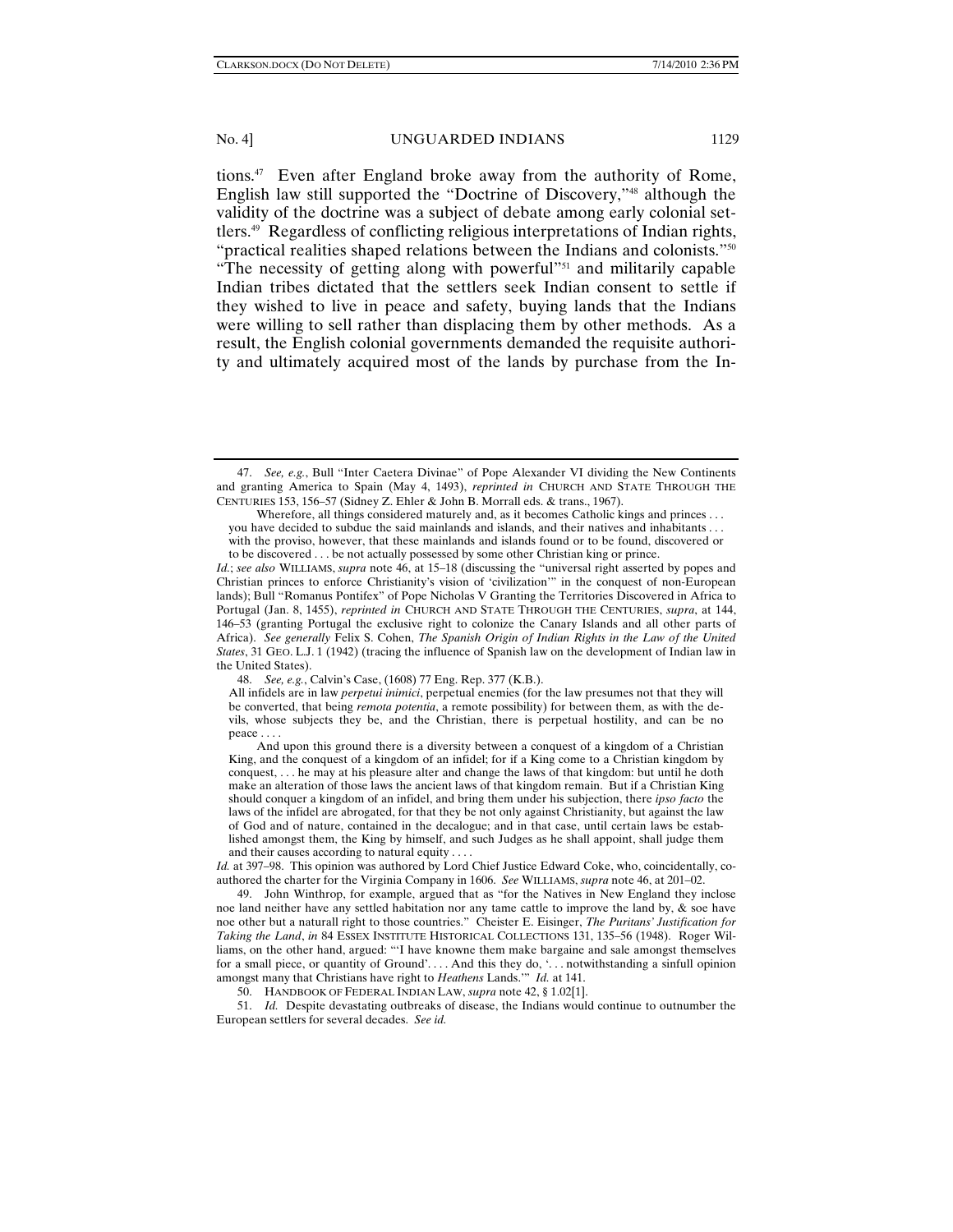tions.[47] Even after England broke away from the authority of Rome, English law still supported the "Doctrine of Discovery,"[48] although the validity of the doctrine was a subject of debate among early colonial settlers.[49] Regardless of conflicting religious interpretations of Indian rights, "practical realities shaped relations between the Indians and colonists."[50] "The necessity of getting along with powerful"[51] and militarily capable Indian tribes dictated that the settlers seek Indian consent to settle if they wished to live in peace and safety, buying lands that the Indians were willing to sell rather than displacing them by other methods. As a result, the English colonial governments demanded the requisite authority and ultimately acquired most of the lands by purchase from the In-

---

47. *See, e.g.*, Bull "Inter Caetera Divinae" of Pope Alexander VI dividing the New Continents and granting America to Spain (May 4, 1493), *reprinted in* CHURCH AND STATE THROUGH THE CENTURIES 153, 156–57 (Sidney Z. Ehler & John B. Morrall eds. & trans., 1967).

> Wherefore, all things considered maturely and, as it becomes Catholic kings and princes . . . you have decided to subdue the said mainlands and islands, and their natives and inhabitants . . . with the proviso, however, that these mainlands and islands found or to be found, discovered or to be discovered . . . be not actually possessed by some other Christian king or prince.

*Id.*; *see also* WILLIAMS, *supra* note 46, at 15–18 (discussing the "universal right asserted by popes and Christian princes to enforce Christianity's vision of 'civilization'" in the conquest of non-European lands); Bull "Romanus Pontifex" of Pope Nicholas V Granting the Territories Discovered in Africa to Portugal (Jan. 8, 1455), *reprinted in* CHURCH AND STATE THROUGH THE CENTURIES, *supra*, at 144, 146–53 (granting Portugal the exclusive right to colonize the Canary Islands and all other parts of Africa). *See generally* Felix S. Cohen, *The Spanish Origin of Indian Rights in the Law of the United States*, 31 GEO. L.J. 1 (1942) (tracing the influence of Spanish law on the development of Indian law in the United States).

48. *See, e.g.*, Calvin's Case, (1608) 77 Eng. Rep. 377 (K.B.).

> All infidels are in law *perpetui inimici*, perpetual enemies (for the law presumes not that they will be converted, that being *remota potentia*, a remote possibility) for between them, as with the devils, whose subjects they be, and the Christian, there is perpetual hostility, and can be no peace . . . .
>
> And upon this ground there is a diversity between a conquest of a kingdom of a Christian King, and the conquest of a kingdom of an infidel; for if a King come to a Christian kingdom by conquest, . . . he may at his pleasure alter and change the laws of that kingdom: but until he doth make an alteration of those laws the ancient laws of that kingdom remain. But if a Christian King should conquer a kingdom of an infidel, and bring them under his subjection, there *ipso facto* the laws of the infidel are abrogated, for that they be not only against Christianity, but against the law of God and of nature, contained in the decalogue; and in that case, until certain laws be established amongst them, the King by himself, and such Judges as he shall appoint, shall judge them and their causes according to natural equity . . . .

*Id.* at 397–98. This opinion was authored by Lord Chief Justice Edward Coke, who, coincidentally, co-authored the charter for the Virginia Company in 1606. *See* WILLIAMS, *supra* note 46, at 201–02.

49. John Winthrop, for example, argued that as "for the Natives in New England they inclose noe land neither have any settled habitation nor any tame cattle to improve the land by, & soe have noe other but a naturall right to those countries." Cheister E. Eisinger, *The Puritans' Justification for Taking the Land*, *in* 84 ESSEX INSTITUTE HISTORICAL COLLECTIONS 131, 135–56 (1948). Roger Williams, on the other hand, argued: "'I have knowne them make bargaine and sale amongst themselves for a small piece, or quantity of Ground'. . . . And this they do, '. . . notwithstanding a sinfull opinion amongst many that Christians have right to *Heathens* Lands.'" *Id.* at 141.

50. HANDBOOK OF FEDERAL INDIAN LAW, *supra* note 42, § 1.02[1].

51. *Id.* Despite devastating outbreaks of disease, the Indians would continue to outnumber the European settlers for several decades. *See id.*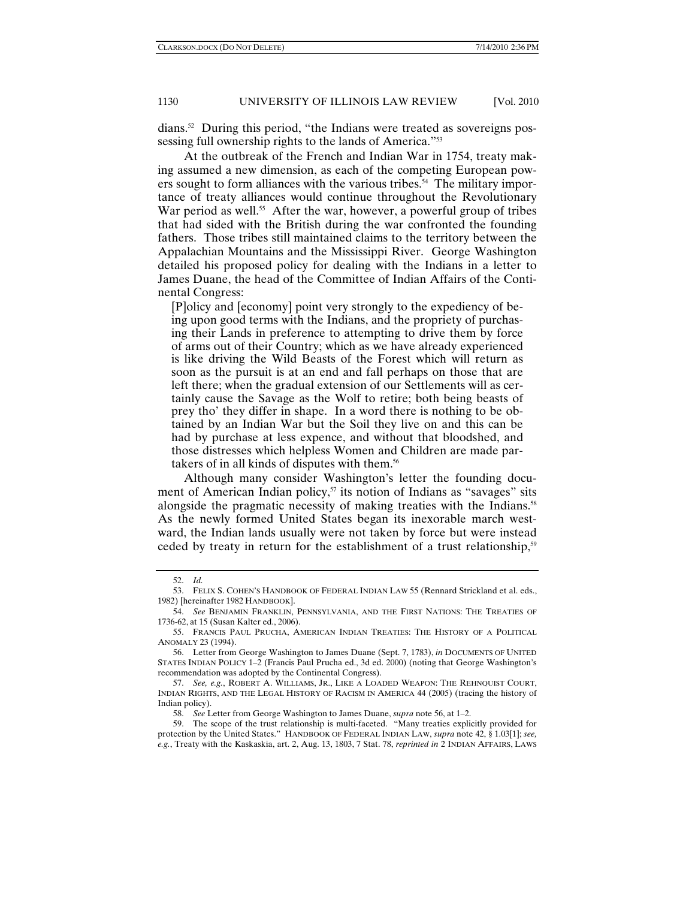dians.[52] During this period, "the Indians were treated as sovereigns possessing full ownership rights to the lands of America."[53]

At the outbreak of the French and Indian War in 1754, treaty making assumed a new dimension, as each of the competing European powers sought to form alliances with the various tribes.[54] The military importance of treaty alliances would continue throughout the Revolutionary War period as well.[55] After the war, however, a powerful group of tribes that had sided with the British during the war confronted the founding fathers. Those tribes still maintained claims to the territory between the Appalachian Mountains and the Mississippi River. George Washington detailed his proposed policy for dealing with the Indians in a letter to James Duane, the head of the Committee of Indian Affairs of the Continental Congress:

> [P]olicy and [economy] point very strongly to the expediency of being upon good terms with the Indians, and the propriety of purchasing their Lands in preference to attempting to drive them by force of arms out of their Country; which as we have already experienced is like driving the Wild Beasts of the Forest which will return as soon as the pursuit is at an end and fall perhaps on those that are left there; when the gradual extension of our Settlements will as certainly cause the Savage as the Wolf to retire; both being beasts of prey tho' they differ in shape. In a word there is nothing to be obtained by an Indian War but the Soil they live on and this can be had by purchase at less expence, and without that bloodshed, and those distresses which helpless Women and Children are made partakers of in all kinds of disputes with them.[56]

Although many consider Washington's letter the founding document of American Indian policy,[57] its notion of Indians as "savages" sits alongside the pragmatic necessity of making treaties with the Indians.[58] As the newly formed United States began its inexorable march westward, the Indian lands usually were not taken by force but were instead ceded by treaty in return for the establishment of a trust relationship,[59]

---

52. *Id.*

53. FELIX S. COHEN'S HANDBOOK OF FEDERAL INDIAN LAW 55 (Rennard Strickland et al. eds., 1982) [hereinafter 1982 HANDBOOK].

54. *See* BENJAMIN FRANKLIN, PENNSYLVANIA, AND THE FIRST NATIONS: THE TREATIES OF 1736-62, at 15 (Susan Kalter ed., 2006).

55. FRANCIS PAUL PRUCHA, AMERICAN INDIAN TREATIES: THE HISTORY OF A POLITICAL ANOMALY 23 (1994).

56. Letter from George Washington to James Duane (Sept. 7, 1783), *in* DOCUMENTS OF UNITED STATES INDIAN POLICY 1–2 (Francis Paul Prucha ed., 3d ed. 2000) (noting that George Washington's recommendation was adopted by the Continental Congress).

57. *See, e.g.*, ROBERT A. WILLIAMS, JR., LIKE A LOADED WEAPON: THE REHNQUIST COURT, INDIAN RIGHTS, AND THE LEGAL HISTORY OF RACISM IN AMERICA 44 (2005) (tracing the history of Indian policy).

58. *See* Letter from George Washington to James Duane, *supra* note 56, at 1–2.

59. The scope of the trust relationship is multi-faceted. "Many treaties explicitly provided for protection by the United States." HANDBOOK OF FEDERAL INDIAN LAW, *supra* note 42, § 1.03[1]; *see, e.g.*, Treaty with the Kaskaskia, art. 2, Aug. 13, 1803, 7 Stat. 78, *reprinted in* 2 INDIAN AFFAIRS, LAWS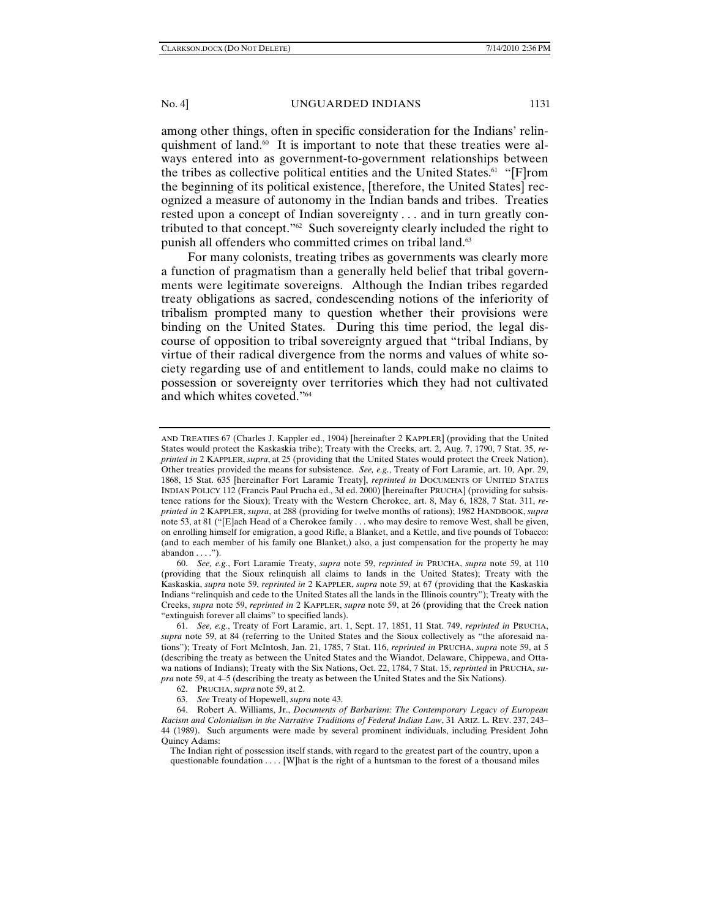among other things, often in specific consideration for the Indians' relinquishment of land.[60] It is important to note that these treaties were always entered into as government-to-government relationships between the tribes as collective political entities and the United States.[61] "[F]rom the beginning of its political existence, [therefore, the United States] recognized a measure of autonomy in the Indian bands and tribes. Treaties rested upon a concept of Indian sovereignty . . . and in turn greatly contributed to that concept."[62] Such sovereignty clearly included the right to punish all offenders who committed crimes on tribal land.[63]

For many colonists, treating tribes as governments was clearly more a function of pragmatism than a generally held belief that tribal governments were legitimate sovereigns. Although the Indian tribes regarded treaty obligations as sacred, condescending notions of the inferiority of tribalism prompted many to question whether their provisions were binding on the United States. During this time period, the legal discourse of opposition to tribal sovereignty argued that "tribal Indians, by virtue of their radical divergence from the norms and values of white society regarding use of and entitlement to lands, could make no claims to possession or sovereignty over territories which they had not cultivated and which whites coveted."[64]

---

AND TREATIES 67 (Charles J. Kappler ed., 1904) [hereinafter 2 KAPPLER] (providing that the United States would protect the Kaskaskia tribe); Treaty with the Creeks, art. 2, Aug. 7, 1790, 7 Stat. 35, *reprinted in* 2 KAPPLER, *supra*, at 25 (providing that the United States would protect the Creek Nation). Other treaties provided the means for subsistence. *See, e.g.*, Treaty of Fort Laramie, art. 10, Apr. 29, 1868, 15 Stat. 635 [hereinafter Fort Laramie Treaty], *reprinted in* DOCUMENTS OF UNITED STATES INDIAN POLICY 112 (Francis Paul Prucha ed., 3d ed. 2000) [hereinafter PRUCHA] (providing for subsistence rations for the Sioux); Treaty with the Western Cherokee, art. 8, May 6, 1828, 7 Stat. 311, *reprinted in* 2 KAPPLER, *supra*, at 288 (providing for twelve months of rations); 1982 HANDBOOK, *supra* note 53, at 81 ("[E]ach Head of a Cherokee family . . . who may desire to remove West, shall be given, on enrolling himself for emigration, a good Rifle, a Blanket, and a Kettle, and five pounds of Tobacco: (and to each member of his family one Blanket,) also, a just compensation for the property he may abandon . . . .").

60. *See, e.g.*, Fort Laramie Treaty, *supra* note 59, *reprinted in* PRUCHA, *supra* note 59, at 110 (providing that the Sioux relinquish all claims to lands in the United States); Treaty with the Kaskaskia, *supra* note 59, *reprinted in* 2 KAPPLER, *supra* note 59, at 67 (providing that the Kaskaskia Indians "relinquish and cede to the United States all the lands in the Illinois country"); Treaty with the Creeks, *supra* note 59, *reprinted in* 2 KAPPLER, *supra* note 59, at 26 (providing that the Creek nation "extinguish forever all claims" to specified lands).

61. *See, e.g.*, Treaty of Fort Laramie, art. 1, Sept. 17, 1851, 11 Stat. 749, *reprinted in* PRUCHA, *supra* note 59, at 84 (referring to the United States and the Sioux collectively as "the aforesaid nations"); Treaty of Fort McIntosh, Jan. 21, 1785, 7 Stat. 116, *reprinted in* PRUCHA, *supra* note 59, at 5 (describing the treaty as between the United States and the Wiandot, Delaware, Chippewa, and Ottawa nations of Indians); Treaty with the Six Nations, Oct. 22, 1784, 7 Stat. 15, *reprinted* in PRUCHA, *supra* note 59, at 4–5 (describing the treaty as between the United States and the Six Nations).

62. PRUCHA, *supra* note 59, at 2.

63. *See* Treaty of Hopewell, *supra* note 43.

64. Robert A. Williams, Jr., *Documents of Barbarism: The Contemporary Legacy of European Racism and Colonialism in the Narrative Traditions of Federal Indian Law*, 31 ARIZ. L. REV. 237, 243–44 (1989). Such arguments were made by several prominent individuals, including President John Quincy Adams:

> The Indian right of possession itself stands, with regard to the greatest part of the country, upon a questionable foundation . . . . [W]hat is the right of a huntsman to the forest of a thousand miles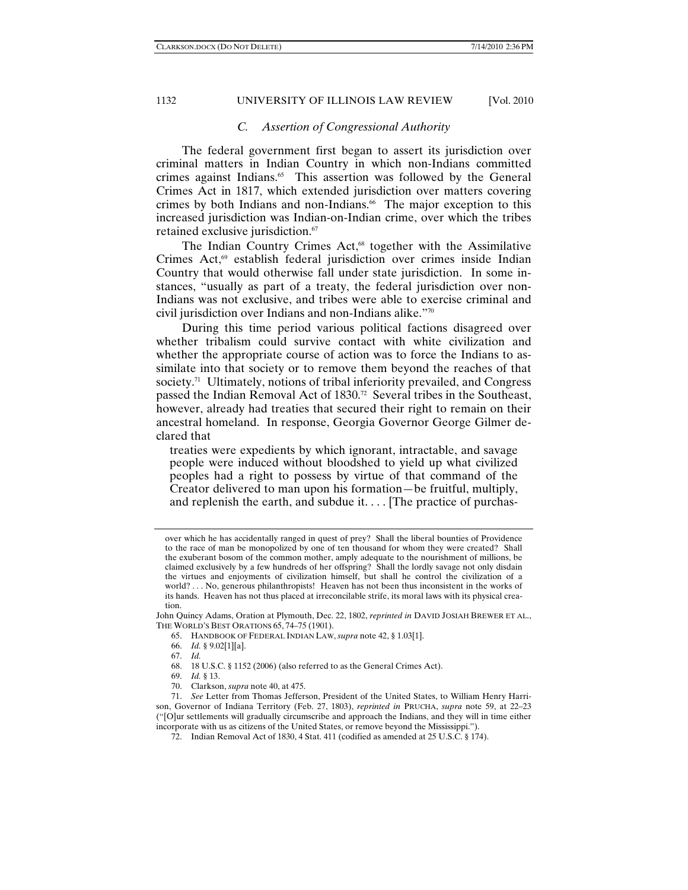### *C. Assertion of Congressional Authority*

The federal government first began to assert its jurisdiction over criminal matters in Indian Country in which non-Indians committed crimes against Indians.[65] This assertion was followed by the General Crimes Act in 1817, which extended jurisdiction over matters covering crimes by both Indians and non-Indians.[66] The major exception to this increased jurisdiction was Indian-on-Indian crime, over which the tribes retained exclusive jurisdiction.[67]

The Indian Country Crimes Act,[68] together with the Assimilative Crimes Act,[69] establish federal jurisdiction over crimes inside Indian Country that would otherwise fall under state jurisdiction. In some instances, "usually as part of a treaty, the federal jurisdiction over non-Indians was not exclusive, and tribes were able to exercise criminal and civil jurisdiction over Indians and non-Indians alike."[70]

During this time period various political factions disagreed over whether tribalism could survive contact with white civilization and whether the appropriate course of action was to force the Indians to assimilate into that society or to remove them beyond the reaches of that society.[71] Ultimately, notions of tribal inferiority prevailed, and Congress passed the Indian Removal Act of 1830.[72] Several tribes in the Southeast, however, already had treaties that secured their right to remain on their ancestral homeland. In response, Georgia Governor George Gilmer declared that

> treaties were expedients by which ignorant, intractable, and savage people were induced without bloodshed to yield up what civilized peoples had a right to possess by virtue of that command of the Creator delivered to man upon his formation—be fruitful, multiply, and replenish the earth, and subdue it. . . . [The practice of purchas-

---

over which he has accidentally ranged in quest of prey? Shall the liberal bounties of Providence to the race of man be monopolized by one of ten thousand for whom they were created? Shall the exuberant bosom of the common mother, amply adequate to the nourishment of millions, be claimed exclusively by a few hundreds of her offspring? Shall the lordly savage not only disdain the virtues and enjoyments of civilization himself, but shall he control the civilization of a world? . . . No, generous philanthropists! Heaven has not been thus inconsistent in the works of its hands. Heaven has not thus placed at irreconcilable strife, its moral laws with its physical creation.

John Quincy Adams, Oration at Plymouth, Dec. 22, 1802, *reprinted in* DAVID JOSIAH BREWER ET AL., THE WORLD'S BEST ORATIONS 65, 74–75 (1901).

65. HANDBOOK OF FEDERAL INDIAN LAW, *supra* note 42, § 1.03[1].

66. *Id.* § 9.02[1][a].

67. *Id.*

68. 18 U.S.C. § 1152 (2006) (also referred to as the General Crimes Act).

69. *Id.* § 13.

70. Clarkson, *supra* note 40, at 475.

71. *See* Letter from Thomas Jefferson, President of the United States, to William Henry Harrison, Governor of Indiana Territory (Feb. 27, 1803), *reprinted in* PRUCHA, *supra* note 59, at 22–23 ("[O]ur settlements will gradually circumscribe and approach the Indians, and they will in time either incorporate with us as citizens of the United States, or remove beyond the Mississippi.").

72. Indian Removal Act of 1830, 4 Stat. 411 (codified as amended at 25 U.S.C. § 174).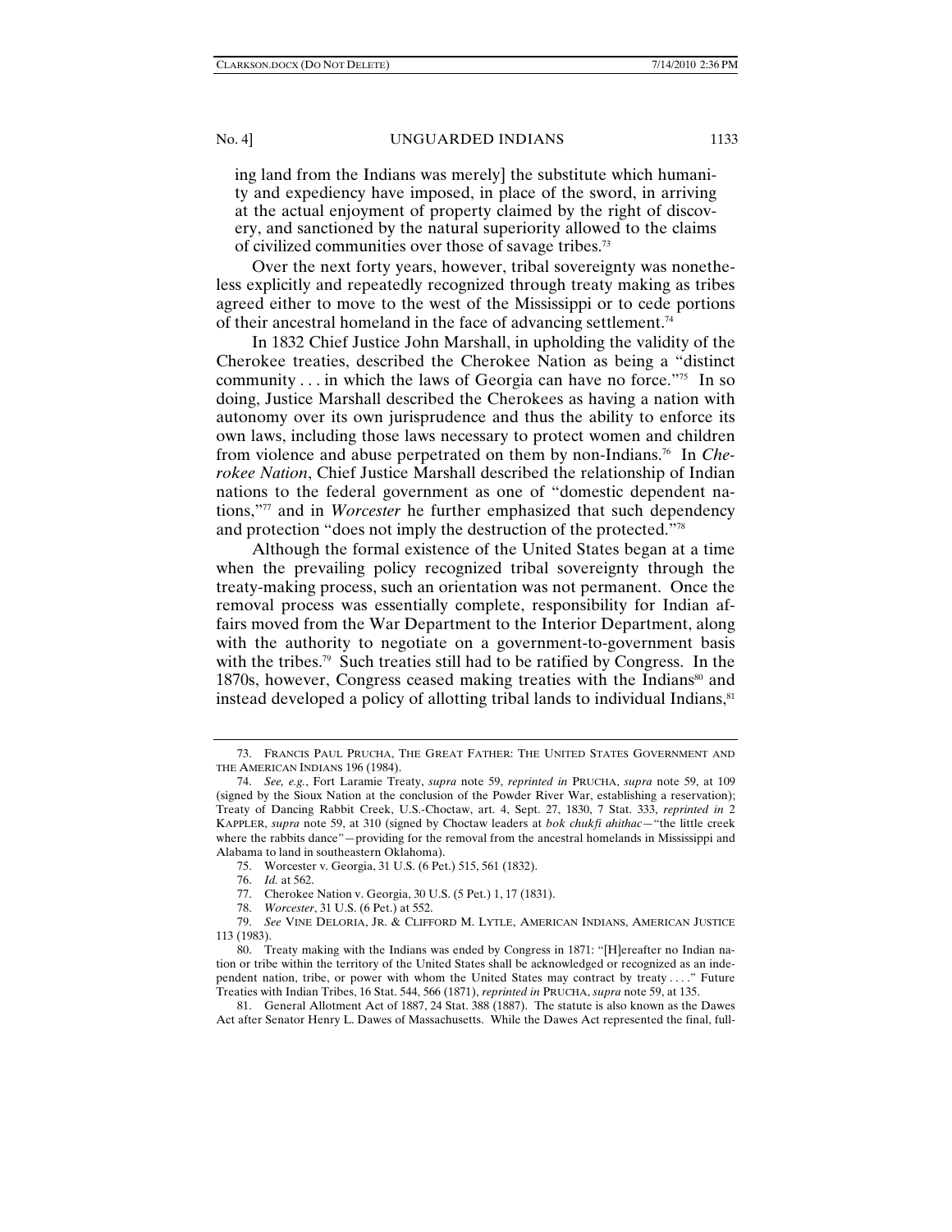ing land from the Indians was merely] the substitute which humanity and expediency have imposed, in place of the sword, in arriving at the actual enjoyment of property claimed by the right of discovery, and sanctioned by the natural superiority allowed to the claims of civilized communities over those of savage tribes.[73]

Over the next forty years, however, tribal sovereignty was nonetheless explicitly and repeatedly recognized through treaty making as tribes agreed either to move to the west of the Mississippi or to cede portions of their ancestral homeland in the face of advancing settlement.[74]

In 1832 Chief Justice John Marshall, in upholding the validity of the Cherokee treaties, described the Cherokee Nation as being a "distinct community . . . in which the laws of Georgia can have no force."[75] In so doing, Justice Marshall described the Cherokees as having a nation with autonomy over its own jurisprudence and thus the ability to enforce its own laws, including those laws necessary to protect women and children from violence and abuse perpetrated on them by non-Indians.[76] In *Cherokee Nation*, Chief Justice Marshall described the relationship of Indian nations to the federal government as one of "domestic dependent nations,"[77] and in *Worcester* he further emphasized that such dependency and protection "does not imply the destruction of the protected."[78]

Although the formal existence of the United States began at a time when the prevailing policy recognized tribal sovereignty through the treaty-making process, such an orientation was not permanent. Once the removal process was essentially complete, responsibility for Indian affairs moved from the War Department to the Interior Department, along with the authority to negotiate on a government-to-government basis with the tribes.[79] Such treaties still had to be ratified by Congress. In the 1870s, however, Congress ceased making treaties with the Indians[80] and instead developed a policy of allotting tribal lands to individual Indians,[81]

---

73. FRANCIS PAUL PRUCHA, THE GREAT FATHER: THE UNITED STATES GOVERNMENT AND THE AMERICAN INDIANS 196 (1984).

74. *See, e.g.*, Fort Laramie Treaty, *supra* note 59, *reprinted in* PRUCHA, *supra* note 59, at 109 (signed by the Sioux Nation at the conclusion of the Powder River War, establishing a reservation); Treaty of Dancing Rabbit Creek, U.S.-Choctaw, art. 4, Sept. 27, 1830, 7 Stat. 333, *reprinted in* 2 KAPPLER, *supra* note 59, at 310 (signed by Choctaw leaders at *bok chukfi ahithac*—"the little creek where the rabbits dance"—providing for the removal from the ancestral homelands in Mississippi and Alabama to land in southeastern Oklahoma).

75. Worcester v. Georgia, 31 U.S. (6 Pet.) 515, 561 (1832).

76. *Id.* at 562.

77. Cherokee Nation v. Georgia, 30 U.S. (5 Pet.) 1, 17 (1831).

78. *Worcester*, 31 U.S. (6 Pet.) at 552.

79. *See* VINE DELORIA, JR. & CLIFFORD M. LYTLE, AMERICAN INDIANS, AMERICAN JUSTICE 113 (1983).

80. Treaty making with the Indians was ended by Congress in 1871: "[H]ereafter no Indian nation or tribe within the territory of the United States shall be acknowledged or recognized as an independent nation, tribe, or power with whom the United States may contract by treaty . . . ." Future Treaties with Indian Tribes, 16 Stat. 544, 566 (1871), *reprinted in* PRUCHA, *supra* note 59, at 135.

81. General Allotment Act of 1887, 24 Stat. 388 (1887). The statute is also known as the Dawes Act after Senator Henry L. Dawes of Massachusetts. While the Dawes Act represented the final, full-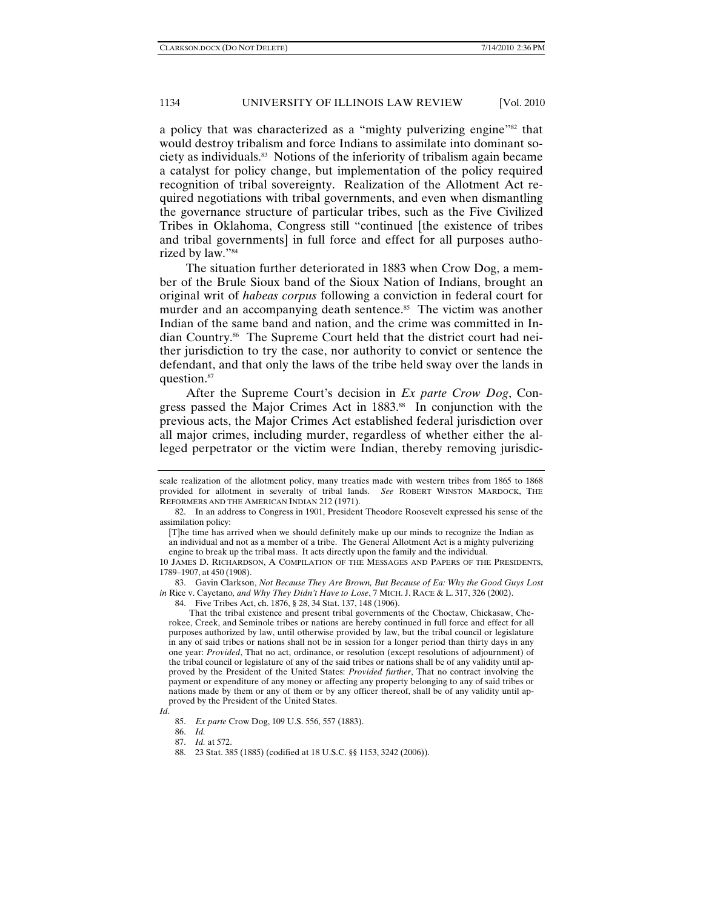a policy that was characterized as a "mighty pulverizing engine"[82] that would destroy tribalism and force Indians to assimilate into dominant society as individuals.[83] Notions of the inferiority of tribalism again became a catalyst for policy change, but implementation of the policy required recognition of tribal sovereignty. Realization of the Allotment Act required negotiations with tribal governments, and even when dismantling the governance structure of particular tribes, such as the Five Civilized Tribes in Oklahoma, Congress still "continued [the existence of tribes and tribal governments] in full force and effect for all purposes authorized by law."[84]

The situation further deteriorated in 1883 when Crow Dog, a member of the Brule Sioux band of the Sioux Nation of Indians, brought an original writ of *habeas corpus* following a conviction in federal court for murder and an accompanying death sentence.[85] The victim was another Indian of the same band and nation, and the crime was committed in Indian Country.[86] The Supreme Court held that the district court had neither jurisdiction to try the case, nor authority to convict or sentence the defendant, and that only the laws of the tribe held sway over the lands in question.[87]

After the Supreme Court's decision in *Ex parte Crow Dog*, Congress passed the Major Crimes Act in 1883.[88] In conjunction with the previous acts, the Major Crimes Act established federal jurisdiction over all major crimes, including murder, regardless of whether either the alleged perpetrator or the victim were Indian, thereby removing jurisdic-

---

scale realization of the allotment policy, many treaties made with western tribes from 1865 to 1868 provided for allotment in severalty of tribal lands. *See* ROBERT WINSTON MARDOCK, THE REFORMERS AND THE AMERICAN INDIAN 212 (1971).

82. In an address to Congress in 1901, President Theodore Roosevelt expressed his sense of the assimilation policy:

> [T]he time has arrived when we should definitely make up our minds to recognize the Indian as an individual and not as a member of a tribe. The General Allotment Act is a mighty pulverizing engine to break up the tribal mass. It acts directly upon the family and the individual.

10 JAMES D. RICHARDSON, A COMPILATION OF THE MESSAGES AND PAPERS OF THE PRESIDENTS, 1789–1907, at 450 (1908).

83. Gavin Clarkson, *Not Because They Are Brown, But Because of Ea: Why the Good Guys Lost in* Rice v. Cayetano*, and Why They Didn't Have to Lose*, 7 MICH. J. RACE & L. 317, 326 (2002).

84. Five Tribes Act, ch. 1876, § 28, 34 Stat. 137, 148 (1906).

> That the tribal existence and present tribal governments of the Choctaw, Chickasaw, Cherokee, Creek, and Seminole tribes or nations are hereby continued in full force and effect for all purposes authorized by law, until otherwise provided by law, but the tribal council or legislature in any of said tribes or nations shall not be in session for a longer period than thirty days in any one year: *Provided*, That no act, ordinance, or resolution (except resolutions of adjournment) of the tribal council or legislature of any of the said tribes or nations shall be of any validity until approved by the President of the United States: *Provided further*, That no contract involving the payment or expenditure of any money or affecting any property belonging to any of said tribes or nations made by them or any of them or by any officer thereof, shall be of any validity until approved by the President of the United States.

*Id.*

85. *Ex parte* Crow Dog, 109 U.S. 556, 557 (1883).

86. *Id.*

87. *Id.* at 572.

88. 23 Stat. 385 (1885) (codified at 18 U.S.C. §§ 1153, 3242 (2006)).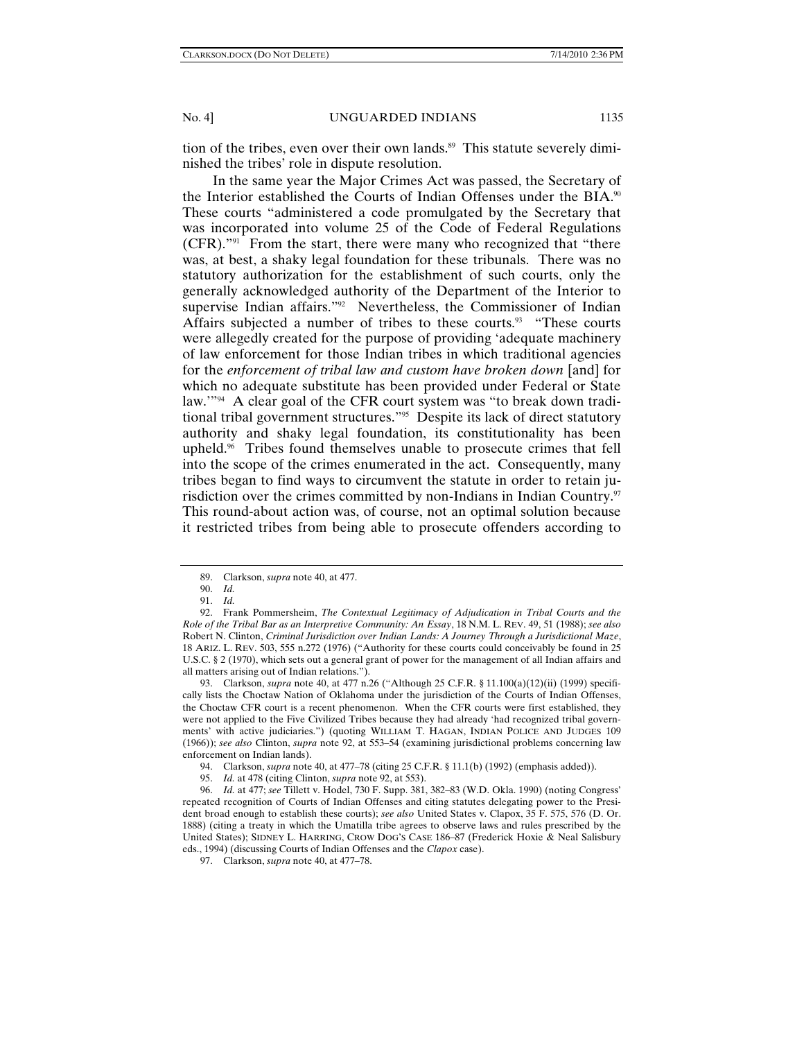tion of the tribes, even over their own lands.[89] This statute severely diminished the tribes' role in dispute resolution.

In the same year the Major Crimes Act was passed, the Secretary of the Interior established the Courts of Indian Offenses under the BIA.[90] These courts "administered a code promulgated by the Secretary that was incorporated into volume 25 of the Code of Federal Regulations (CFR)."[91] From the start, there were many who recognized that "there was, at best, a shaky legal foundation for these tribunals. There was no statutory authorization for the establishment of such courts, only the generally acknowledged authority of the Department of the Interior to supervise Indian affairs."[92] Nevertheless, the Commissioner of Indian Affairs subjected a number of tribes to these courts.[93] "These courts were allegedly created for the purpose of providing 'adequate machinery of law enforcement for those Indian tribes in which traditional agencies for the *enforcement of tribal law and custom have broken down* [and] for which no adequate substitute has been provided under Federal or State law.'"[94] A clear goal of the CFR court system was "to break down traditional tribal government structures."[95] Despite its lack of direct statutory authority and shaky legal foundation, its constitutionality has been upheld.[96] Tribes found themselves unable to prosecute crimes that fell into the scope of the crimes enumerated in the act. Consequently, many tribes began to find ways to circumvent the statute in order to retain jurisdiction over the crimes committed by non-Indians in Indian Country.[97] This round-about action was, of course, not an optimal solution because it restricted tribes from being able to prosecute offenders according to

---

89. Clarkson, *supra* note 40, at 477.

90. *Id.*

91. *Id.*

92. Frank Pommersheim, *The Contextual Legitimacy of Adjudication in Tribal Courts and the Role of the Tribal Bar as an Interpretive Community: An Essay*, 18 N.M. L. REV. 49, 51 (1988); *see also* Robert N. Clinton, *Criminal Jurisdiction over Indian Lands: A Journey Through a Jurisdictional Maze*, 18 ARIZ. L. REV. 503, 555 n.272 (1976) ("Authority for these courts could conceivably be found in 25 U.S.C. § 2 (1970), which sets out a general grant of power for the management of all Indian affairs and all matters arising out of Indian relations.").

93. Clarkson, *supra* note 40, at 477 n.26 ("Although 25 C.F.R. § 11.100(a)(12)(ii) (1999) specifically lists the Choctaw Nation of Oklahoma under the jurisdiction of the Courts of Indian Offenses, the Choctaw CFR court is a recent phenomenon. When the CFR courts were first established, they were not applied to the Five Civilized Tribes because they had already 'had recognized tribal governments' with active judiciaries.") (quoting WILLIAM T. HAGAN, INDIAN POLICE AND JUDGES 109 (1966)); *see also* Clinton, *supra* note 92, at 553–54 (examining jurisdictional problems concerning law enforcement on Indian lands).

94. Clarkson, *supra* note 40, at 477–78 (citing 25 C.F.R. § 11.1(b) (1992) (emphasis added)).

95. *Id.* at 478 (citing Clinton, *supra* note 92, at 553).

96. *Id.* at 477; *see* Tillett v. Hodel, 730 F. Supp. 381, 382–83 (W.D. Okla. 1990) (noting Congress' repeated recognition of Courts of Indian Offenses and citing statutes delegating power to the President broad enough to establish these courts); *see also* United States v. Clapox, 35 F. 575, 576 (D. Or. 1888) (citing a treaty in which the Umatilla tribe agrees to observe laws and rules prescribed by the United States); SIDNEY L. HARRING, CROW DOG'S CASE 186–87 (Frederick Hoxie & Neal Salisbury eds., 1994) (discussing Courts of Indian Offenses and the *Clapox* case).

97. Clarkson, *supra* note 40, at 477–78.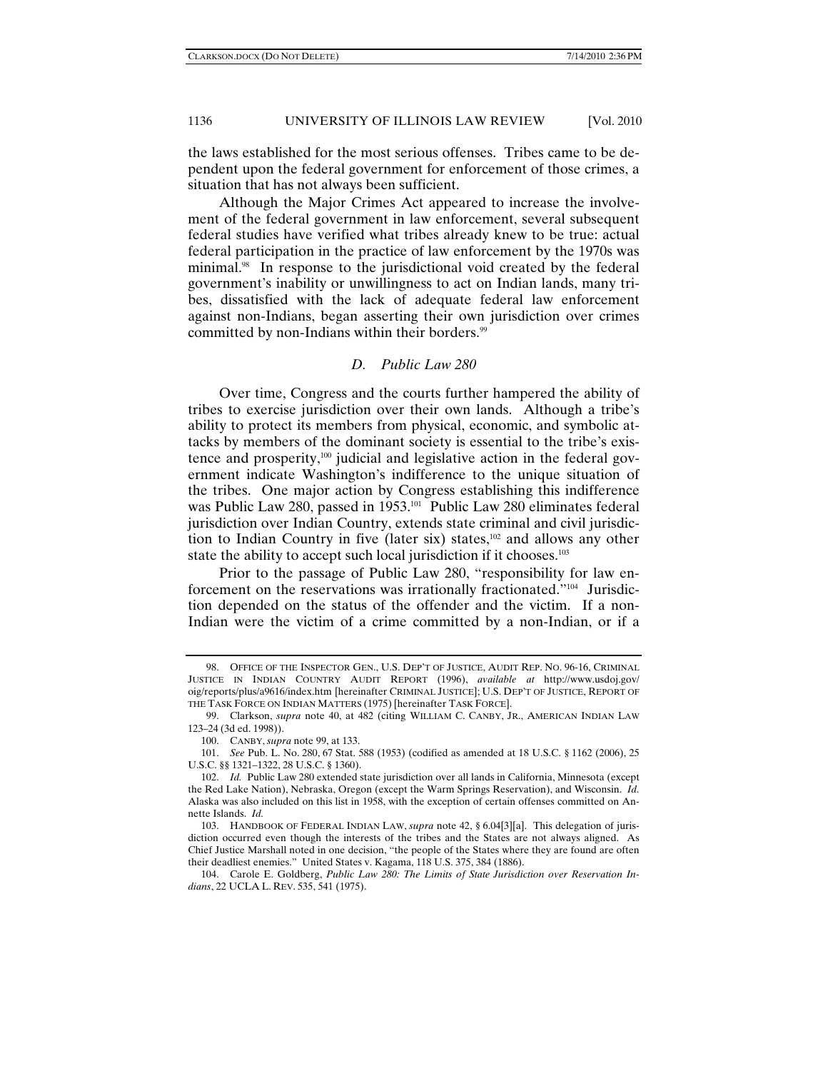the laws established for the most serious offenses. Tribes came to be dependent upon the federal government for enforcement of those crimes, a situation that has not always been sufficient.

Although the Major Crimes Act appeared to increase the involvement of the federal government in law enforcement, several subsequent federal studies have verified what tribes already knew to be true: actual federal participation in the practice of law enforcement by the 1970s was minimal.[98] In response to the jurisdictional void created by the federal government's inability or unwillingness to act on Indian lands, many tribes, dissatisfied with the lack of adequate federal law enforcement against non-Indians, began asserting their own jurisdiction over crimes committed by non-Indians within their borders.[99]

### *D. Public Law 280*

Over time, Congress and the courts further hampered the ability of tribes to exercise jurisdiction over their own lands. Although a tribe's ability to protect its members from physical, economic, and symbolic attacks by members of the dominant society is essential to the tribe's existence and prosperity,[100] judicial and legislative action in the federal government indicate Washington's indifference to the unique situation of the tribes. One major action by Congress establishing this indifference was Public Law 280, passed in 1953.[101] Public Law 280 eliminates federal jurisdiction over Indian Country, extends state criminal and civil jurisdiction to Indian Country in five (later six) states,[102] and allows any other state the ability to accept such local jurisdiction if it chooses.[103]

Prior to the passage of Public Law 280, "responsibility for law enforcement on the reservations was irrationally fractionated."[104] Jurisdiction depended on the status of the offender and the victim. If a non-Indian were the victim of a crime committed by a non-Indian, or if a

---

98. OFFICE OF THE INSPECTOR GEN., U.S. DEP'T OF JUSTICE, AUDIT REP. NO. 96-16, CRIMINAL JUSTICE IN INDIAN COUNTRY AUDIT REPORT (1996), *available at* http://www.usdoj.gov/oig/reports/plus/a9616/index.htm [hereinafter CRIMINAL JUSTICE]; U.S. DEP'T OF JUSTICE, REPORT OF THE TASK FORCE ON INDIAN MATTERS (1975) [hereinafter TASK FORCE].

99. Clarkson, *supra* note 40, at 482 (citing WILLIAM C. CANBY, JR., AMERICAN INDIAN LAW 123–24 (3d ed. 1998)).

100. CANBY, *supra* note 99, at 133.

101. *See* Pub. L. No. 280, 67 Stat. 588 (1953) (codified as amended at 18 U.S.C. § 1162 (2006), 25 U.S.C. §§ 1321–1322, 28 U.S.C. § 1360).

102. *Id.* Public Law 280 extended state jurisdiction over all lands in California, Minnesota (except the Red Lake Nation), Nebraska, Oregon (except the Warm Springs Reservation), and Wisconsin. *Id.* Alaska was also included on this list in 1958, with the exception of certain offenses committed on Annette Islands. *Id.*

103. HANDBOOK OF FEDERAL INDIAN LAW, *supra* note 42, § 6.04[3][a]. This delegation of jurisdiction occurred even though the interests of the tribes and the States are not always aligned. As Chief Justice Marshall noted in one decision, "the people of the States where they are found are often their deadliest enemies." United States v. Kagama, 118 U.S. 375, 384 (1886).

104. Carole E. Goldberg, *Public Law 280: The Limits of State Jurisdiction over Reservation Indians*, 22 UCLA L. REV. 535, 541 (1975).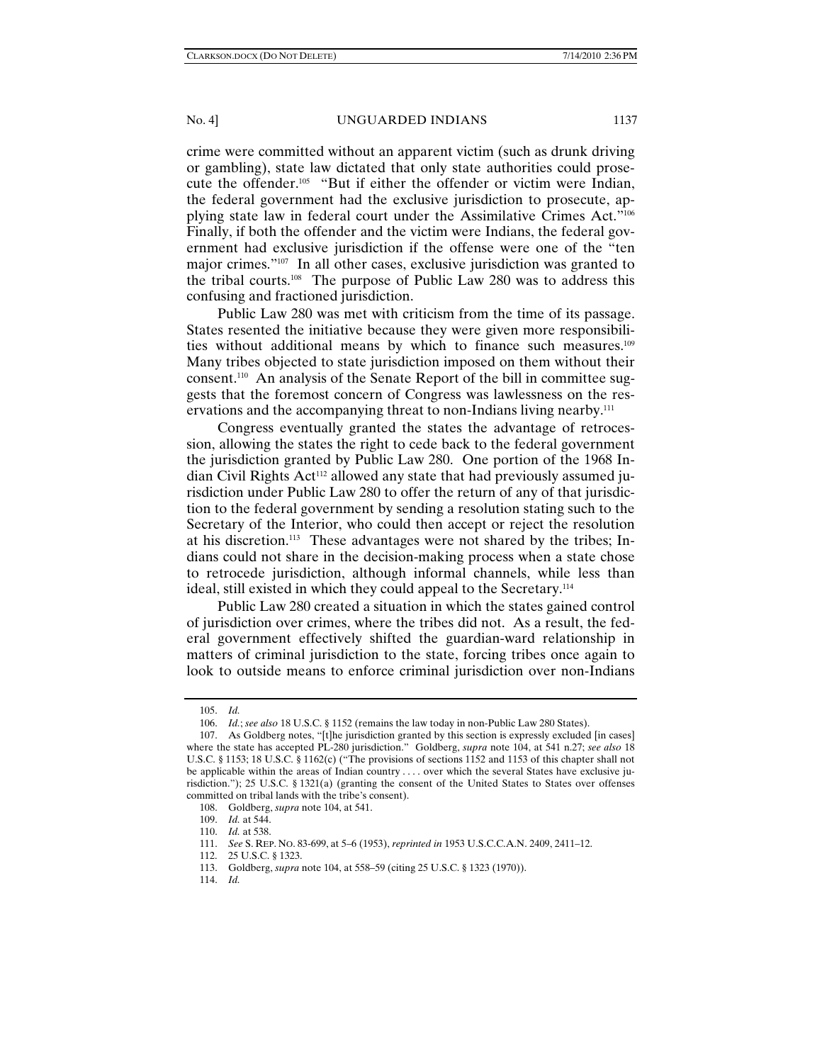crime were committed without an apparent victim (such as drunk driving or gambling), state law dictated that only state authorities could prosecute the offender.[105] "But if either the offender or victim were Indian, the federal government had the exclusive jurisdiction to prosecute, applying state law in federal court under the Assimilative Crimes Act."[106] Finally, if both the offender and the victim were Indians, the federal government had exclusive jurisdiction if the offense were one of the "ten major crimes."[107] In all other cases, exclusive jurisdiction was granted to the tribal courts.[108] The purpose of Public Law 280 was to address this confusing and fractioned jurisdiction.

Public Law 280 was met with criticism from the time of its passage. States resented the initiative because they were given more responsibilities without additional means by which to finance such measures.[109] Many tribes objected to state jurisdiction imposed on them without their consent.[110] An analysis of the Senate Report of the bill in committee suggests that the foremost concern of Congress was lawlessness on the reservations and the accompanying threat to non-Indians living nearby.[111]

Congress eventually granted the states the advantage of retrocession, allowing the states the right to cede back to the federal government the jurisdiction granted by Public Law 280. One portion of the 1968 Indian Civil Rights Act[112] allowed any state that had previously assumed jurisdiction under Public Law 280 to offer the return of any of that jurisdiction to the federal government by sending a resolution stating such to the Secretary of the Interior, who could then accept or reject the resolution at his discretion.[113] These advantages were not shared by the tribes; Indians could not share in the decision-making process when a state chose to retrocede jurisdiction, although informal channels, while less than ideal, still existed in which they could appeal to the Secretary.[114]

Public Law 280 created a situation in which the states gained control of jurisdiction over crimes, where the tribes did not. As a result, the federal government effectively shifted the guardian-ward relationship in matters of criminal jurisdiction to the state, forcing tribes once again to look to outside means to enforce criminal jurisdiction over non-Indians

---

105. *Id.*

106. *Id.*; *see also* 18 U.S.C. § 1152 (remains the law today in non-Public Law 280 States).

107. As Goldberg notes, "[t]he jurisdiction granted by this section is expressly excluded [in cases] where the state has accepted PL-280 jurisdiction." Goldberg, *supra* note 104, at 541 n.27; *see also* 18 U.S.C. § 1153; 18 U.S.C. § 1162(c) ("The provisions of sections 1152 and 1153 of this chapter shall not be applicable within the areas of Indian country . . . . over which the several States have exclusive jurisdiction."); 25 U.S.C. § 1321(a) (granting the consent of the United States to States over offenses committed on tribal lands with the tribe's consent).

108. Goldberg, *supra* note 104, at 541.

109. *Id.* at 544.

110. *Id.* at 538.

111. *See* S. REP. NO. 83-699, at 5–6 (1953), *reprinted in* 1953 U.S.C.C.A.N. 2409, 2411–12.

112. 25 U.S.C. § 1323.

113. Goldberg, *supra* note 104, at 558–59 (citing 25 U.S.C. § 1323 (1970)).

114. *Id.*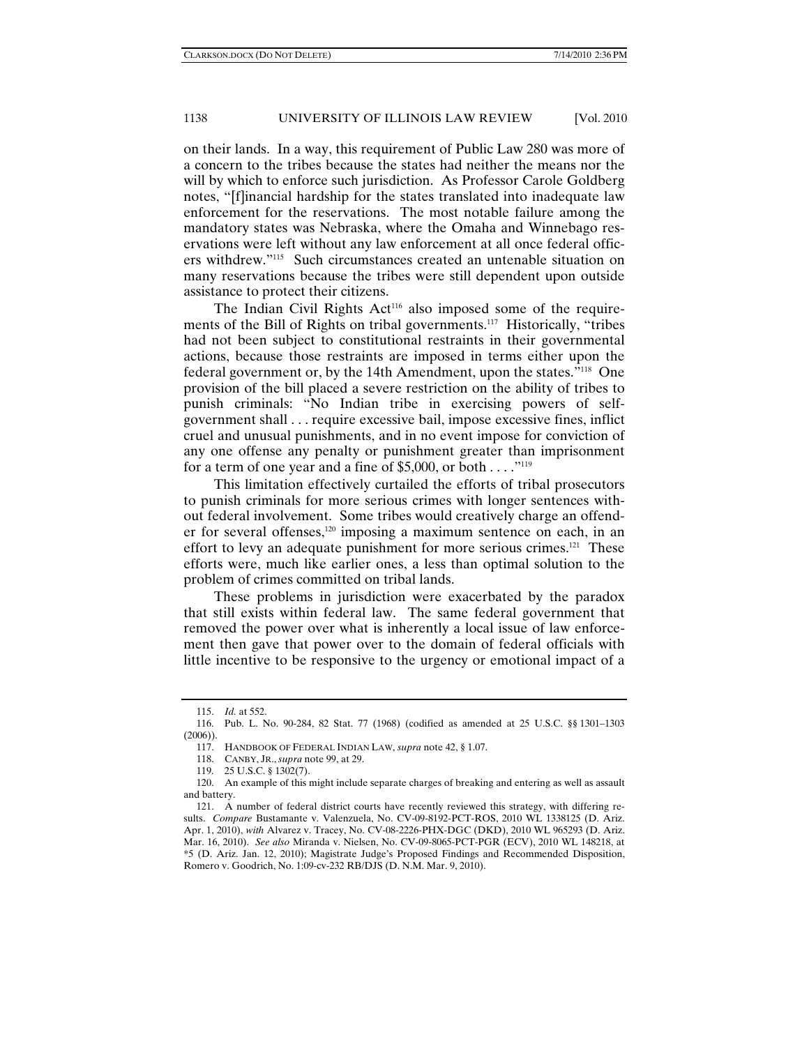on their lands. In a way, this requirement of Public Law 280 was more of a concern to the tribes because the states had neither the means nor the will by which to enforce such jurisdiction. As Professor Carole Goldberg notes, "[f]inancial hardship for the states translated into inadequate law enforcement for the reservations. The most notable failure among the mandatory states was Nebraska, where the Omaha and Winnebago reservations were left without any law enforcement at all once federal officers withdrew."[115] Such circumstances created an untenable situation on many reservations because the tribes were still dependent upon outside assistance to protect their citizens.

The Indian Civil Rights Act[116] also imposed some of the requirements of the Bill of Rights on tribal governments.[117] Historically, "tribes had not been subject to constitutional restraints in their governmental actions, because those restraints are imposed in terms either upon the federal government or, by the 14th Amendment, upon the states."[118] One provision of the bill placed a severe restriction on the ability of tribes to punish criminals: "No Indian tribe in exercising powers of self-government shall . . . require excessive bail, impose excessive fines, inflict cruel and unusual punishments, and in no event impose for conviction of any one offense any penalty or punishment greater than imprisonment for a term of one year and a fine of $5,000, or both . . . ."[119]

This limitation effectively curtailed the efforts of tribal prosecutors to punish criminals for more serious crimes with longer sentences without federal involvement. Some tribes would creatively charge an offender for several offenses,[120] imposing a maximum sentence on each, in an effort to levy an adequate punishment for more serious crimes.[121] These efforts were, much like earlier ones, a less than optimal solution to the problem of crimes committed on tribal lands.

These problems in jurisdiction were exacerbated by the paradox that still exists within federal law. The same federal government that removed the power over what is inherently a local issue of law enforcement then gave that power over to the domain of federal officials with little incentive to be responsive to the urgency or emotional impact of a

---

115. *Id.* at 552.

116. Pub. L. No. 90-284, 82 Stat. 77 (1968) (codified as amended at 25 U.S.C. §§ 1301–1303 (2006)).

117. HANDBOOK OF FEDERAL INDIAN LAW, *supra* note 42, § 1.07.

118. CANBY, JR., *supra* note 99, at 29.

119. 25 U.S.C. § 1302(7).

120. An example of this might include separate charges of breaking and entering as well as assault and battery.

121. A number of federal district courts have recently reviewed this strategy, with differing results. *Compare* Bustamante v. Valenzuela, No. CV-09-8192-PCT-ROS, 2010 WL 1338125 (D. Ariz. Apr. 1, 2010), *with* Alvarez v. Tracey, No. CV-08-2226-PHX-DGC (DKD), 2010 WL 965293 (D. Ariz. Mar. 16, 2010). *See also* Miranda v. Nielsen, No. CV-09-8065-PCT-PGR (ECV), 2010 WL 148218, at *5 (D. Ariz. Jan. 12, 2010); Magistrate Judge's Proposed Findings and Recommended Disposition, Romero v. Goodrich, No. 1:09-cv-232 RB/DJS (D. N.M. Mar. 9, 2010).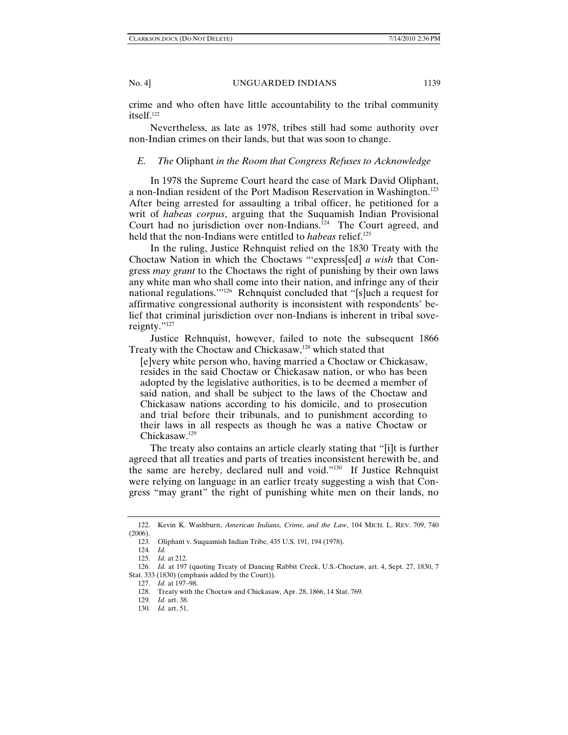crime and who often have little accountability to the tribal community itself.[122]

Nevertheless, as late as 1978, tribes still had some authority over non-Indian crimes on their lands, but that was soon to change.

### *E. The* Oliphant *in the Room that Congress Refuses to Acknowledge*

In 1978 the Supreme Court heard the case of Mark David Oliphant, a non-Indian resident of the Port Madison Reservation in Washington.[123] After being arrested for assaulting a tribal officer, he petitioned for a writ of *habeas corpus*, arguing that the Suquamish Indian Provisional Court had no jurisdiction over non-Indians.[124] The Court agreed, and held that the non-Indians were entitled to *habeas* relief.[125]

In the ruling, Justice Rehnquist relied on the 1830 Treaty with the Choctaw Nation in which the Choctaws "'express[ed] *a wish* that Congress *may grant* to the Choctaws the right of punishing by their own laws any white man who shall come into their nation, and infringe any of their national regulations.'"[126] Rehnquist concluded that "[s]uch a request for affirmative congressional authority is inconsistent with respondents' belief that criminal jurisdiction over non-Indians is inherent in tribal sovereignty."[127]

Justice Rehnquist, however, failed to note the subsequent 1866 Treaty with the Choctaw and Chickasaw,[128] which stated that

> [e]very white person who, having married a Choctaw or Chickasaw, resides in the said Choctaw or Chickasaw nation, or who has been adopted by the legislative authorities, is to be deemed a member of said nation, and shall be subject to the laws of the Choctaw and Chickasaw nations according to his domicile, and to prosecution and trial before their tribunals, and to punishment according to their laws in all respects as though he was a native Choctaw or Chickasaw.[129]

The treaty also contains an article clearly stating that "[i]t is further agreed that all treaties and parts of treaties inconsistent herewith be, and the same are hereby, declared null and void."[130] If Justice Rehnquist were relying on language in an earlier treaty suggesting a wish that Congress "may grant" the right of punishing white men on their lands, no

---

122. Kevin K. Washburn, *American Indians, Crime, and the Law*, 104 MICH. L. REV. 709, 740 (2006).

123. Oliphant v. Suquamish Indian Tribe, 435 U.S. 191, 194 (1978).

124. *Id.*

125. *Id.* at 212.

126. *Id.* at 197 (quoting Treaty of Dancing Rabbit Creek, U.S.-Choctaw, art. 4, Sept. 27, 1830, 7 Stat. 333 (1830) (emphasis added by the Court)).

127. *Id.* at 197–98.

128. Treaty with the Choctaw and Chickasaw, Apr. 28, 1866, 14 Stat. 769.

129. *Id.* art. 38.

130. *Id.* art. 51.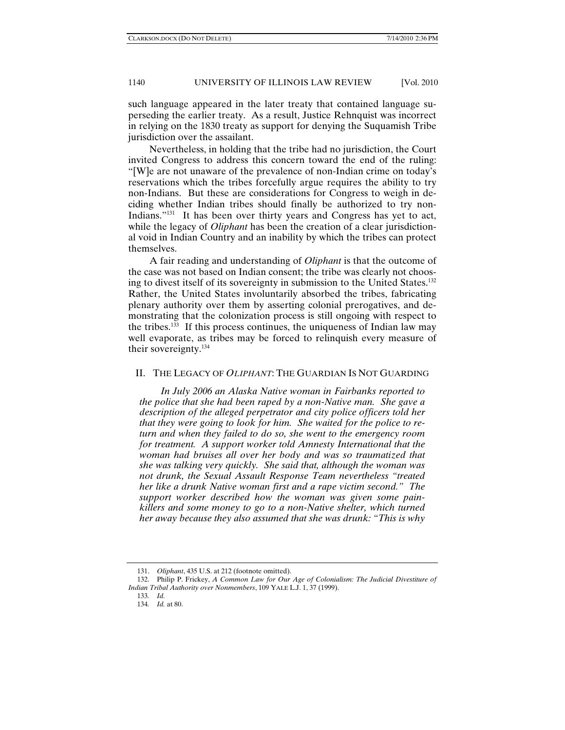such language appeared in the later treaty that contained language superseding the earlier treaty. As a result, Justice Rehnquist was incorrect in relying on the 1830 treaty as support for denying the Suquamish Tribe jurisdiction over the assailant.

Nevertheless, in holding that the tribe had no jurisdiction, the Court invited Congress to address this concern toward the end of the ruling: "[W]e are not unaware of the prevalence of non-Indian crime on today's reservations which the tribes forcefully argue requires the ability to try non-Indians. But these are considerations for Congress to weigh in deciding whether Indian tribes should finally be authorized to try non-Indians."[131] It has been over thirty years and Congress has yet to act, while the legacy of *Oliphant* has been the creation of a clear jurisdictional void in Indian Country and an inability by which the tribes can protect themselves.

A fair reading and understanding of *Oliphant* is that the outcome of the case was not based on Indian consent; the tribe was clearly not choosing to divest itself of its sovereignty in submission to the United States.[132] Rather, the United States involuntarily absorbed the tribes, fabricating plenary authority over them by asserting colonial prerogatives, and demonstrating that the colonization process is still ongoing with respect to the tribes.[133] If this process continues, the uniqueness of Indian law may well evaporate, as tribes may be forced to relinquish every measure of their sovereignty.[134]

## II. THE LEGACY OF *OLIPHANT*: THE GUARDIAN IS NOT GUARDING

*In July 2006 an Alaska Native woman in Fairbanks reported to the police that she had been raped by a non-Native man. She gave a description of the alleged perpetrator and city police officers told her that they were going to look for him. She waited for the police to return and when they failed to do so, she went to the emergency room for treatment. A support worker told Amnesty International that the woman had bruises all over her body and was so traumatized that she was talking very quickly. She said that, although the woman was not drunk, the Sexual Assault Response Team nevertheless "treated her like a drunk Native woman first and a rape victim second." The support worker described how the woman was given some painkillers and some money to go to a non-Native shelter, which turned her away because they also assumed that she was drunk: "This is why*

---

131. *Oliphant*, 435 U.S. at 212 (footnote omitted).

132. Philip P. Frickey, *A Common Law for Our Age of Colonialism: The Judicial Divestiture of Indian Tribal Authority over Nonmembers*, 109 YALE L.J. 1, 37 (1999).

133. *Id.*

134. *Id.* at 80.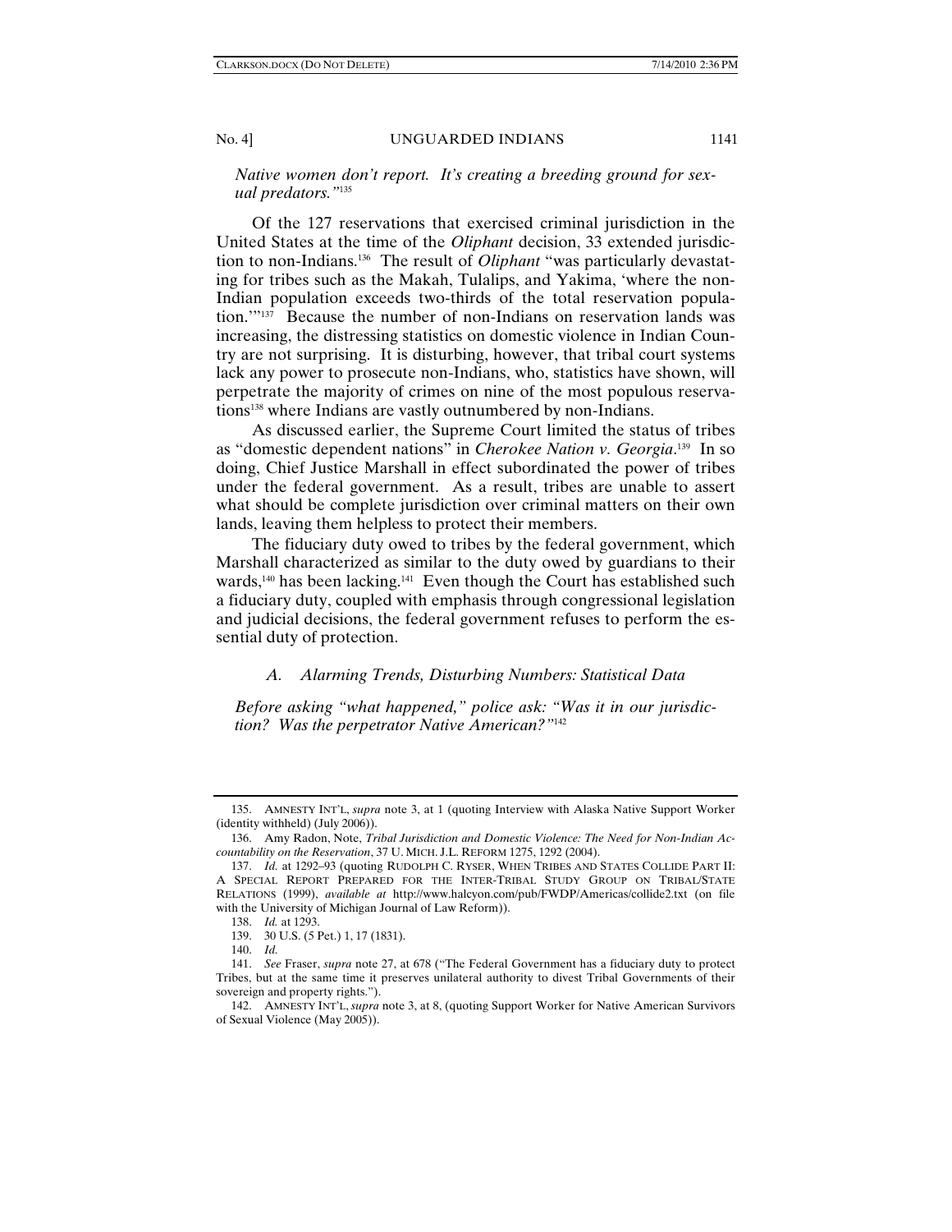*Native women don't report. It's creating a breeding ground for sexual predators."*[135]

Of the 127 reservations that exercised criminal jurisdiction in the United States at the time of the *Oliphant* decision, 33 extended jurisdiction to non-Indians.[136] The result of *Oliphant* "was particularly devastating for tribes such as the Makah, Tulalips, and Yakima, 'where the non-Indian population exceeds two-thirds of the total reservation population.'"[137] Because the number of non-Indians on reservation lands was increasing, the distressing statistics on domestic violence in Indian Country are not surprising. It is disturbing, however, that tribal court systems lack any power to prosecute non-Indians, who, statistics have shown, will perpetrate the majority of crimes on nine of the most populous reservations[138] where Indians are vastly outnumbered by non-Indians.

As discussed earlier, the Supreme Court limited the status of tribes as "domestic dependent nations" in *Cherokee Nation v. Georgia*.[139] In so doing, Chief Justice Marshall in effect subordinated the power of tribes under the federal government. As a result, tribes are unable to assert what should be complete jurisdiction over criminal matters on their own lands, leaving them helpless to protect their members.

The fiduciary duty owed to tribes by the federal government, which Marshall characterized as similar to the duty owed by guardians to their wards,[140] has been lacking.[141] Even though the Court has established such a fiduciary duty, coupled with emphasis through congressional legislation and judicial decisions, the federal government refuses to perform the essential duty of protection.

### *A. Alarming Trends, Disturbing Numbers: Statistical Data*

*Before asking "what happened," police ask: "Was it in our jurisdiction? Was the perpetrator Native American?"*[142]

---

135. AMNESTY INT'L, *supra* note 3, at 1 (quoting Interview with Alaska Native Support Worker (identity withheld) (July 2006)).

136. Amy Radon, Note, *Tribal Jurisdiction and Domestic Violence: The Need for Non-Indian Accountability on the Reservation*, 37 U. MICH. J.L. REFORM 1275, 1292 (2004).

137. *Id.* at 1292–93 (quoting RUDOLPH C. RYSER, WHEN TRIBES AND STATES COLLIDE PART II: A SPECIAL REPORT PREPARED FOR THE INTER-TRIBAL STUDY GROUP ON TRIBAL/STATE RELATIONS (1999), *available at* http://www.halcyon.com/pub/FWDP/Americas/collide2.txt (on file with the University of Michigan Journal of Law Reform)).

138. *Id.* at 1293.

139. 30 U.S. (5 Pet.) 1, 17 (1831).

140. *Id.*

141. *See* Fraser, *supra* note 27, at 678 ("The Federal Government has a fiduciary duty to protect Tribes, but at the same time it preserves unilateral authority to divest Tribal Governments of their sovereign and property rights.").

142. AMNESTY INT'L, *supra* note 3, at 8, (quoting Support Worker for Native American Survivors of Sexual Violence (May 2005)).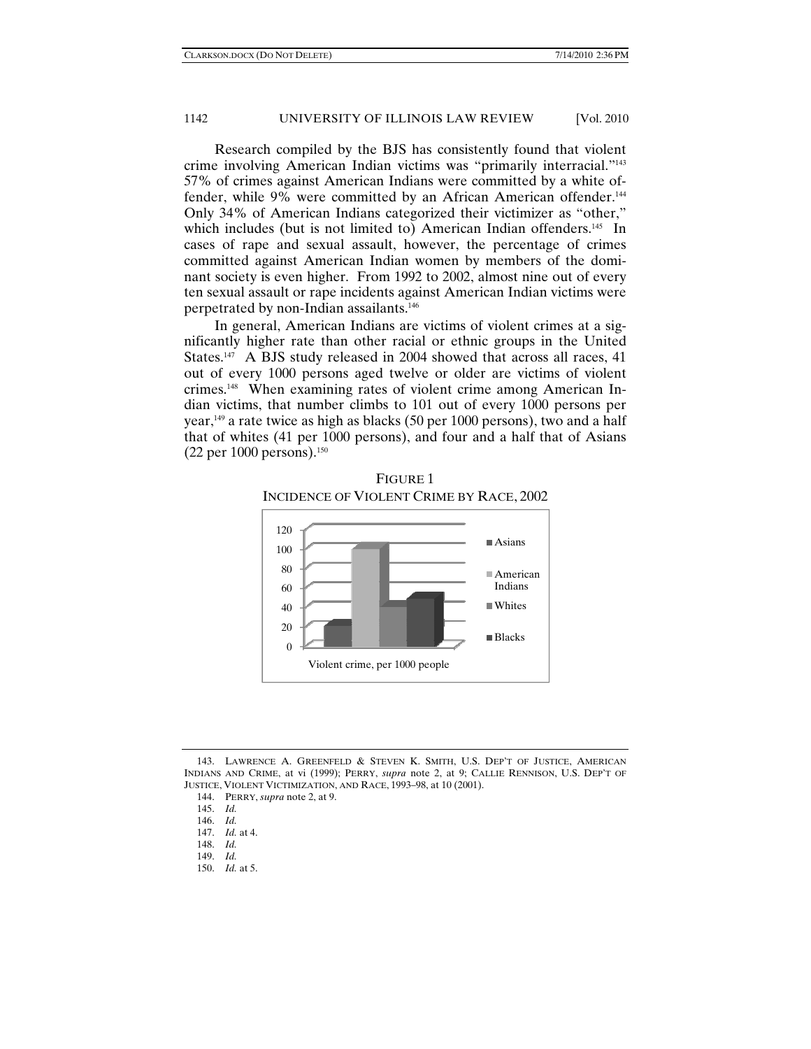Research compiled by the BJS has consistently found that violent crime involving American Indian victims was "primarily interracial."[143] 57% of crimes against American Indians were committed by a white offender, while 9% were committed by an African American offender.[144] Only 34% of American Indians categorized their victimizer as "other," which includes (but is not limited to) American Indian offenders.[145] In cases of rape and sexual assault, however, the percentage of crimes committed against American Indian women by members of the dominant society is even higher. From 1992 to 2002, almost nine out of every ten sexual assault or rape incidents against American Indian victims were perpetrated by non-Indian assailants.[146]

In general, American Indians are victims of violent crimes at a significantly higher rate than other racial or ethnic groups in the United States.[147] A BJS study released in 2004 showed that across all races, 41 out of every 1000 persons aged twelve or older are victims of violent crimes.[148] When examining rates of violent crime among American Indian victims, that number climbs to 101 out of every 1000 persons per year,[149] a rate twice as high as blacks (50 per 1000 persons), two and a half that of whites (41 per 1000 persons), and four and a half that of Asians (22 per 1000 persons).[150]

FIGURE 1
INCIDENCE OF VIOLENT CRIME BY RACE, 2002

143. LAWRENCE A. GREENFELD & STEVEN K. SMITH, U.S. DEP'T OF JUSTICE, AMERICAN INDIANS AND CRIME, at vi (1999); PERRY, *supra* note 2, at 9; CALLIE RENNISON, U.S. DEP'T OF JUSTICE, VIOLENT VICTIMIZATION, AND RACE, 1993–98, at 10 (2001).

144. PERRY, *supra* note 2, at 9.

145. *Id.*

146. *Id.*

147. *Id.* at 4.

148. *Id.*

149. *Id.*

150. *Id.* at 5.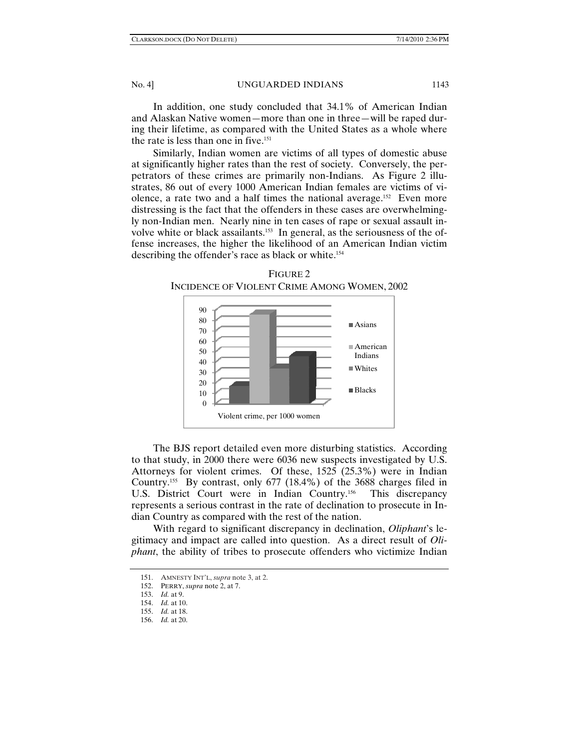In addition, one study concluded that 34.1% of American Indian and Alaskan Native women—more than one in three—will be raped during their lifetime, as compared with the United States as a whole where the rate is less than one in five.[151]

Similarly, Indian women are victims of all types of domestic abuse at significantly higher rates than the rest of society. Conversely, the perpetrators of these crimes are primarily non-Indians. As Figure 2 illustrates, 86 out of every 1000 American Indian females are victims of violence, a rate two and a half times the national average.[152] Even more distressing is the fact that the offenders in these cases are overwhelmingly non-Indian men. Nearly nine in ten cases of rape or sexual assault involve white or black assailants.[153] In general, as the seriousness of the offense increases, the higher the likelihood of an American Indian victim describing the offender's race as black or white.[154]

FIGURE 2
INCIDENCE OF VIOLENT CRIME AMONG WOMEN, 2002

The BJS report detailed even more disturbing statistics. According to that study, in 2000 there were 6036 new suspects investigated by U.S. Attorneys for violent crimes. Of these, 1525 (25.3%) were in Indian Country.[155] By contrast, only 677 (18.4%) of the 3688 charges filed in U.S. District Court were in Indian Country.[156] This discrepancy represents a serious contrast in the rate of declination to prosecute in Indian Country as compared with the rest of the nation.

With regard to significant discrepancy in declination, *Oliphant*'s legitimacy and impact are called into question. As a direct result of *Oliphant*, the ability of tribes to prosecute offenders who victimize Indian

151. AMNESTY INT'L, *supra* note 3, at 2.
152. PERRY, *supra* note 2, at 7.
153. *Id.* at 9.
154. *Id.* at 10.
155. *Id.* at 18.
156. *Id.* at 20.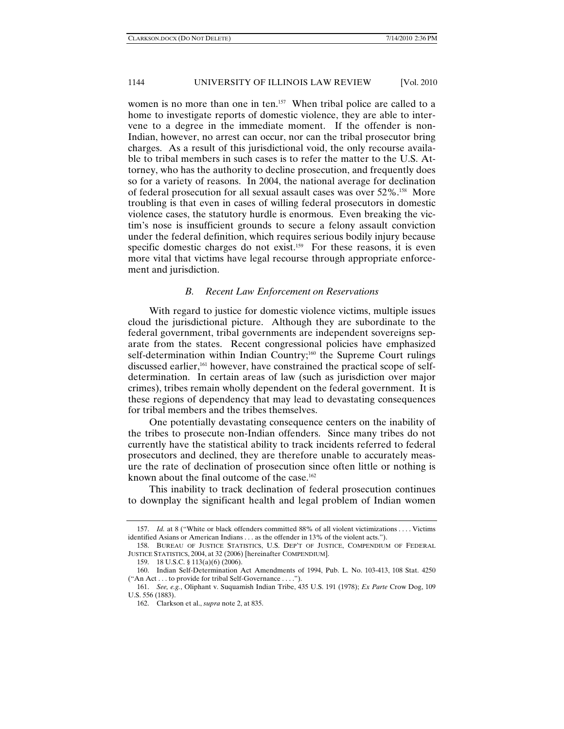women is no more than one in ten.[157] When tribal police are called to a home to investigate reports of domestic violence, they are able to intervene to a degree in the immediate moment. If the offender is non-Indian, however, no arrest can occur, nor can the tribal prosecutor bring charges. As a result of this jurisdictional void, the only recourse available to tribal members in such cases is to refer the matter to the U.S. Attorney, who has the authority to decline prosecution, and frequently does so for a variety of reasons. In 2004, the national average for declination of federal prosecution for all sexual assault cases was over 52%.[158] More troubling is that even in cases of willing federal prosecutors in domestic violence cases, the statutory hurdle is enormous. Even breaking the victim's nose is insufficient grounds to secure a felony assault conviction under the federal definition, which requires serious bodily injury because specific domestic charges do not exist.[159] For these reasons, it is even more vital that victims have legal recourse through appropriate enforcement and jurisdiction.

### *B. Recent Law Enforcement on Reservations*

With regard to justice for domestic violence victims, multiple issues cloud the jurisdictional picture. Although they are subordinate to the federal government, tribal governments are independent sovereigns separate from the states. Recent congressional policies have emphasized self-determination within Indian Country;[160] the Supreme Court rulings discussed earlier,[161] however, have constrained the practical scope of self-determination. In certain areas of law (such as jurisdiction over major crimes), tribes remain wholly dependent on the federal government. It is these regions of dependency that may lead to devastating consequences for tribal members and the tribes themselves.

One potentially devastating consequence centers on the inability of the tribes to prosecute non-Indian offenders. Since many tribes do not currently have the statistical ability to track incidents referred to federal prosecutors and declined, they are therefore unable to accurately measure the rate of declination of prosecution since often little or nothing is known about the final outcome of the case.[162]

This inability to track declination of federal prosecution continues to downplay the significant health and legal problem of Indian women

---

157. *Id.* at 8 ("White or black offenders committed 88% of all violent victimizations . . . . Victims identified Asians or American Indians . . . as the offender in 13% of the violent acts.").

158. BUREAU OF JUSTICE STATISTICS, U.S. DEP'T OF JUSTICE, COMPENDIUM OF FEDERAL JUSTICE STATISTICS, 2004, at 32 (2006) [hereinafter COMPENDIUM].

159. 18 U.S.C. § 113(a)(6) (2006).

160. Indian Self-Determination Act Amendments of 1994, Pub. L. No. 103-413, 108 Stat. 4250 ("An Act . . . to provide for tribal Self-Governance . . . .").

161. *See, e.g.*, Oliphant v. Suquamish Indian Tribe, 435 U.S. 191 (1978); *Ex Parte* Crow Dog, 109 U.S. 556 (1883).

162. Clarkson et al., *supra* note 2, at 835.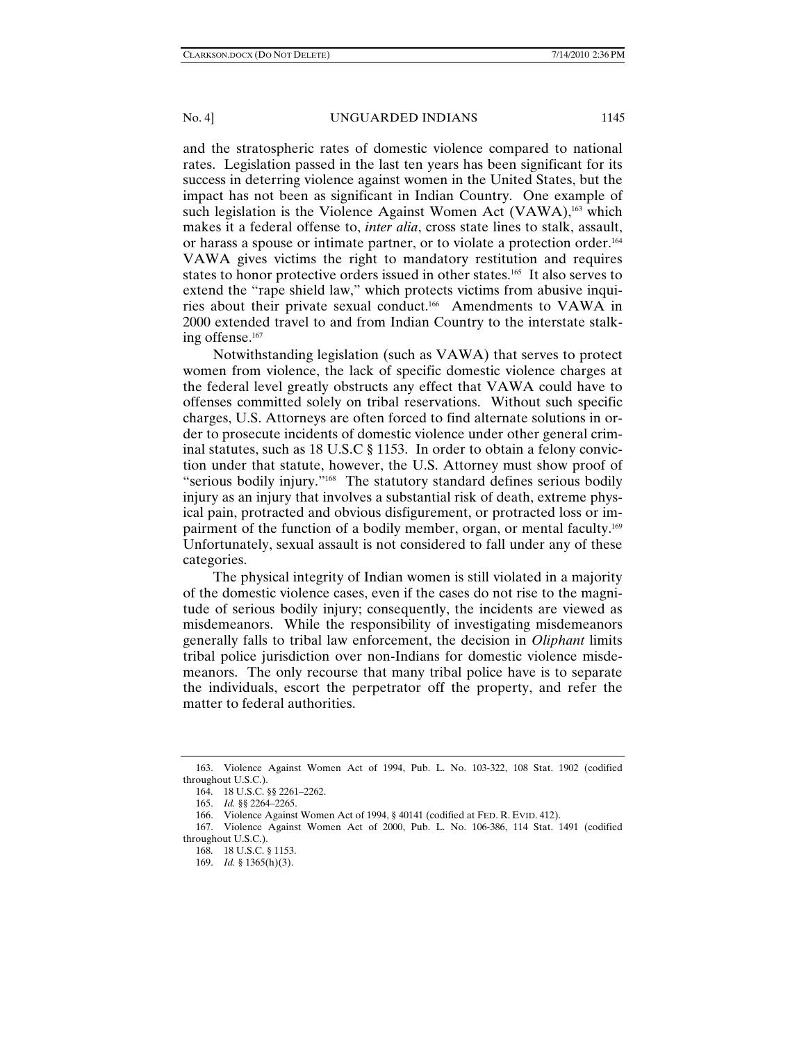and the stratospheric rates of domestic violence compared to national rates. Legislation passed in the last ten years has been significant for its success in deterring violence against women in the United States, but the impact has not been as significant in Indian Country. One example of such legislation is the Violence Against Women Act (VAWA),[163] which makes it a federal offense to, *inter alia*, cross state lines to stalk, assault, or harass a spouse or intimate partner, or to violate a protection order.[164] VAWA gives victims the right to mandatory restitution and requires states to honor protective orders issued in other states.[165] It also serves to extend the "rape shield law," which protects victims from abusive inquiries about their private sexual conduct.[166] Amendments to VAWA in 2000 extended travel to and from Indian Country to the interstate stalking offense.[167]

Notwithstanding legislation (such as VAWA) that serves to protect women from violence, the lack of specific domestic violence charges at the federal level greatly obstructs any effect that VAWA could have to offenses committed solely on tribal reservations. Without such specific charges, U.S. Attorneys are often forced to find alternate solutions in order to prosecute incidents of domestic violence under other general criminal statutes, such as 18 U.S.C § 1153. In order to obtain a felony conviction under that statute, however, the U.S. Attorney must show proof of "serious bodily injury."[168] The statutory standard defines serious bodily injury as an injury that involves a substantial risk of death, extreme physical pain, protracted and obvious disfigurement, or protracted loss or impairment of the function of a bodily member, organ, or mental faculty.[169] Unfortunately, sexual assault is not considered to fall under any of these categories.

The physical integrity of Indian women is still violated in a majority of the domestic violence cases, even if the cases do not rise to the magnitude of serious bodily injury; consequently, the incidents are viewed as misdemeanors. While the responsibility of investigating misdemeanors generally falls to tribal law enforcement, the decision in *Oliphant* limits tribal police jurisdiction over non-Indians for domestic violence misdemeanors. The only recourse that many tribal police have is to separate the individuals, escort the perpetrator off the property, and refer the matter to federal authorities.

163. Violence Against Women Act of 1994, Pub. L. No. 103-322, 108 Stat. 1902 (codified throughout U.S.C.).

164. 18 U.S.C. §§ 2261–2262.

165. *Id.* §§ 2264–2265.

166. Violence Against Women Act of 1994, § 40141 (codified at FED. R. EVID. 412).

167. Violence Against Women Act of 2000, Pub. L. No. 106-386, 114 Stat. 1491 (codified throughout U.S.C.).

168. 18 U.S.C. § 1153.

169. *Id.* § 1365(h)(3).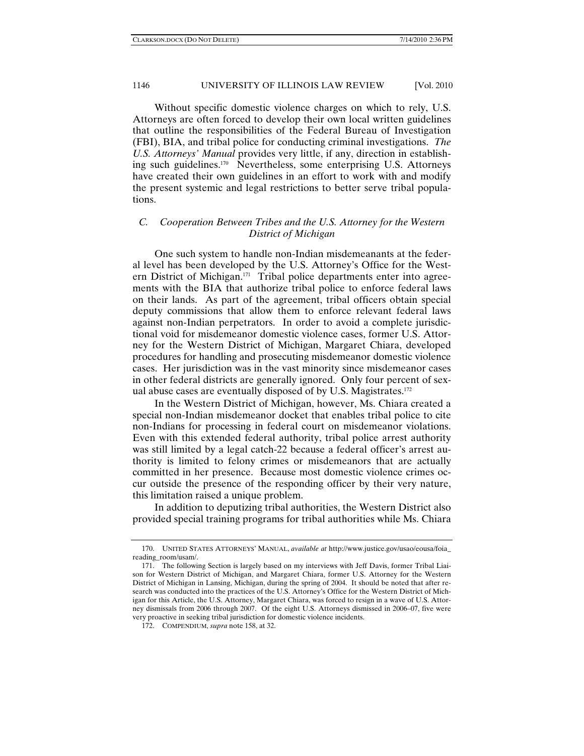Without specific domestic violence charges on which to rely, U.S. Attorneys are often forced to develop their own local written guidelines that outline the responsibilities of the Federal Bureau of Investigation (FBI), BIA, and tribal police for conducting criminal investigations. *The U.S. Attorneys' Manual* provides very little, if any, direction in establishing such guidelines.[170] Nevertheless, some enterprising U.S. Attorneys have created their own guidelines in an effort to work with and modify the present systemic and legal restrictions to better serve tribal populations.

### *C. Cooperation Between Tribes and the U.S. Attorney for the Western District of Michigan*

One such system to handle non-Indian misdemeanants at the federal level has been developed by the U.S. Attorney's Office for the Western District of Michigan.[171] Tribal police departments enter into agreements with the BIA that authorize tribal police to enforce federal laws on their lands. As part of the agreement, tribal officers obtain special deputy commissions that allow them to enforce relevant federal laws against non-Indian perpetrators. In order to avoid a complete jurisdictional void for misdemeanor domestic violence cases, former U.S. Attorney for the Western District of Michigan, Margaret Chiara, developed procedures for handling and prosecuting misdemeanor domestic violence cases. Her jurisdiction was in the vast minority since misdemeanor cases in other federal districts are generally ignored. Only four percent of sexual abuse cases are eventually disposed of by U.S. Magistrates.[172]

In the Western District of Michigan, however, Ms. Chiara created a special non-Indian misdemeanor docket that enables tribal police to cite non-Indians for processing in federal court on misdemeanor violations. Even with this extended federal authority, tribal police arrest authority was still limited by a legal catch-22 because a federal officer's arrest authority is limited to felony crimes or misdemeanors that are actually committed in her presence. Because most domestic violence crimes occur outside the presence of the responding officer by their very nature, this limitation raised a unique problem.

In addition to deputizing tribal authorities, the Western District also provided special training programs for tribal authorities while Ms. Chiara

---

170. UNITED STATES ATTORNEYS' MANUAL, *available at* http://www.justice.gov/usao/eousa/foia_reading_room/usam/.

171. The following Section is largely based on my interviews with Jeff Davis, former Tribal Liaison for Western District of Michigan, and Margaret Chiara, former U.S. Attorney for the Western District of Michigan in Lansing, Michigan, during the spring of 2004. It should be noted that after research was conducted into the practices of the U.S. Attorney's Office for the Western District of Michigan for this Article, the U.S. Attorney, Margaret Chiara, was forced to resign in a wave of U.S. Attorney dismissals from 2006 through 2007. Of the eight U.S. Attorneys dismissed in 2006–07, five were very proactive in seeking tribal jurisdiction for domestic violence incidents.

172. COMPENDIUM, *supra* note 158, at 32.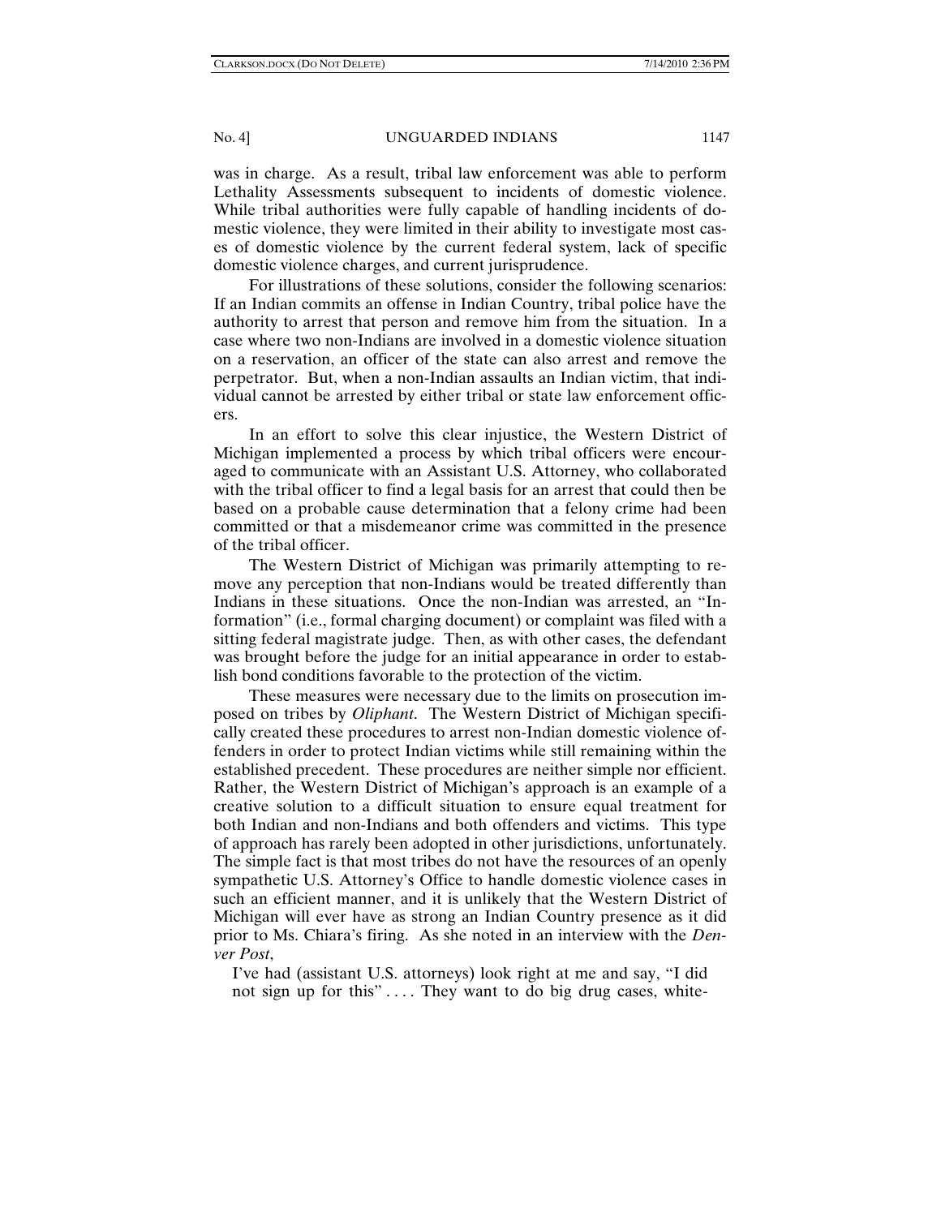was in charge. As a result, tribal law enforcement was able to perform Lethality Assessments subsequent to incidents of domestic violence. While tribal authorities were fully capable of handling incidents of domestic violence, they were limited in their ability to investigate most cases of domestic violence by the current federal system, lack of specific domestic violence charges, and current jurisprudence.

For illustrations of these solutions, consider the following scenarios: If an Indian commits an offense in Indian Country, tribal police have the authority to arrest that person and remove him from the situation. In a case where two non-Indians are involved in a domestic violence situation on a reservation, an officer of the state can also arrest and remove the perpetrator. But, when a non-Indian assaults an Indian victim, that individual cannot be arrested by either tribal or state law enforcement officers.

In an effort to solve this clear injustice, the Western District of Michigan implemented a process by which tribal officers were encouraged to communicate with an Assistant U.S. Attorney, who collaborated with the tribal officer to find a legal basis for an arrest that could then be based on a probable cause determination that a felony crime had been committed or that a misdemeanor crime was committed in the presence of the tribal officer.

The Western District of Michigan was primarily attempting to remove any perception that non-Indians would be treated differently than Indians in these situations. Once the non-Indian was arrested, an "Information" (i.e., formal charging document) or complaint was filed with a sitting federal magistrate judge. Then, as with other cases, the defendant was brought before the judge for an initial appearance in order to establish bond conditions favorable to the protection of the victim.

These measures were necessary due to the limits on prosecution imposed on tribes by *Oliphant*. The Western District of Michigan specifically created these procedures to arrest non-Indian domestic violence offenders in order to protect Indian victims while still remaining within the established precedent. These procedures are neither simple nor efficient. Rather, the Western District of Michigan's approach is an example of a creative solution to a difficult situation to ensure equal treatment for both Indian and non-Indians and both offenders and victims. This type of approach has rarely been adopted in other jurisdictions, unfortunately. The simple fact is that most tribes do not have the resources of an openly sympathetic U.S. Attorney's Office to handle domestic violence cases in such an efficient manner, and it is unlikely that the Western District of Michigan will ever have as strong an Indian Country presence as it did prior to Ms. Chiara's firing. As she noted in an interview with the *Denver Post*,

> I've had (assistant U.S. attorneys) look right at me and say, "I did not sign up for this" . . . . They want to do big drug cases, white-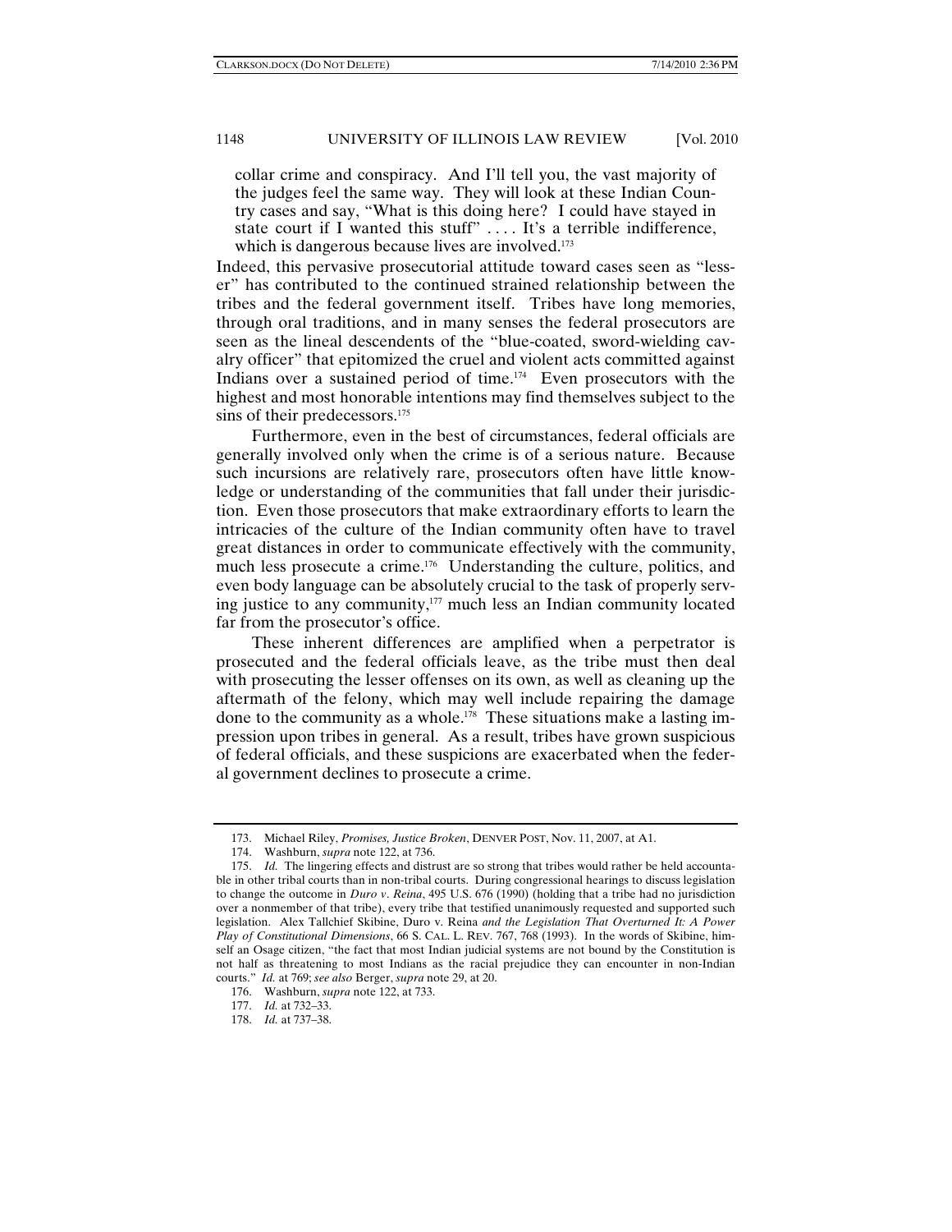> collar crime and conspiracy. And I'll tell you, the vast majority of the judges feel the same way. They will look at these Indian Country cases and say, "What is this doing here? I could have stayed in state court if I wanted this stuff" . . . . It's a terrible indifference, which is dangerous because lives are involved.[173]

Indeed, this pervasive prosecutorial attitude toward cases seen as "lesser" has contributed to the continued strained relationship between the tribes and the federal government itself. Tribes have long memories, through oral traditions, and in many senses the federal prosecutors are seen as the lineal descendents of the "blue-coated, sword-wielding cavalry officer" that epitomized the cruel and violent acts committed against Indians over a sustained period of time.[174] Even prosecutors with the highest and most honorable intentions may find themselves subject to the sins of their predecessors.[175]

Furthermore, even in the best of circumstances, federal officials are generally involved only when the crime is of a serious nature. Because such incursions are relatively rare, prosecutors often have little knowledge or understanding of the communities that fall under their jurisdiction. Even those prosecutors that make extraordinary efforts to learn the intricacies of the culture of the Indian community often have to travel great distances in order to communicate effectively with the community, much less prosecute a crime.[176] Understanding the culture, politics, and even body language can be absolutely crucial to the task of properly serving justice to any community,[177] much less an Indian community located far from the prosecutor's office.

These inherent differences are amplified when a perpetrator is prosecuted and the federal officials leave, as the tribe must then deal with prosecuting the lesser offenses on its own, as well as cleaning up the aftermath of the felony, which may well include repairing the damage done to the community as a whole.[178] These situations make a lasting impression upon tribes in general. As a result, tribes have grown suspicious of federal officials, and these suspicions are exacerbated when the federal government declines to prosecute a crime.

---

173. Michael Riley, *Promises, Justice Broken*, DENVER POST, Nov. 11, 2007, at A1.

174. Washburn, *supra* note 122, at 736.

175. *Id.* The lingering effects and distrust are so strong that tribes would rather be held accountable in other tribal courts than in non-tribal courts. During congressional hearings to discuss legislation to change the outcome in *Duro v. Reina*, 495 U.S. 676 (1990) (holding that a tribe had no jurisdiction over a nonmember of that tribe), every tribe that testified unanimously requested and supported such legislation. Alex Tallchief Skibine, Duro v. Reina *and the Legislation That Overturned It: A Power Play of Constitutional Dimensions*, 66 S. CAL. L. REV. 767, 768 (1993). In the words of Skibine, himself an Osage citizen, "the fact that most Indian judicial systems are not bound by the Constitution is not half as threatening to most Indians as the racial prejudice they can encounter in non-Indian courts." *Id.* at 769; *see also* Berger, *supra* note 29, at 20.

176. Washburn, *supra* note 122, at 733.

177. *Id.* at 732–33.

178. *Id.* at 737–38.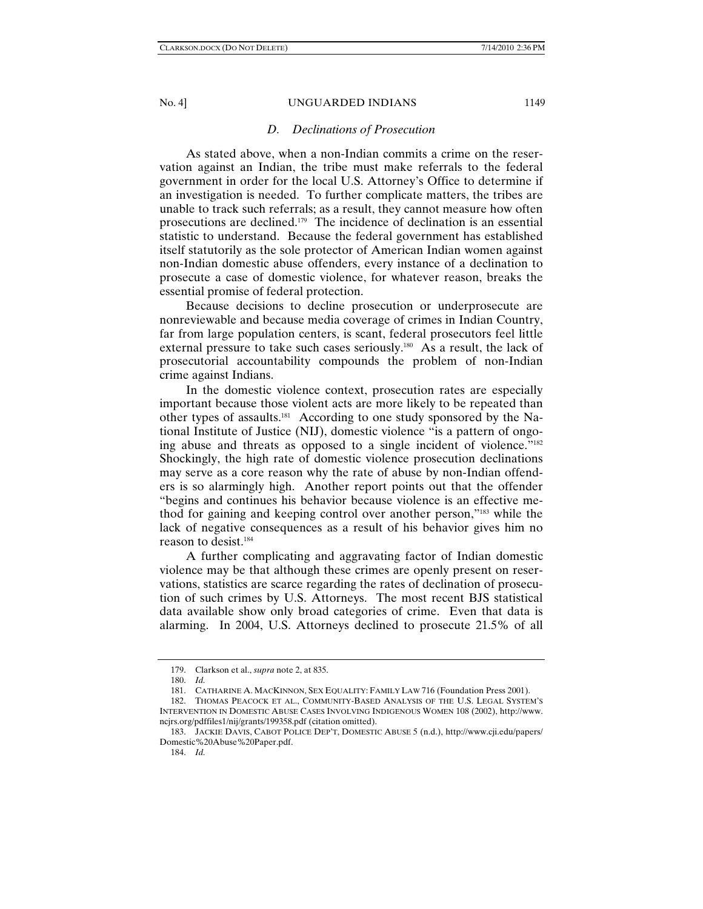### *D. Declinations of Prosecution*

As stated above, when a non-Indian commits a crime on the reservation against an Indian, the tribe must make referrals to the federal government in order for the local U.S. Attorney's Office to determine if an investigation is needed. To further complicate matters, the tribes are unable to track such referrals; as a result, they cannot measure how often prosecutions are declined.[179] The incidence of declination is an essential statistic to understand. Because the federal government has established itself statutorily as the sole protector of American Indian women against non-Indian domestic abuse offenders, every instance of a declination to prosecute a case of domestic violence, for whatever reason, breaks the essential promise of federal protection.

Because decisions to decline prosecution or underprosecute are nonreviewable and because media coverage of crimes in Indian Country, far from large population centers, is scant, federal prosecutors feel little external pressure to take such cases seriously.[180] As a result, the lack of prosecutorial accountability compounds the problem of non-Indian crime against Indians.

In the domestic violence context, prosecution rates are especially important because those violent acts are more likely to be repeated than other types of assaults.[181] According to one study sponsored by the National Institute of Justice (NIJ), domestic violence "is a pattern of ongoing abuse and threats as opposed to a single incident of violence."[182] Shockingly, the high rate of domestic violence prosecution declinations may serve as a core reason why the rate of abuse by non-Indian offenders is so alarmingly high. Another report points out that the offender "begins and continues his behavior because violence is an effective method for gaining and keeping control over another person,"[183] while the lack of negative consequences as a result of his behavior gives him no reason to desist.[184]

A further complicating and aggravating factor of Indian domestic violence may be that although these crimes are openly present on reservations, statistics are scarce regarding the rates of declination of prosecution of such crimes by U.S. Attorneys. The most recent BJS statistical data available show only broad categories of crime. Even that data is alarming. In 2004, U.S. Attorneys declined to prosecute 21.5% of all

---

179. Clarkson et al., *supra* note 2, at 835.

180. *Id.*

181. CATHARINE A. MACKINNON, SEX EQUALITY: FAMILY LAW 716 (Foundation Press 2001).

182. THOMAS PEACOCK ET AL., COMMUNITY-BASED ANALYSIS OF THE U.S. LEGAL SYSTEM'S INTERVENTION IN DOMESTIC ABUSE CASES INVOLVING INDIGENOUS WOMEN 108 (2002), http://www.ncjrs.org/pdffiles1/nij/grants/199358.pdf (citation omitted).

183. JACKIE DAVIS, CABOT POLICE DEP'T, DOMESTIC ABUSE 5 (n.d.), http://www.cji.edu/papers/Domestic%20Abuse%20Paper.pdf.

184. *Id.*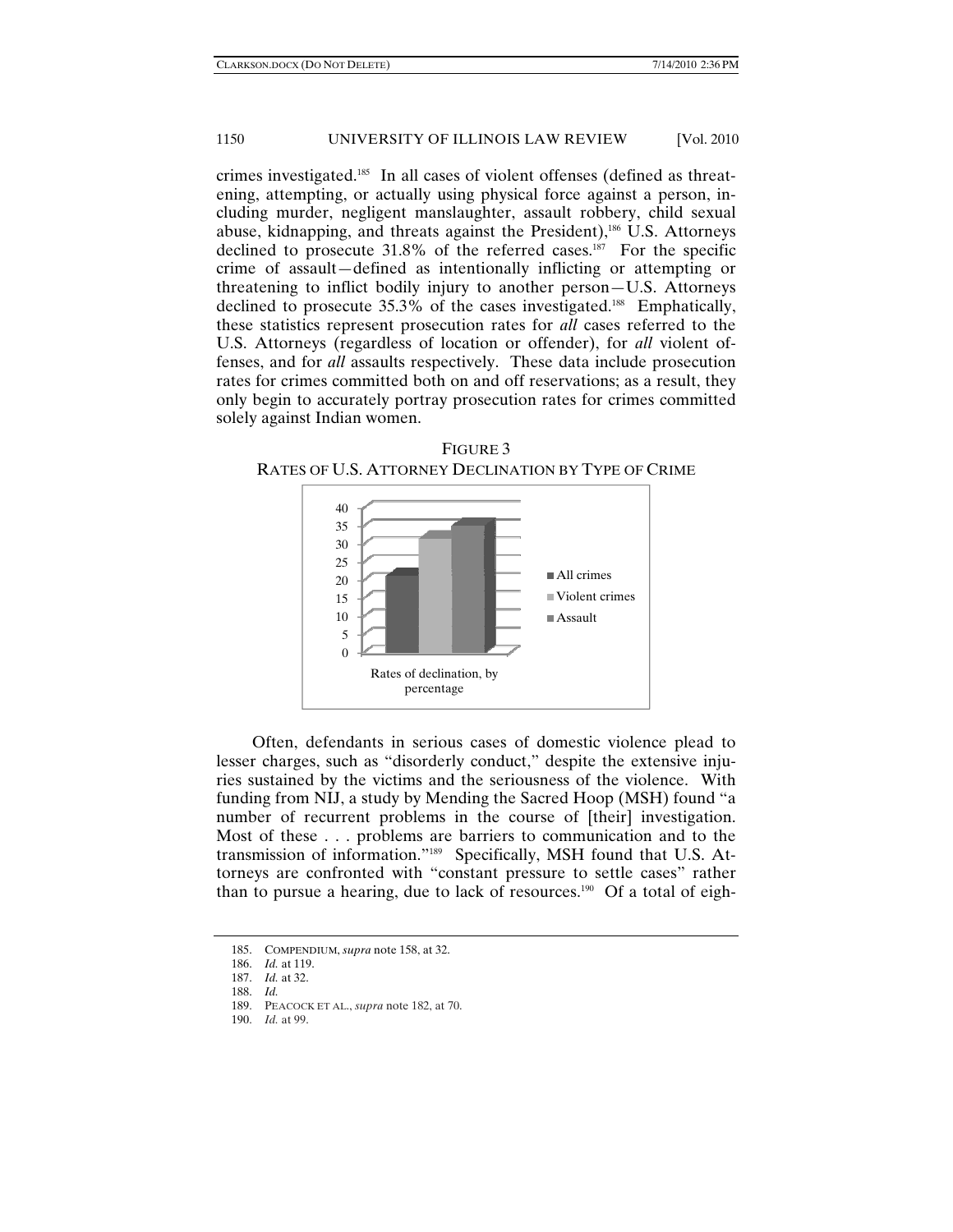crimes investigated.[185] In all cases of violent offenses (defined as threatening, attempting, or actually using physical force against a person, including murder, negligent manslaughter, assault robbery, child sexual abuse, kidnapping, and threats against the President),[186] U.S. Attorneys declined to prosecute 31.8% of the referred cases.[187] For the specific crime of assault—defined as intentionally inflicting or attempting or threatening to inflict bodily injury to another person—U.S. Attorneys declined to prosecute 35.3% of the cases investigated.[188] Emphatically, these statistics represent prosecution rates for *all* cases referred to the U.S. Attorneys (regardless of location or offender), for *all* violent offenses, and for *all* assaults respectively. These data include prosecution rates for crimes committed both on and off reservations; as a result, they only begin to accurately portray prosecution rates for crimes committed solely against Indian women.

FIGURE 3
RATES OF U.S. ATTORNEY DECLINATION BY TYPE OF CRIME

Often, defendants in serious cases of domestic violence plead to lesser charges, such as "disorderly conduct," despite the extensive injuries sustained by the victims and the seriousness of the violence. With funding from NIJ, a study by Mending the Sacred Hoop (MSH) found "a number of recurrent problems in the course of [their] investigation. Most of these . . . problems are barriers to communication and to the transmission of information."[189] Specifically, MSH found that U.S. Attorneys are confronted with "constant pressure to settle cases" rather than to pursue a hearing, due to lack of resources.[190] Of a total of eigh-

185. COMPENDIUM, *supra* note 158, at 32.
186. *Id.* at 119.
187. *Id.* at 32.
188. *Id.*
189. PEACOCK ET AL., *supra* note 182, at 70.
190. *Id.* at 99.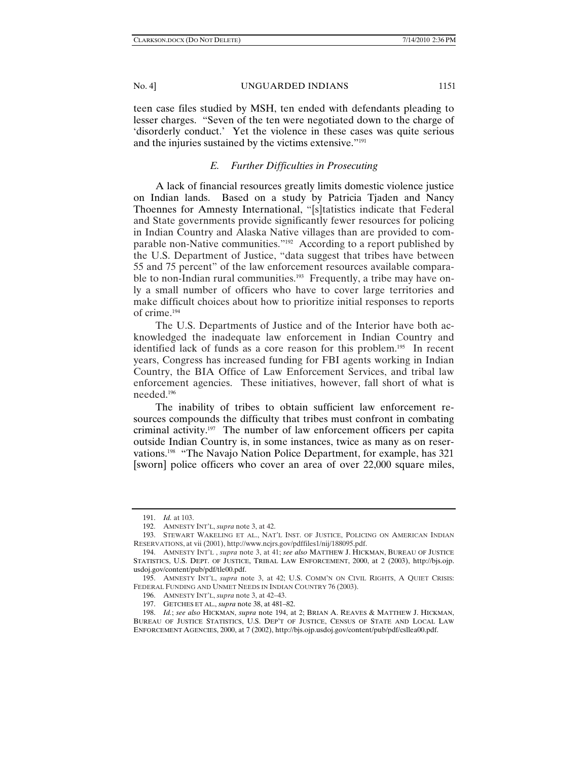teen case files studied by MSH, ten ended with defendants pleading to lesser charges. "Seven of the ten were negotiated down to the charge of 'disorderly conduct.' Yet the violence in these cases was quite serious and the injuries sustained by the victims extensive."[191]

### *E. Further Difficulties in Prosecuting*

A lack of financial resources greatly limits domestic violence justice on Indian lands. Based on a study by Patricia Tjaden and Nancy Thoennes for Amnesty International, "[s]tatistics indicate that Federal and State governments provide significantly fewer resources for policing in Indian Country and Alaska Native villages than are provided to comparable non-Native communities."[192] According to a report published by the U.S. Department of Justice, "data suggest that tribes have between 55 and 75 percent" of the law enforcement resources available comparable to non-Indian rural communities.[193] Frequently, a tribe may have only a small number of officers who have to cover large territories and make difficult choices about how to prioritize initial responses to reports of crime.[194]

The U.S. Departments of Justice and of the Interior have both acknowledged the inadequate law enforcement in Indian Country and identified lack of funds as a core reason for this problem.[195] In recent years, Congress has increased funding for FBI agents working in Indian Country, the BIA Office of Law Enforcement Services, and tribal law enforcement agencies. These initiatives, however, fall short of what is needed.[196]

The inability of tribes to obtain sufficient law enforcement resources compounds the difficulty that tribes must confront in combating criminal activity.[197] The number of law enforcement officers per capita outside Indian Country is, in some instances, twice as many as on reservations.[198] "The Navajo Nation Police Department, for example, has 321 [sworn] police officers who cover an area of over 22,000 square miles,

---

191. *Id.* at 103.

192. AMNESTY INT'L, *supra* note 3, at 42.

193. STEWART WAKELING ET AL., NAT'L INST. OF JUSTICE, POLICING ON AMERICAN INDIAN RESERVATIONS, at vii (2001), http://www.ncjrs.gov/pdffiles1/nij/188095.pdf.

194. AMNESTY INT'L , *supra* note 3, at 41; *see also* MATTHEW J. HICKMAN, BUREAU OF JUSTICE STATISTICS, U.S. DEPT. OF JUSTICE, TRIBAL LAW ENFORCEMENT, 2000, at 2 (2003), http://bjs.ojp.usdoj.gov/content/pub/pdf/tle00.pdf.

195. AMNESTY INT'L, *supra* note 3, at 42; U.S. COMM'N ON CIVIL RIGHTS, A QUIET CRISIS: FEDERAL FUNDING AND UNMET NEEDS IN INDIAN COUNTRY 76 (2003).

196. AMNESTY INT'L, *supra* note 3, at 42–43.

197. GETCHES ET AL., *supra* note 38, at 481–82.

198. *Id.*; *see also* HICKMAN, *supra* note 194, at 2; BRIAN A. REAVES & MATTHEW J. HICKMAN, BUREAU OF JUSTICE STATISTICS, U.S. DEP'T OF JUSTICE, CENSUS OF STATE AND LOCAL LAW ENFORCEMENT AGENCIES, 2000, at 7 (2002), http://bjs.ojp.usdoj.gov/content/pub/pdf/csllea00.pdf.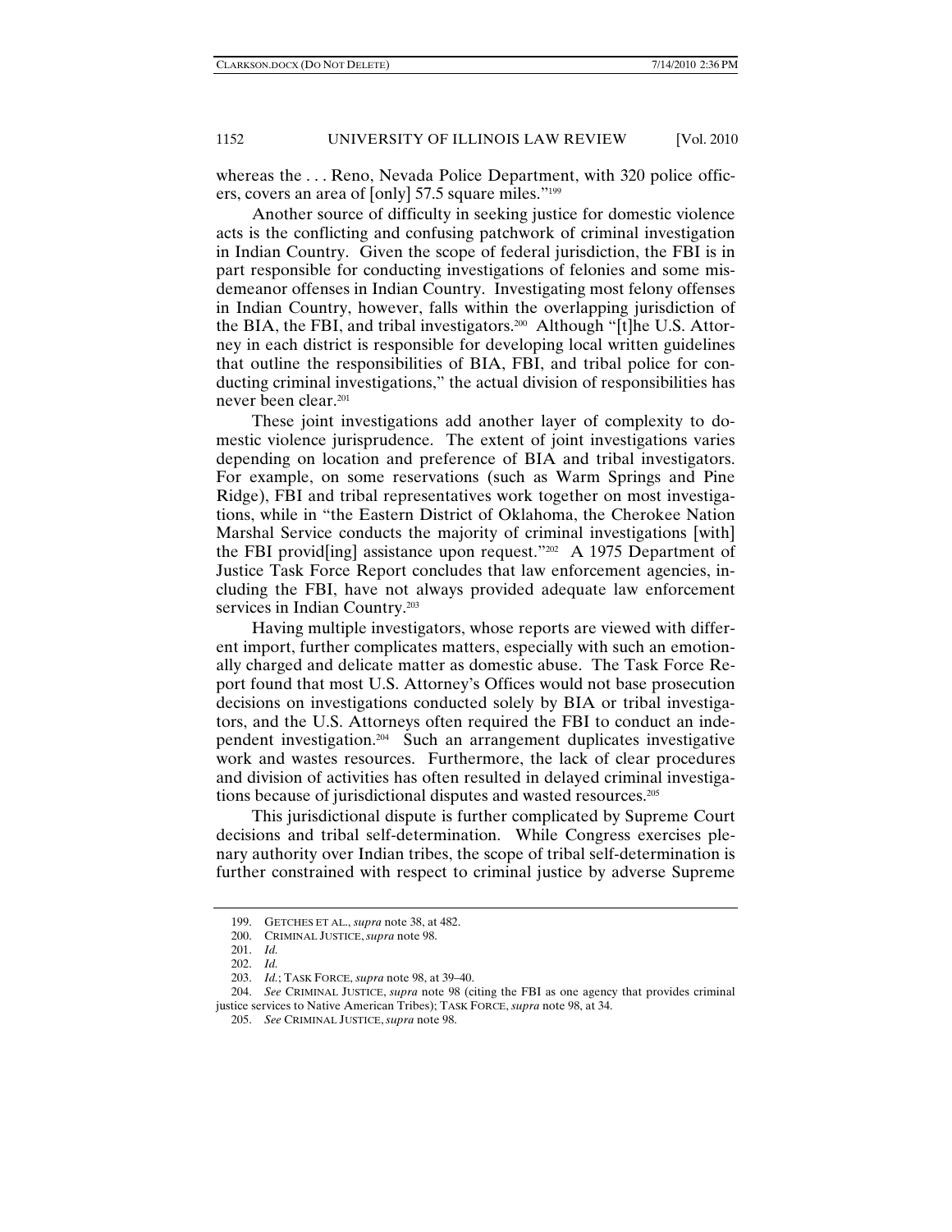whereas the . . . Reno, Nevada Police Department, with 320 police officers, covers an area of [only] 57.5 square miles."[199]

Another source of difficulty in seeking justice for domestic violence acts is the conflicting and confusing patchwork of criminal investigation in Indian Country. Given the scope of federal jurisdiction, the FBI is in part responsible for conducting investigations of felonies and some misdemeanor offenses in Indian Country. Investigating most felony offenses in Indian Country, however, falls within the overlapping jurisdiction of the BIA, the FBI, and tribal investigators.[200] Although "[t]he U.S. Attorney in each district is responsible for developing local written guidelines that outline the responsibilities of BIA, FBI, and tribal police for conducting criminal investigations," the actual division of responsibilities has never been clear.[201]

These joint investigations add another layer of complexity to domestic violence jurisprudence. The extent of joint investigations varies depending on location and preference of BIA and tribal investigators. For example, on some reservations (such as Warm Springs and Pine Ridge), FBI and tribal representatives work together on most investigations, while in "the Eastern District of Oklahoma, the Cherokee Nation Marshal Service conducts the majority of criminal investigations [with] the FBI provid[ing] assistance upon request."[202] A 1975 Department of Justice Task Force Report concludes that law enforcement agencies, including the FBI, have not always provided adequate law enforcement services in Indian Country.[203]

Having multiple investigators, whose reports are viewed with different import, further complicates matters, especially with such an emotionally charged and delicate matter as domestic abuse. The Task Force Report found that most U.S. Attorney's Offices would not base prosecution decisions on investigations conducted solely by BIA or tribal investigators, and the U.S. Attorneys often required the FBI to conduct an independent investigation.[204] Such an arrangement duplicates investigative work and wastes resources. Furthermore, the lack of clear procedures and division of activities has often resulted in delayed criminal investigations because of jurisdictional disputes and wasted resources.[205]

This jurisdictional dispute is further complicated by Supreme Court decisions and tribal self-determination. While Congress exercises plenary authority over Indian tribes, the scope of tribal self-determination is further constrained with respect to criminal justice by adverse Supreme

---

199. GETCHES ET AL., *supra* note 38, at 482.

200. CRIMINAL JUSTICE, *supra* note 98.

201. *Id.*

202. *Id.*

203. *Id.*; TASK FORCE, *supra* note 98, at 39–40.

204. *See* CRIMINAL JUSTICE, *supra* note 98 (citing the FBI as one agency that provides criminal justice services to Native American Tribes); TASK FORCE, *supra* note 98, at 34.

205. *See* CRIMINAL JUSTICE, *supra* note 98.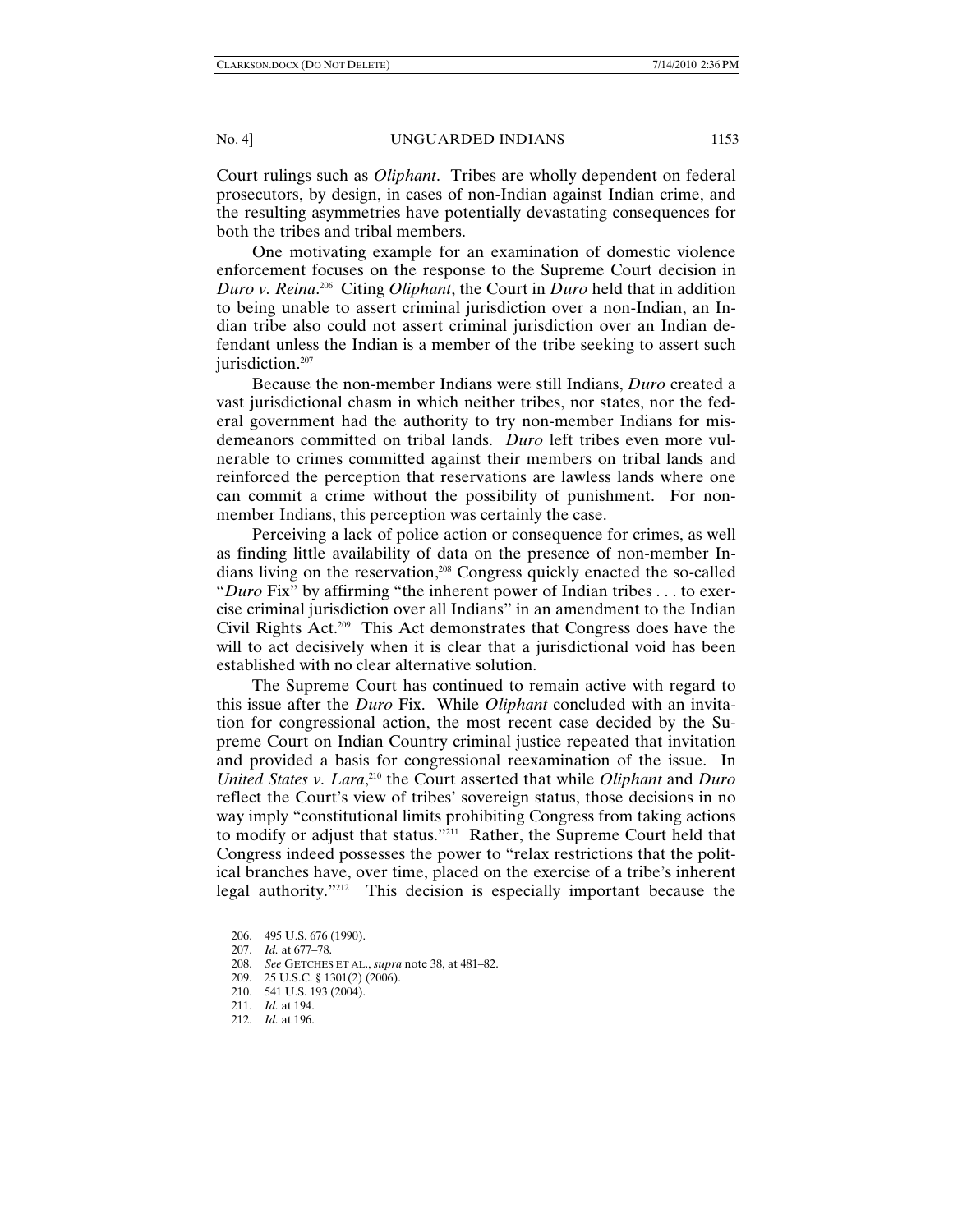Court rulings such as *Oliphant*. Tribes are wholly dependent on federal prosecutors, by design, in cases of non-Indian against Indian crime, and the resulting asymmetries have potentially devastating consequences for both the tribes and tribal members.

One motivating example for an examination of domestic violence enforcement focuses on the response to the Supreme Court decision in *Duro v. Reina*.[206] Citing *Oliphant*, the Court in *Duro* held that in addition to being unable to assert criminal jurisdiction over a non-Indian, an Indian tribe also could not assert criminal jurisdiction over an Indian defendant unless the Indian is a member of the tribe seeking to assert such jurisdiction.[207]

Because the non-member Indians were still Indians, *Duro* created a vast jurisdictional chasm in which neither tribes, nor states, nor the federal government had the authority to try non-member Indians for misdemeanors committed on tribal lands. *Duro* left tribes even more vulnerable to crimes committed against their members on tribal lands and reinforced the perception that reservations are lawless lands where one can commit a crime without the possibility of punishment. For non-member Indians, this perception was certainly the case.

Perceiving a lack of police action or consequence for crimes, as well as finding little availability of data on the presence of non-member Indians living on the reservation,[208] Congress quickly enacted the so-called "*Duro* Fix" by affirming "the inherent power of Indian tribes . . . to exercise criminal jurisdiction over all Indians" in an amendment to the Indian Civil Rights Act.[209] This Act demonstrates that Congress does have the will to act decisively when it is clear that a jurisdictional void has been established with no clear alternative solution.

The Supreme Court has continued to remain active with regard to this issue after the *Duro* Fix. While *Oliphant* concluded with an invitation for congressional action, the most recent case decided by the Supreme Court on Indian Country criminal justice repeated that invitation and provided a basis for congressional reexamination of the issue. In *United States v. Lara*,[210] the Court asserted that while *Oliphant* and *Duro* reflect the Court's view of tribes' sovereign status, those decisions in no way imply "constitutional limits prohibiting Congress from taking actions to modify or adjust that status."[211] Rather, the Supreme Court held that Congress indeed possesses the power to "relax restrictions that the political branches have, over time, placed on the exercise of a tribe's inherent legal authority."[212] This decision is especially important because the

---

206. 495 U.S. 676 (1990).

207. *Id.* at 677–78.

208. *See* GETCHES ET AL., *supra* note 38, at 481–82.

209. 25 U.S.C. § 1301(2) (2006).

210. 541 U.S. 193 (2004).

211. *Id.* at 194.

212. *Id.* at 196.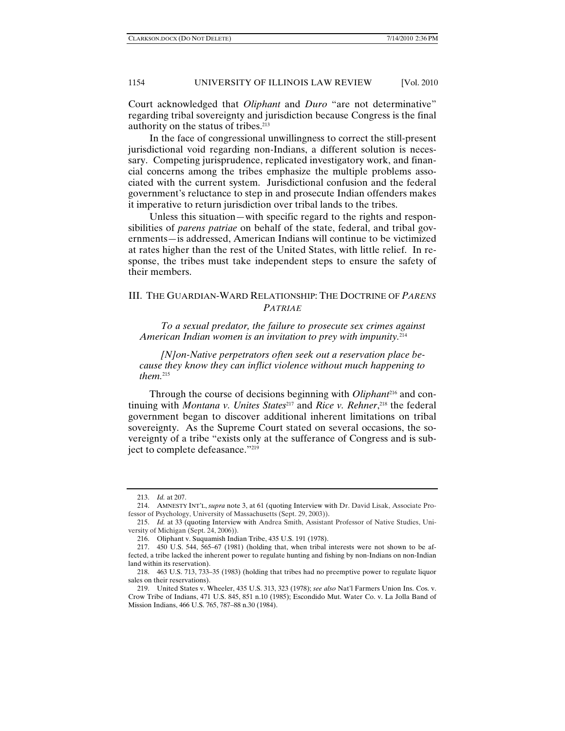Court acknowledged that *Oliphant* and *Duro* "are not determinative" regarding tribal sovereignty and jurisdiction because Congress is the final authority on the status of tribes.[213]

In the face of congressional unwillingness to correct the still-present jurisdictional void regarding non-Indians, a different solution is necessary. Competing jurisprudence, replicated investigatory work, and financial concerns among the tribes emphasize the multiple problems associated with the current system. Jurisdictional confusion and the federal government's reluctance to step in and prosecute Indian offenders makes it imperative to return jurisdiction over tribal lands to the tribes.

Unless this situation—with specific regard to the rights and responsibilities of *parens patriae* on behalf of the state, federal, and tribal governments—is addressed, American Indians will continue to be victimized at rates higher than the rest of the United States, with little relief. In response, the tribes must take independent steps to ensure the safety of their members.

## III. THE GUARDIAN-WARD RELATIONSHIP: THE DOCTRINE OF *PARENS PATRIAE*

> *To a sexual predator, the failure to prosecute sex crimes against American Indian women is an invitation to prey with impunity.*[214]

> *[N]on-Native perpetrators often seek out a reservation place because they know they can inflict violence without much happening to them.*[215]

Through the course of decisions beginning with *Oliphant*[216] and continuing with *Montana v. Unites States*[217] and *Rice v. Rehner*,[218] the federal government began to discover additional inherent limitations on tribal sovereignty. As the Supreme Court stated on several occasions, the sovereignty of a tribe "exists only at the sufferance of Congress and is subject to complete defeasance."[219]

---

213. *Id.* at 207.

214. AMNESTY INT'L, *supra* note 3, at 61 (quoting Interview with Dr. David Lisak, Associate Professor of Psychology, University of Massachusetts (Sept. 29, 2003)).

215. *Id.* at 33 (quoting Interview with Andrea Smith, Assistant Professor of Native Studies, University of Michigan (Sept. 24, 2006)).

216. Oliphant v. Suquamish Indian Tribe, 435 U.S. 191 (1978).

217. 450 U.S. 544, 565–67 (1981) (holding that, when tribal interests were not shown to be affected, a tribe lacked the inherent power to regulate hunting and fishing by non-Indians on non-Indian land within its reservation).

218. 463 U.S. 713, 733–35 (1983) (holding that tribes had no preemptive power to regulate liquor sales on their reservations).

219. United States v. Wheeler, 435 U.S. 313, 323 (1978); *see also* Nat'l Farmers Union Ins. Cos. v. Crow Tribe of Indians, 471 U.S. 845, 851 n.10 (1985); Escondido Mut. Water Co. v. La Jolla Band of Mission Indians, 466 U.S. 765, 787–88 n.30 (1984).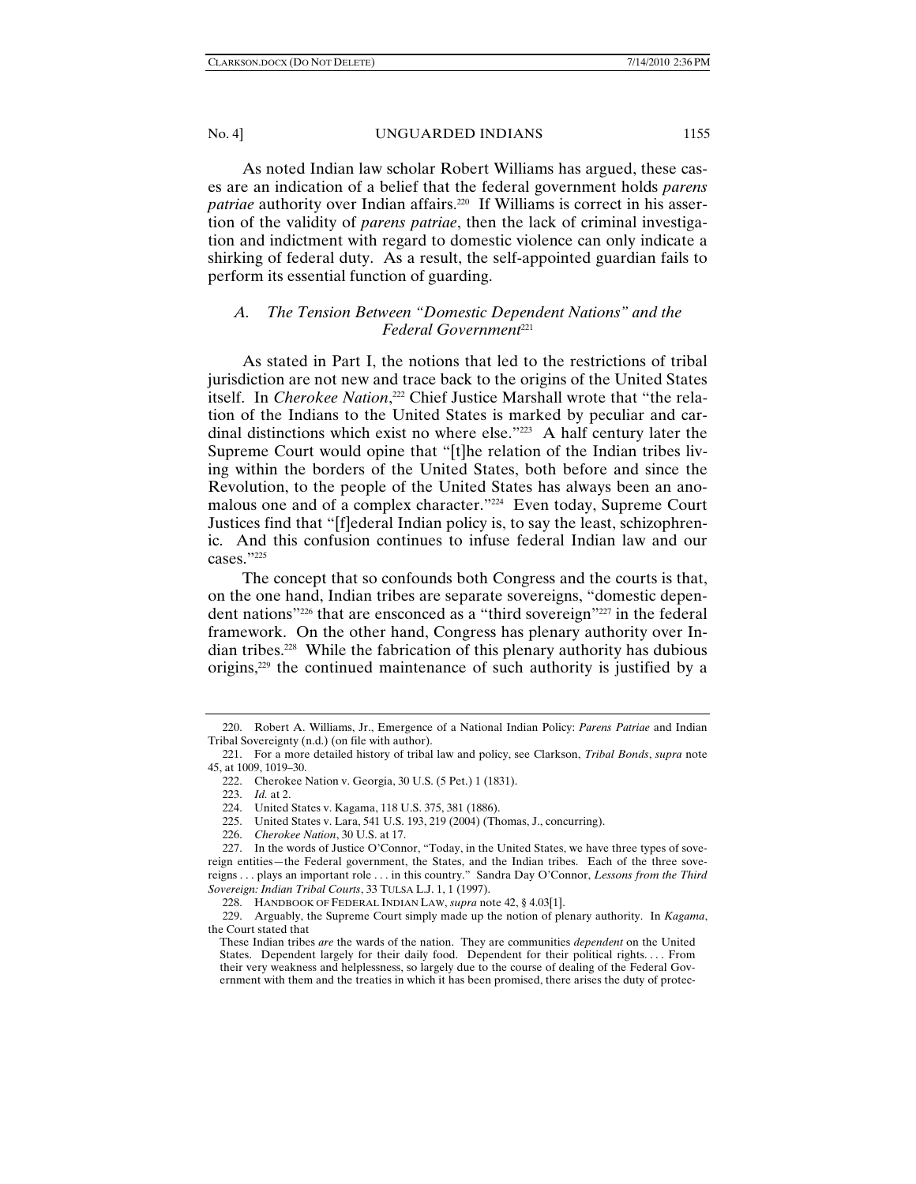As noted Indian law scholar Robert Williams has argued, these cases are an indication of a belief that the federal government holds *parens patriae* authority over Indian affairs.[220] If Williams is correct in his assertion of the validity of *parens patriae*, then the lack of criminal investigation and indictment with regard to domestic violence can only indicate a shirking of federal duty. As a result, the self-appointed guardian fails to perform its essential function of guarding.

### *A. The Tension Between "Domestic Dependent Nations" and the Federal Government*[221]

As stated in Part I, the notions that led to the restrictions of tribal jurisdiction are not new and trace back to the origins of the United States itself. In *Cherokee Nation*,[222] Chief Justice Marshall wrote that "the relation of the Indians to the United States is marked by peculiar and cardinal distinctions which exist no where else."[223] A half century later the Supreme Court would opine that "[t]he relation of the Indian tribes living within the borders of the United States, both before and since the Revolution, to the people of the United States has always been an anomalous one and of a complex character."[224] Even today, Supreme Court Justices find that "[f]ederal Indian policy is, to say the least, schizophrenic. And this confusion continues to infuse federal Indian law and our cases."[225]

The concept that so confounds both Congress and the courts is that, on the one hand, Indian tribes are separate sovereigns, "domestic dependent nations"[226] that are ensconced as a "third sovereign"[227] in the federal framework. On the other hand, Congress has plenary authority over Indian tribes.[228] While the fabrication of this plenary authority has dubious origins,[229] the continued maintenance of such authority is justified by a

---

220. Robert A. Williams, Jr., Emergence of a National Indian Policy: *Parens Patriae* and Indian Tribal Sovereignty (n.d.) (on file with author).

221. For a more detailed history of tribal law and policy, see Clarkson, *Tribal Bonds*, *supra* note 45, at 1009, 1019–30.

222. Cherokee Nation v. Georgia, 30 U.S. (5 Pet.) 1 (1831).

223. *Id.* at 2.

224. United States v. Kagama, 118 U.S. 375, 381 (1886).

225. United States v. Lara, 541 U.S. 193, 219 (2004) (Thomas, J., concurring).

226. *Cherokee Nation*, 30 U.S. at 17.

227. In the words of Justice O'Connor, "Today, in the United States, we have three types of sovereign entities—the Federal government, the States, and the Indian tribes. Each of the three sovereigns . . . plays an important role . . . in this country." Sandra Day O'Connor, *Lessons from the Third Sovereign: Indian Tribal Courts*, 33 TULSA L.J. 1, 1 (1997).

228. HANDBOOK OF FEDERAL INDIAN LAW, *supra* note 42, § 4.03[1].

229. Arguably, the Supreme Court simply made up the notion of plenary authority. In *Kagama*, the Court stated that

> These Indian tribes *are* the wards of the nation. They are communities *dependent* on the United States. Dependent largely for their daily food. Dependent for their political rights. . . . From their very weakness and helplessness, so largely due to the course of dealing of the Federal Government with them and the treaties in which it has been promised, there arises the duty of protec-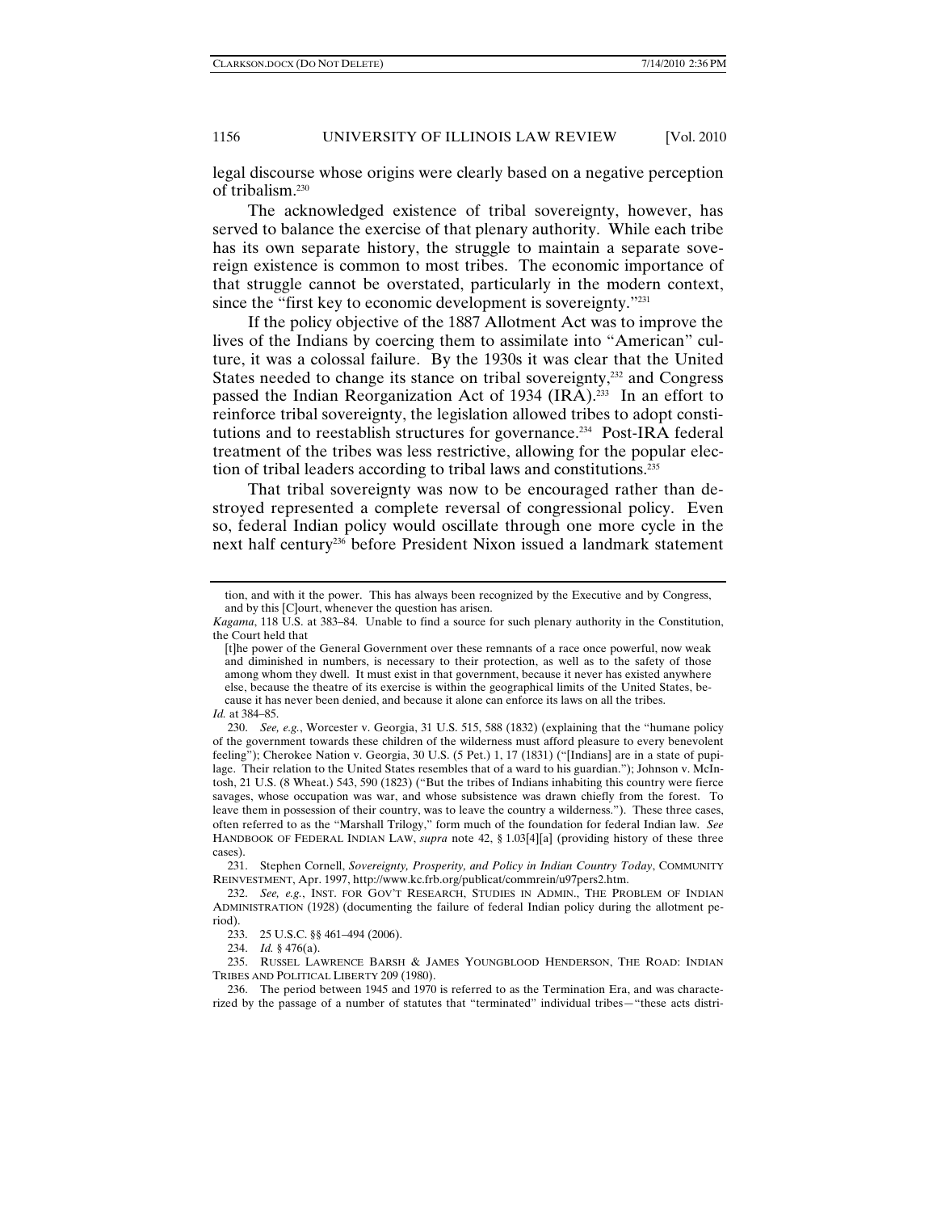legal discourse whose origins were clearly based on a negative perception of tribalism.[230]

The acknowledged existence of tribal sovereignty, however, has served to balance the exercise of that plenary authority. While each tribe has its own separate history, the struggle to maintain a separate sovereign existence is common to most tribes. The economic importance of that struggle cannot be overstated, particularly in the modern context, since the "first key to economic development is sovereignty."[231]

If the policy objective of the 1887 Allotment Act was to improve the lives of the Indians by coercing them to assimilate into "American" culture, it was a colossal failure. By the 1930s it was clear that the United States needed to change its stance on tribal sovereignty,[232] and Congress passed the Indian Reorganization Act of 1934 (IRA).[233] In an effort to reinforce tribal sovereignty, the legislation allowed tribes to adopt constitutions and to reestablish structures for governance.[234] Post-IRA federal treatment of the tribes was less restrictive, allowing for the popular election of tribal leaders according to tribal laws and constitutions.[235]

That tribal sovereignty was now to be encouraged rather than destroyed represented a complete reversal of congressional policy. Even so, federal Indian policy would oscillate through one more cycle in the next half century[236] before President Nixon issued a landmark statement

---

tion, and with it the power. This has always been recognized by the Executive and by Congress, and by this [C]ourt, whenever the question has arisen.

*Kagama*, 118 U.S. at 383–84. Unable to find a source for such plenary authority in the Constitution, the Court held that

> [t]he power of the General Government over these remnants of a race once powerful, now weak and diminished in numbers, is necessary to their protection, as well as to the safety of those among whom they dwell. It must exist in that government, because it never has existed anywhere else, because the theatre of its exercise is within the geographical limits of the United States, because it has never been denied, and because it alone can enforce its laws on all the tribes.

*Id.* at 384–85.

230. *See, e.g.*, Worcester v. Georgia, 31 U.S. 515, 588 (1832) (explaining that the "humane policy of the government towards these children of the wilderness must afford pleasure to every benevolent feeling"); Cherokee Nation v. Georgia, 30 U.S. (5 Pet.) 1, 17 (1831) ("[Indians] are in a state of pupilage. Their relation to the United States resembles that of a ward to his guardian."); Johnson v. McIntosh, 21 U.S. (8 Wheat.) 543, 590 (1823) ("But the tribes of Indians inhabiting this country were fierce savages, whose occupation was war, and whose subsistence was drawn chiefly from the forest. To leave them in possession of their country, was to leave the country a wilderness."). These three cases, often referred to as the "Marshall Trilogy," form much of the foundation for federal Indian law. *See* HANDBOOK OF FEDERAL INDIAN LAW, *supra* note 42, § 1.03[4][a] (providing history of these three cases).

231. Stephen Cornell, *Sovereignty, Prosperity, and Policy in Indian Country Today*, COMMUNITY REINVESTMENT, Apr. 1997, http://www.kc.frb.org/publicat/commrein/u97pers2.htm.

232. *See, e.g.*, INST. FOR GOV'T RESEARCH, STUDIES IN ADMIN., THE PROBLEM OF INDIAN ADMINISTRATION (1928) (documenting the failure of federal Indian policy during the allotment period).

233. 25 U.S.C. §§ 461–494 (2006).

234. *Id.* § 476(a).

235. RUSSEL LAWRENCE BARSH & JAMES YOUNGBLOOD HENDERSON, THE ROAD: INDIAN TRIBES AND POLITICAL LIBERTY 209 (1980).

236. The period between 1945 and 1970 is referred to as the Termination Era, and was characterized by the passage of a number of statutes that "terminated" individual tribes—"these acts distri-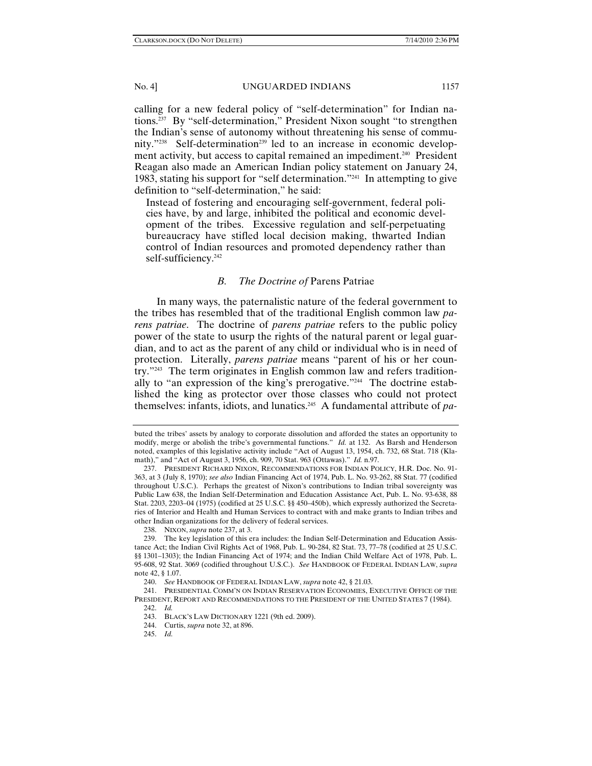calling for a new federal policy of "self-determination" for Indian nations.[237] By "self-determination," President Nixon sought "to strengthen the Indian's sense of autonomy without threatening his sense of community."[238] Self-determination[239] led to an increase in economic development activity, but access to capital remained an impediment.[240] President Reagan also made an American Indian policy statement on January 24, 1983, stating his support for "self determination."[241] In attempting to give definition to "self-determination," he said:

> Instead of fostering and encouraging self-government, federal policies have, by and large, inhibited the political and economic development of the tribes. Excessive regulation and self-perpetuating bureaucracy have stifled local decision making, thwarted Indian control of Indian resources and promoted dependency rather than self-sufficiency.[242]

### *B. The Doctrine of* Parens Patriae

In many ways, the paternalistic nature of the federal government to the tribes has resembled that of the traditional English common law *parens patriae*. The doctrine of *parens patriae* refers to the public policy power of the state to usurp the rights of the natural parent or legal guardian, and to act as the parent of any child or individual who is in need of protection. Literally, *parens patriae* means "parent of his or her country."[243] The term originates in English common law and refers traditionally to "an expression of the king's prerogative."[244] The doctrine established the king as protector over those classes who could not protect themselves: infants, idiots, and lunatics.[245] A fundamental attribute of *pa-*

---

buted the tribes' assets by analogy to corporate dissolution and afforded the states an opportunity to modify, merge or abolish the tribe's governmental functions." *Id.* at 132. As Barsh and Henderson noted, examples of this legislative activity include "Act of August 13, 1954, ch. 732, 68 Stat. 718 (Klamath)," and "Act of August 3, 1956, ch. 909, 70 Stat. 963 (Ottawas)." *Id.* n.97.

237. PRESIDENT RICHARD NIXON, RECOMMENDATIONS FOR INDIAN POLICY, H.R. Doc. No. 91-363, at 3 (July 8, 1970); *see also* Indian Financing Act of 1974, Pub. L. No. 93-262, 88 Stat. 77 (codified throughout U.S.C.). Perhaps the greatest of Nixon's contributions to Indian tribal sovereignty was Public Law 638, the Indian Self-Determination and Education Assistance Act, Pub. L. No. 93-638, 88 Stat. 2203, 2203–04 (1975) (codified at 25 U.S.C. §§ 450–450b), which expressly authorized the Secretaries of Interior and Health and Human Services to contract with and make grants to Indian tribes and other Indian organizations for the delivery of federal services.

238. NIXON, *supra* note 237, at 3.

239. The key legislation of this era includes: the Indian Self-Determination and Education Assistance Act; the Indian Civil Rights Act of 1968, Pub. L. 90-284, 82 Stat. 73, 77–78 (codified at 25 U.S.C. §§ 1301–1303); the Indian Financing Act of 1974; and the Indian Child Welfare Act of 1978, Pub. L. 95-608, 92 Stat. 3069 (codified throughout U.S.C.). *See* HANDBOOK OF FEDERAL INDIAN LAW, *supra* note 42, § 1.07.

240. *See* HANDBOOK OF FEDERAL INDIAN LAW, *supra* note 42, § 21.03.

241. PRESIDENTIAL COMM'N ON INDIAN RESERVATION ECONOMIES, EXECUTIVE OFFICE OF THE PRESIDENT, REPORT AND RECOMMENDATIONS TO THE PRESIDENT OF THE UNITED STATES 7 (1984).

242. *Id.*

243. BLACK'S LAW DICTIONARY 1221 (9th ed. 2009).

244. Curtis, *supra* note 32, at 896.

245. *Id.*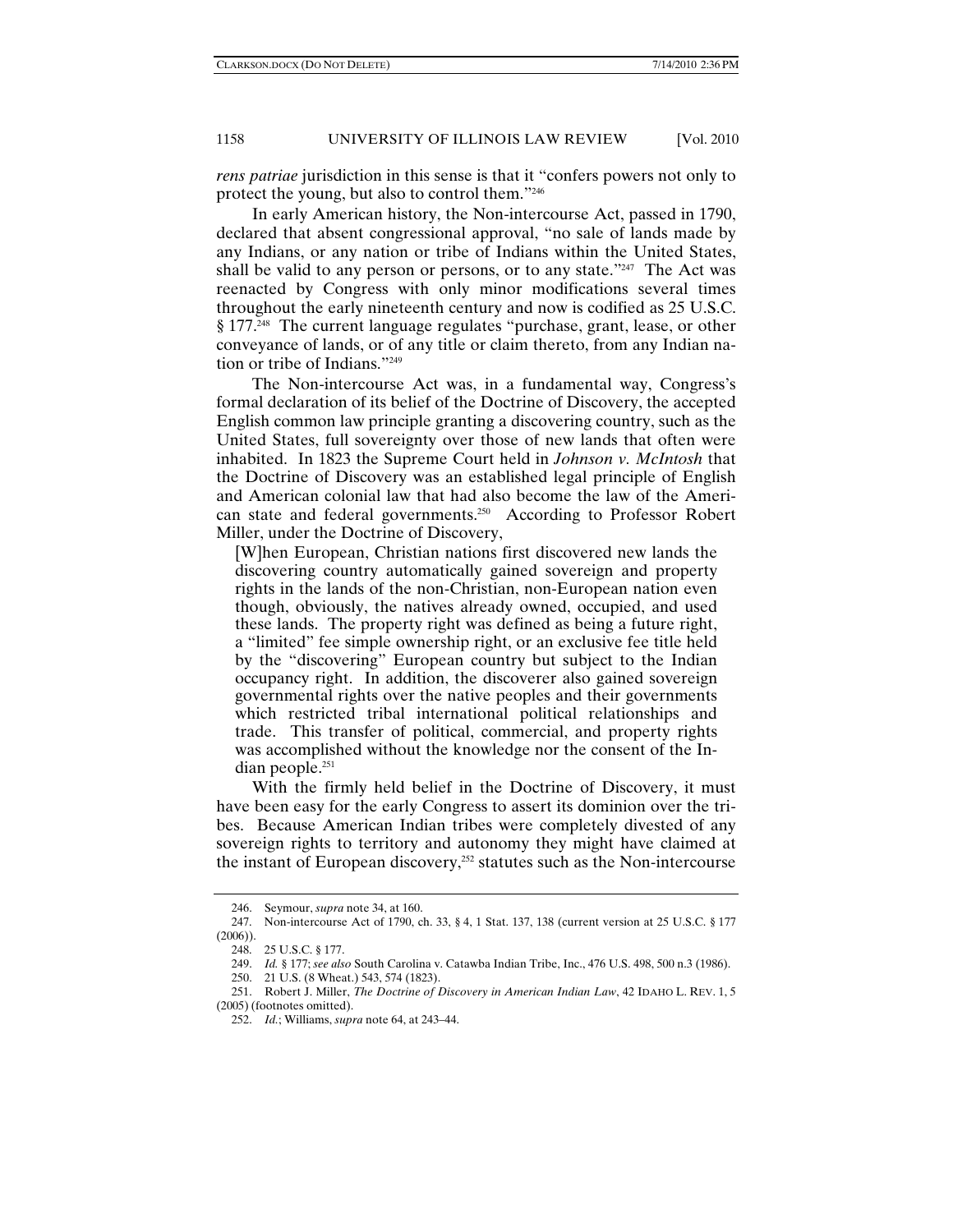*rens patriae* jurisdiction in this sense is that it "confers powers not only to protect the young, but also to control them."[246]

In early American history, the Non-intercourse Act, passed in 1790, declared that absent congressional approval, "no sale of lands made by any Indians, or any nation or tribe of Indians within the United States, shall be valid to any person or persons, or to any state."[247] The Act was reenacted by Congress with only minor modifications several times throughout the early nineteenth century and now is codified as 25 U.S.C. § 177.[248] The current language regulates "purchase, grant, lease, or other conveyance of lands, or of any title or claim thereto, from any Indian nation or tribe of Indians."[249]

The Non-intercourse Act was, in a fundamental way, Congress's formal declaration of its belief of the Doctrine of Discovery, the accepted English common law principle granting a discovering country, such as the United States, full sovereignty over those of new lands that often were inhabited. In 1823 the Supreme Court held in *Johnson v. McIntosh* that the Doctrine of Discovery was an established legal principle of English and American colonial law that had also become the law of the American state and federal governments.[250] According to Professor Robert Miller, under the Doctrine of Discovery,

> [W]hen European, Christian nations first discovered new lands the discovering country automatically gained sovereign and property rights in the lands of the non-Christian, non-European nation even though, obviously, the natives already owned, occupied, and used these lands. The property right was defined as being a future right, a "limited" fee simple ownership right, or an exclusive fee title held by the "discovering" European country but subject to the Indian occupancy right. In addition, the discoverer also gained sovereign governmental rights over the native peoples and their governments which restricted tribal international political relationships and trade. This transfer of political, commercial, and property rights was accomplished without the knowledge nor the consent of the Indian people.[251]

With the firmly held belief in the Doctrine of Discovery, it must have been easy for the early Congress to assert its dominion over the tribes. Because American Indian tribes were completely divested of any sovereign rights to territory and autonomy they might have claimed at the instant of European discovery,[252] statutes such as the Non-intercourse

---

246. Seymour, *supra* note 34, at 160.

247. Non-intercourse Act of 1790, ch. 33, § 4, 1 Stat. 137, 138 (current version at 25 U.S.C. § 177 (2006)).

248. 25 U.S.C. § 177.

249. *Id.* § 177; *see also* South Carolina v. Catawba Indian Tribe, Inc., 476 U.S. 498, 500 n.3 (1986).

250. 21 U.S. (8 Wheat.) 543, 574 (1823).

251. Robert J. Miller, *The Doctrine of Discovery in American Indian Law*, 42 IDAHO L. REV. 1, 5 (2005) (footnotes omitted).

252. *Id.*; Williams, *supra* note 64, at 243–44.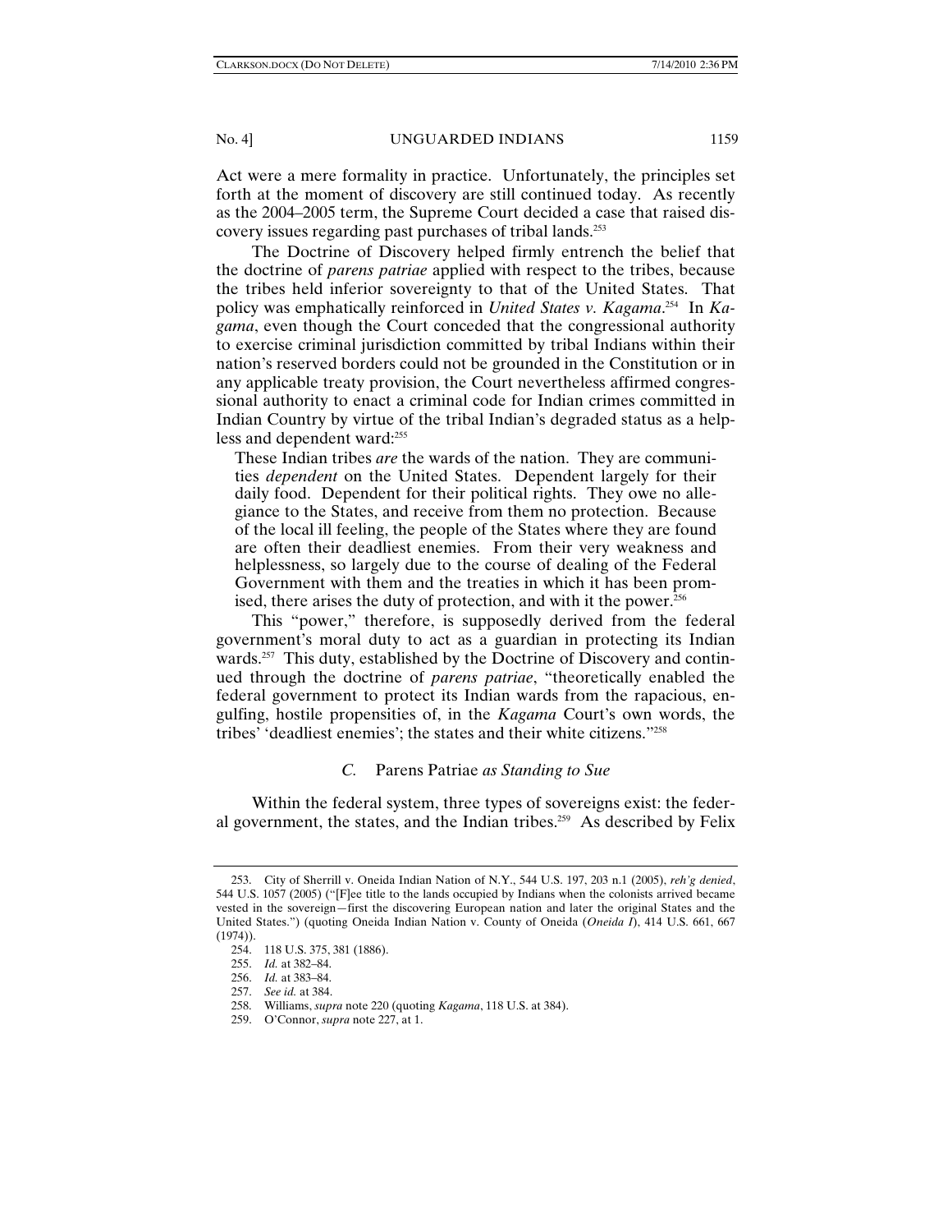Act were a mere formality in practice. Unfortunately, the principles set forth at the moment of discovery are still continued today. As recently as the 2004–2005 term, the Supreme Court decided a case that raised discovery issues regarding past purchases of tribal lands.[253]

The Doctrine of Discovery helped firmly entrench the belief that the doctrine of *parens patriae* applied with respect to the tribes, because the tribes held inferior sovereignty to that of the United States. That policy was emphatically reinforced in *United States v. Kagama*.[254] In *Kagama*, even though the Court conceded that the congressional authority to exercise criminal jurisdiction committed by tribal Indians within their nation's reserved borders could not be grounded in the Constitution or in any applicable treaty provision, the Court nevertheless affirmed congressional authority to enact a criminal code for Indian crimes committed in Indian Country by virtue of the tribal Indian's degraded status as a helpless and dependent ward:[255]

> These Indian tribes *are* the wards of the nation. They are communities *dependent* on the United States. Dependent largely for their daily food. Dependent for their political rights. They owe no allegiance to the States, and receive from them no protection. Because of the local ill feeling, the people of the States where they are found are often their deadliest enemies. From their very weakness and helplessness, so largely due to the course of dealing of the Federal Government with them and the treaties in which it has been promised, there arises the duty of protection, and with it the power.[256]

This "power," therefore, is supposedly derived from the federal government's moral duty to act as a guardian in protecting its Indian wards.[257] This duty, established by the Doctrine of Discovery and continued through the doctrine of *parens patriae*, "theoretically enabled the federal government to protect its Indian wards from the rapacious, engulfing, hostile propensities of, in the *Kagama* Court's own words, the tribes' 'deadliest enemies'; the states and their white citizens."[258]

### *C.* Parens Patriae *as Standing to Sue*

Within the federal system, three types of sovereigns exist: the federal government, the states, and the Indian tribes.[259] As described by Felix

---

253. City of Sherrill v. Oneida Indian Nation of N.Y., 544 U.S. 197, 203 n.1 (2005), *reh'g denied*, 544 U.S. 1057 (2005) ("[F]ee title to the lands occupied by Indians when the colonists arrived became vested in the sovereign—first the discovering European nation and later the original States and the United States.") (quoting Oneida Indian Nation v. County of Oneida (*Oneida I*), 414 U.S. 661, 667 (1974)).

254. 118 U.S. 375, 381 (1886).

255. *Id.* at 382–84.

256. *Id.* at 383–84.

257. *See id.* at 384.

258. Williams, *supra* note 220 (quoting *Kagama*, 118 U.S. at 384).

259. O'Connor, *supra* note 227, at 1.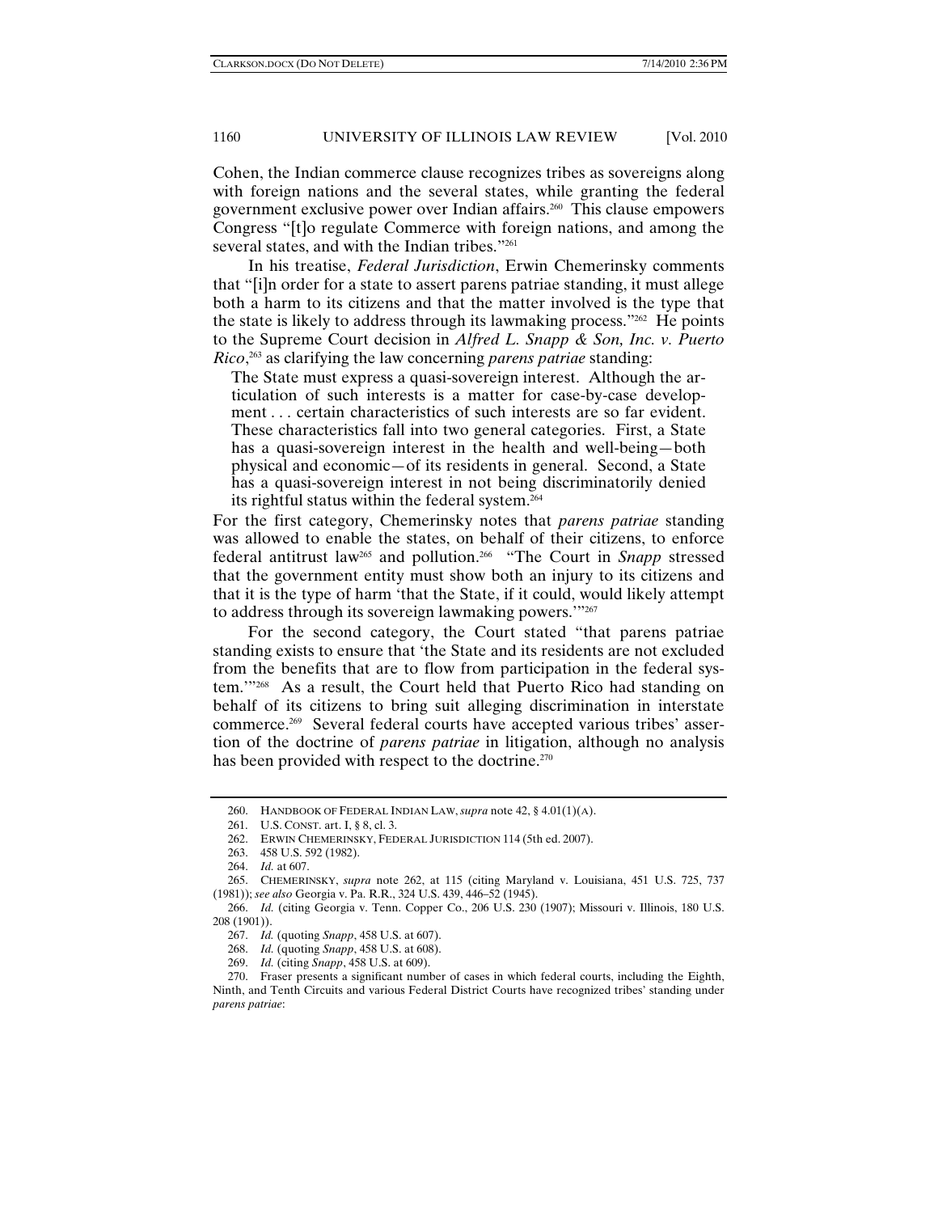Cohen, the Indian commerce clause recognizes tribes as sovereigns along with foreign nations and the several states, while granting the federal government exclusive power over Indian affairs.[260] This clause empowers Congress "[t]o regulate Commerce with foreign nations, and among the several states, and with the Indian tribes."[261]

In his treatise, *Federal Jurisdiction*, Erwin Chemerinsky comments that "[i]n order for a state to assert parens patriae standing, it must allege both a harm to its citizens and that the matter involved is the type that the state is likely to address through its lawmaking process."[262] He points to the Supreme Court decision in *Alfred L. Snapp & Son, Inc. v. Puerto Rico*,[263] as clarifying the law concerning *parens patriae* standing:

> The State must express a quasi-sovereign interest. Although the articulation of such interests is a matter for case-by-case development . . . certain characteristics of such interests are so far evident. These characteristics fall into two general categories. First, a State has a quasi-sovereign interest in the health and well-being—both physical and economic—of its residents in general. Second, a State has a quasi-sovereign interest in not being discriminatorily denied its rightful status within the federal system.[264]

For the first category, Chemerinsky notes that *parens patriae* standing was allowed to enable the states, on behalf of their citizens, to enforce federal antitrust law[265] and pollution.[266] "The Court in *Snapp* stressed that the government entity must show both an injury to its citizens and that it is the type of harm 'that the State, if it could, would likely attempt to address through its sovereign lawmaking powers.'"[267]

For the second category, the Court stated "that parens patriae standing exists to ensure that 'the State and its residents are not excluded from the benefits that are to flow from participation in the federal system.'"[268] As a result, the Court held that Puerto Rico had standing on behalf of its citizens to bring suit alleging discrimination in interstate commerce.[269] Several federal courts have accepted various tribes' assertion of the doctrine of *parens patriae* in litigation, although no analysis has been provided with respect to the doctrine.[270]

---

260. HANDBOOK OF FEDERAL INDIAN LAW, *supra* note 42, § 4.01(1)(A).

261. U.S. CONST. art. I, § 8, cl. 3.

262. ERWIN CHEMERINSKY, FEDERAL JURISDICTION 114 (5th ed. 2007).

263. 458 U.S. 592 (1982).

264. *Id.* at 607.

265. CHEMERINSKY, *supra* note 262, at 115 (citing Maryland v. Louisiana, 451 U.S. 725, 737 (1981)); *see also* Georgia v. Pa. R.R., 324 U.S. 439, 446–52 (1945).

266. *Id.* (citing Georgia v. Tenn. Copper Co., 206 U.S. 230 (1907); Missouri v. Illinois, 180 U.S. 208 (1901)).

267. *Id.* (quoting *Snapp*, 458 U.S. at 607).

268. *Id.* (quoting *Snapp*, 458 U.S. at 608).

269. *Id.* (citing *Snapp*, 458 U.S. at 609).

270. Fraser presents a significant number of cases in which federal courts, including the Eighth, Ninth, and Tenth Circuits and various Federal District Courts have recognized tribes' standing under *parens patriae*: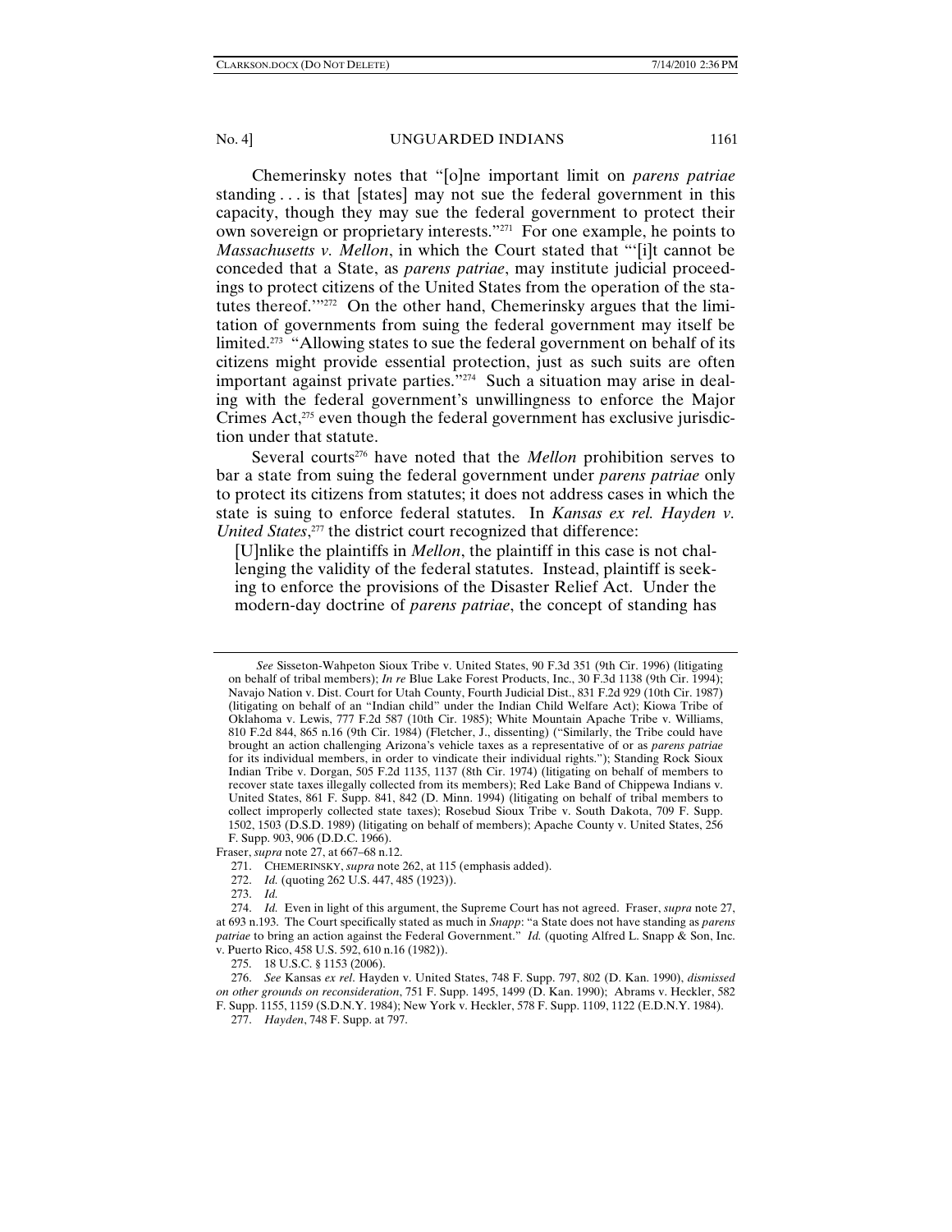Chemerinsky notes that "[o]ne important limit on *parens patriae* standing . . . is that [states] may not sue the federal government in this capacity, though they may sue the federal government to protect their own sovereign or proprietary interests."[271] For one example, he points to *Massachusetts v. Mellon*, in which the Court stated that "'[i]t cannot be conceded that a State, as *parens patriae*, may institute judicial proceedings to protect citizens of the United States from the operation of the statutes thereof.'"[272] On the other hand, Chemerinsky argues that the limitation of governments from suing the federal government may itself be limited.[273] "Allowing states to sue the federal government on behalf of its citizens might provide essential protection, just as such suits are often important against private parties."[274] Such a situation may arise in dealing with the federal government's unwillingness to enforce the Major Crimes Act,[275] even though the federal government has exclusive jurisdiction under that statute.

Several courts[276] have noted that the *Mellon* prohibition serves to bar a state from suing the federal government under *parens patriae* only to protect its citizens from statutes; it does not address cases in which the state is suing to enforce federal statutes. In *Kansas ex rel. Hayden v. United States*,[277] the district court recognized that difference:

> [U]nlike the plaintiffs in *Mellon*, the plaintiff in this case is not challenging the validity of the federal statutes. Instead, plaintiff is seeking to enforce the provisions of the Disaster Relief Act. Under the modern-day doctrine of *parens patriae*, the concept of standing has

---

*See* Sisseton-Wahpeton Sioux Tribe v. United States, 90 F.3d 351 (9th Cir. 1996) (litigating on behalf of tribal members); *In re* Blue Lake Forest Products, Inc., 30 F.3d 1138 (9th Cir. 1994); Navajo Nation v. Dist. Court for Utah County, Fourth Judicial Dist., 831 F.2d 929 (10th Cir. 1987) (litigating on behalf of an "Indian child" under the Indian Child Welfare Act); Kiowa Tribe of Oklahoma v. Lewis, 777 F.2d 587 (10th Cir. 1985); White Mountain Apache Tribe v. Williams, 810 F.2d 844, 865 n.16 (9th Cir. 1984) (Fletcher, J., dissenting) ("Similarly, the Tribe could have brought an action challenging Arizona's vehicle taxes as a representative of or as *parens patriae* for its individual members, in order to vindicate their individual rights."); Standing Rock Sioux Indian Tribe v. Dorgan, 505 F.2d 1135, 1137 (8th Cir. 1974) (litigating on behalf of members to recover state taxes illegally collected from its members); Red Lake Band of Chippewa Indians v. United States, 861 F. Supp. 841, 842 (D. Minn. 1994) (litigating on behalf of tribal members to collect improperly collected state taxes); Rosebud Sioux Tribe v. South Dakota, 709 F. Supp. 1502, 1503 (D.S.D. 1989) (litigating on behalf of members); Apache County v. United States, 256 F. Supp. 903, 906 (D.D.C. 1966).

Fraser, *supra* note 27, at 667–68 n.12.

271. CHEMERINSKY, *supra* note 262, at 115 (emphasis added).

272. *Id.* (quoting 262 U.S. 447, 485 (1923)).

273. *Id.*

274. *Id.* Even in light of this argument, the Supreme Court has not agreed. Fraser, *supra* note 27, at 693 n.193. The Court specifically stated as much in *Snapp*: "a State does not have standing as *parens patriae* to bring an action against the Federal Government." *Id.* (quoting Alfred L. Snapp & Son, Inc. v. Puerto Rico, 458 U.S. 592, 610 n.16 (1982)).

275. 18 U.S.C. § 1153 (2006).

276. *See* Kansas *ex rel*. Hayden v. United States, 748 F. Supp. 797, 802 (D. Kan. 1990), *dismissed on other grounds on reconsideration*, 751 F. Supp. 1495, 1499 (D. Kan. 1990); Abrams v. Heckler, 582 F. Supp. 1155, 1159 (S.D.N.Y. 1984); New York v. Heckler, 578 F. Supp. 1109, 1122 (E.D.N.Y. 1984).

277. *Hayden*, 748 F. Supp. at 797.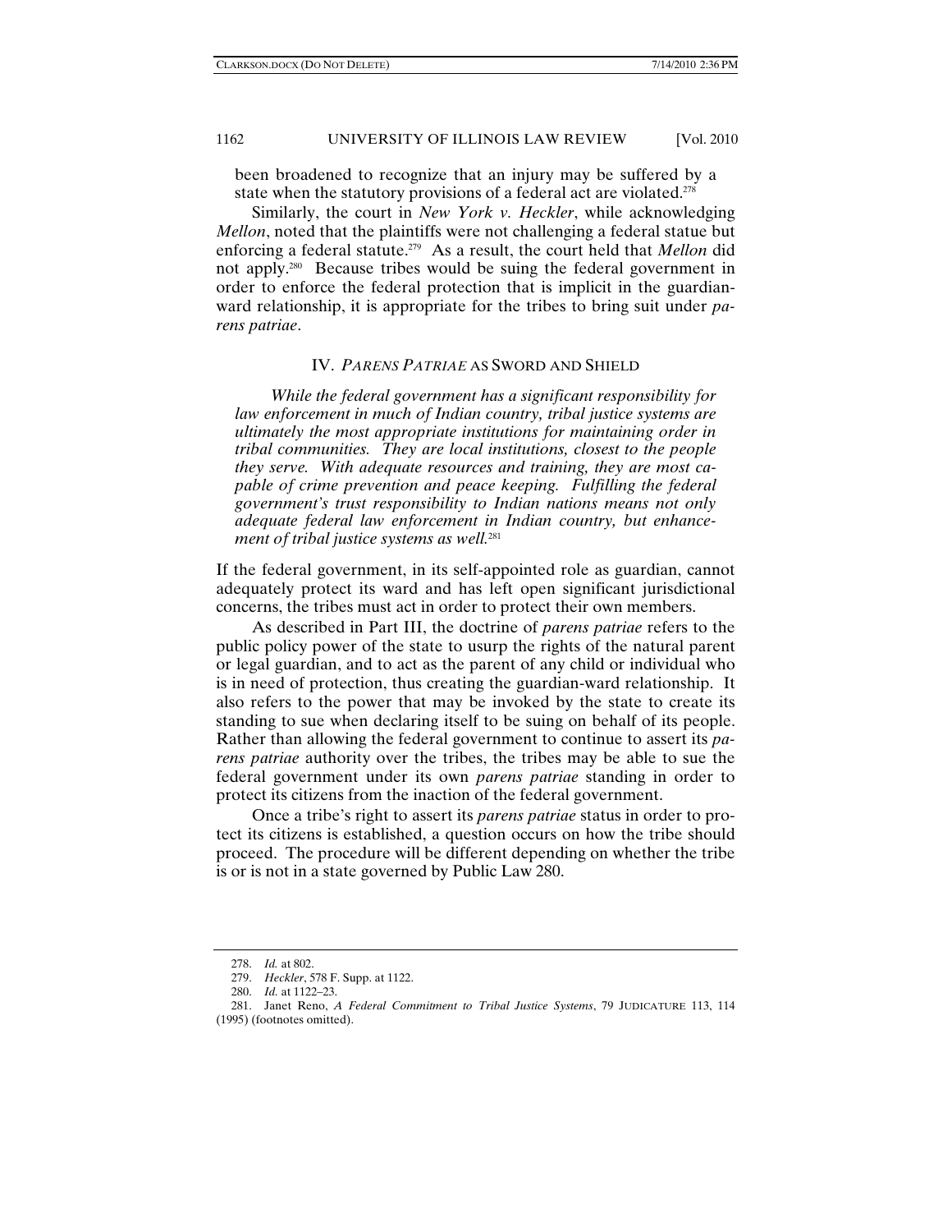been broadened to recognize that an injury may be suffered by a state when the statutory provisions of a federal act are violated.[278]

Similarly, the court in *New York v. Heckler*, while acknowledging *Mellon*, noted that the plaintiffs were not challenging a federal statue but enforcing a federal statute.[279] As a result, the court held that *Mellon* did not apply.[280] Because tribes would be suing the federal government in order to enforce the federal protection that is implicit in the guardian-ward relationship, it is appropriate for the tribes to bring suit under *parens patriae*.

## IV. *PARENS PATRIAE* AS SWORD AND SHIELD

> *While the federal government has a significant responsibility for law enforcement in much of Indian country, tribal justice systems are ultimately the most appropriate institutions for maintaining order in tribal communities. They are local institutions, closest to the people they serve. With adequate resources and training, they are most capable of crime prevention and peace keeping. Fulfilling the federal government's trust responsibility to Indian nations means not only adequate federal law enforcement in Indian country, but enhancement of tribal justice systems as well.*[281]

If the federal government, in its self-appointed role as guardian, cannot adequately protect its ward and has left open significant jurisdictional concerns, the tribes must act in order to protect their own members.

As described in Part III, the doctrine of *parens patriae* refers to the public policy power of the state to usurp the rights of the natural parent or legal guardian, and to act as the parent of any child or individual who is in need of protection, thus creating the guardian-ward relationship. It also refers to the power that may be invoked by the state to create its standing to sue when declaring itself to be suing on behalf of its people. Rather than allowing the federal government to continue to assert its *parens patriae* authority over the tribes, the tribes may be able to sue the federal government under its own *parens patriae* standing in order to protect its citizens from the inaction of the federal government.

Once a tribe's right to assert its *parens patriae* status in order to protect its citizens is established, a question occurs on how the tribe should proceed. The procedure will be different depending on whether the tribe is or is not in a state governed by Public Law 280.

---

278. *Id.* at 802.

279. *Heckler*, 578 F. Supp. at 1122.

280. *Id.* at 1122–23.

281. Janet Reno, *A Federal Commitment to Tribal Justice Systems*, 79 JUDICATURE 113, 114 (1995) (footnotes omitted).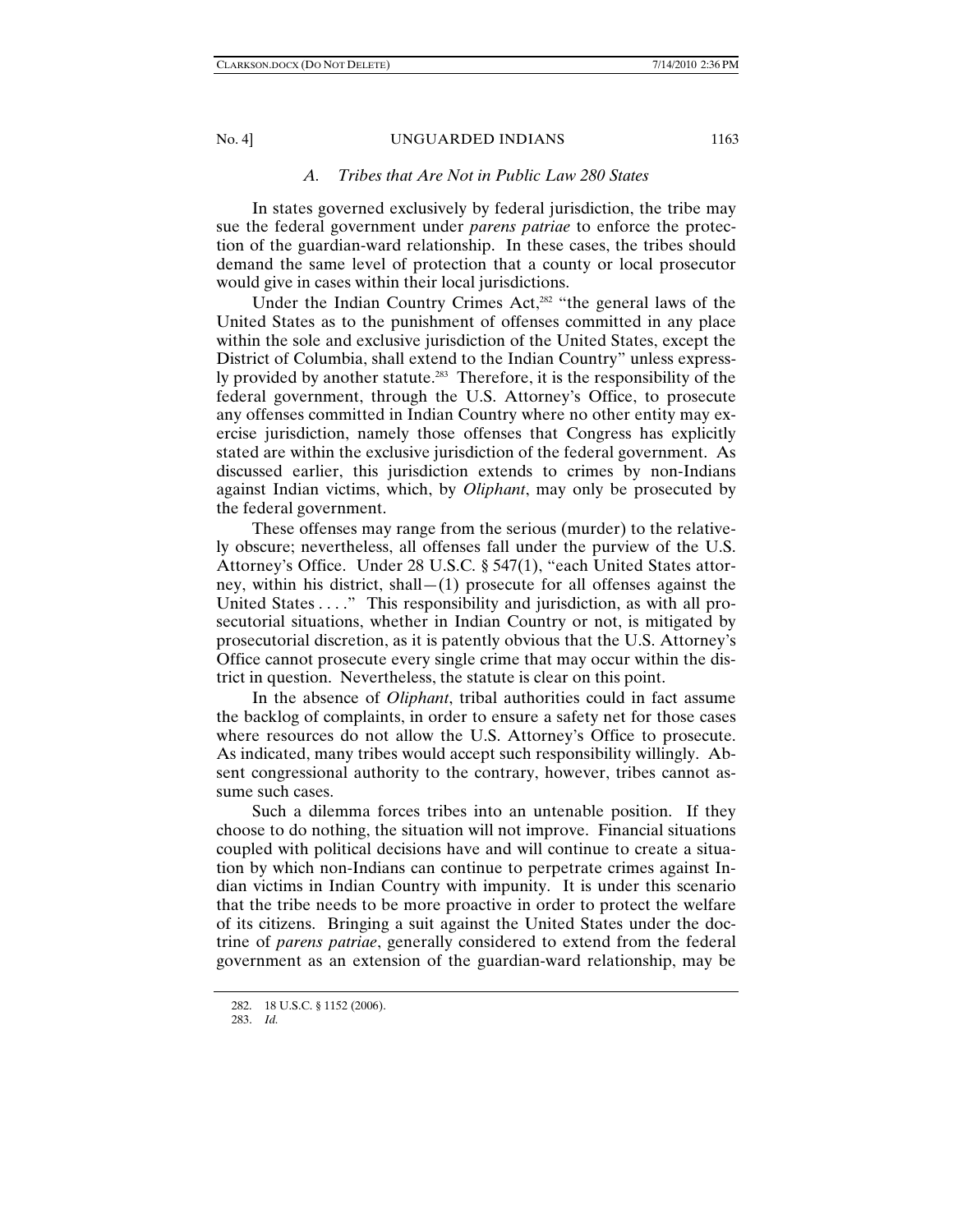### *A. Tribes that Are Not in Public Law 280 States*

In states governed exclusively by federal jurisdiction, the tribe may sue the federal government under *parens patriae* to enforce the protection of the guardian-ward relationship. In these cases, the tribes should demand the same level of protection that a county or local prosecutor would give in cases within their local jurisdictions.

Under the Indian Country Crimes Act,[282] "the general laws of the United States as to the punishment of offenses committed in any place within the sole and exclusive jurisdiction of the United States, except the District of Columbia, shall extend to the Indian Country" unless expressly provided by another statute.[283] Therefore, it is the responsibility of the federal government, through the U.S. Attorney's Office, to prosecute any offenses committed in Indian Country where no other entity may exercise jurisdiction, namely those offenses that Congress has explicitly stated are within the exclusive jurisdiction of the federal government. As discussed earlier, this jurisdiction extends to crimes by non-Indians against Indian victims, which, by *Oliphant*, may only be prosecuted by the federal government.

These offenses may range from the serious (murder) to the relatively obscure; nevertheless, all offenses fall under the purview of the U.S. Attorney's Office. Under 28 U.S.C. § 547(1), "each United States attorney, within his district, shall—(1) prosecute for all offenses against the United States . . . ." This responsibility and jurisdiction, as with all prosecutorial situations, whether in Indian Country or not, is mitigated by prosecutorial discretion, as it is patently obvious that the U.S. Attorney's Office cannot prosecute every single crime that may occur within the district in question. Nevertheless, the statute is clear on this point.

In the absence of *Oliphant*, tribal authorities could in fact assume the backlog of complaints, in order to ensure a safety net for those cases where resources do not allow the U.S. Attorney's Office to prosecute. As indicated, many tribes would accept such responsibility willingly. Absent congressional authority to the contrary, however, tribes cannot assume such cases.

Such a dilemma forces tribes into an untenable position. If they choose to do nothing, the situation will not improve. Financial situations coupled with political decisions have and will continue to create a situation by which non-Indians can continue to perpetrate crimes against Indian victims in Indian Country with impunity. It is under this scenario that the tribe needs to be more proactive in order to protect the welfare of its citizens. Bringing a suit against the United States under the doctrine of *parens patriae*, generally considered to extend from the federal government as an extension of the guardian-ward relationship, may be

---

282. 18 U.S.C. § 1152 (2006).

283. *Id.*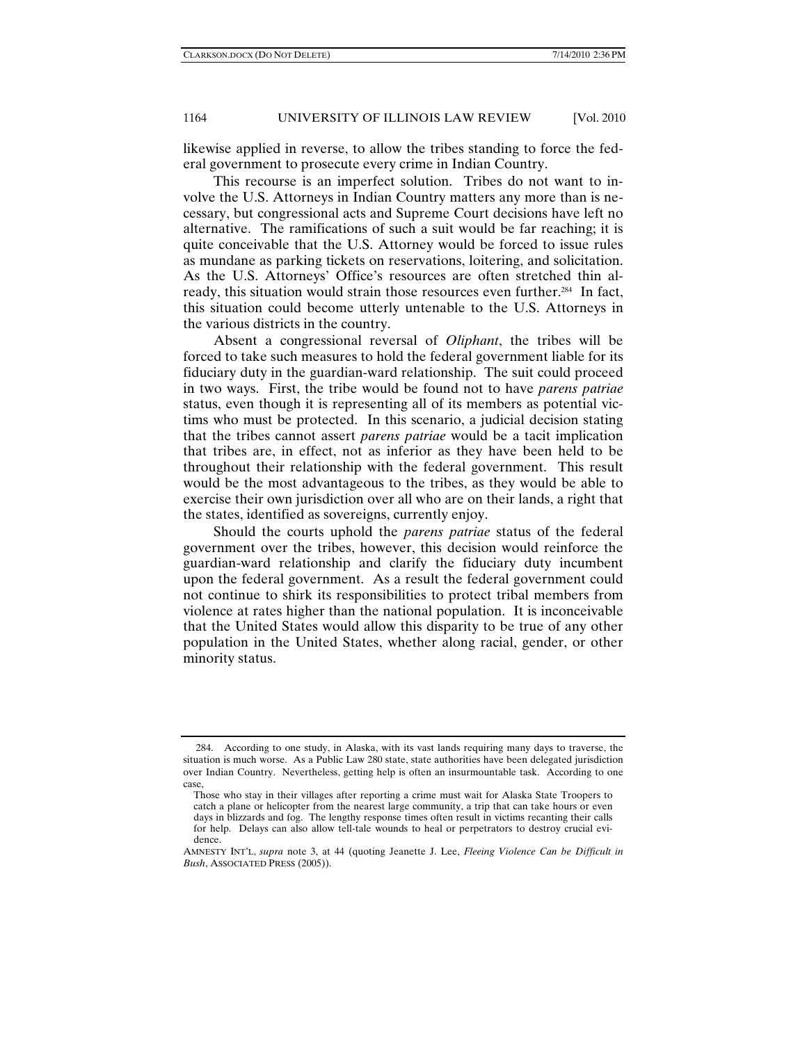likewise applied in reverse, to allow the tribes standing to force the federal government to prosecute every crime in Indian Country.

This recourse is an imperfect solution. Tribes do not want to involve the U.S. Attorneys in Indian Country matters any more than is necessary, but congressional acts and Supreme Court decisions have left no alternative. The ramifications of such a suit would be far reaching; it is quite conceivable that the U.S. Attorney would be forced to issue rules as mundane as parking tickets on reservations, loitering, and solicitation. As the U.S. Attorneys' Office's resources are often stretched thin already, this situation would strain those resources even further.[284] In fact, this situation could become utterly untenable to the U.S. Attorneys in the various districts in the country.

Absent a congressional reversal of *Oliphant*, the tribes will be forced to take such measures to hold the federal government liable for its fiduciary duty in the guardian-ward relationship. The suit could proceed in two ways. First, the tribe would be found not to have *parens patriae* status, even though it is representing all of its members as potential victims who must be protected. In this scenario, a judicial decision stating that the tribes cannot assert *parens patriae* would be a tacit implication that tribes are, in effect, not as inferior as they have been held to be throughout their relationship with the federal government. This result would be the most advantageous to the tribes, as they would be able to exercise their own jurisdiction over all who are on their lands, a right that the states, identified as sovereigns, currently enjoy.

Should the courts uphold the *parens patriae* status of the federal government over the tribes, however, this decision would reinforce the guardian-ward relationship and clarify the fiduciary duty incumbent upon the federal government. As a result the federal government could not continue to shirk its responsibilities to protect tribal members from violence at rates higher than the national population. It is inconceivable that the United States would allow this disparity to be true of any other population in the United States, whether along racial, gender, or other minority status.

---

284. According to one study, in Alaska, with its vast lands requiring many days to traverse, the situation is much worse. As a Public Law 280 state, state authorities have been delegated jurisdiction over Indian Country. Nevertheless, getting help is often an insurmountable task. According to one case,

> Those who stay in their villages after reporting a crime must wait for Alaska State Troopers to catch a plane or helicopter from the nearest large community, a trip that can take hours or even days in blizzards and fog. The lengthy response times often result in victims recanting their calls for help. Delays can also allow tell-tale wounds to heal or perpetrators to destroy crucial evidence.

AMNESTY INT'L, *supra* note 3, at 44 (quoting Jeanette J. Lee, *Fleeing Violence Can be Difficult in Bush*, ASSOCIATED PRESS (2005)).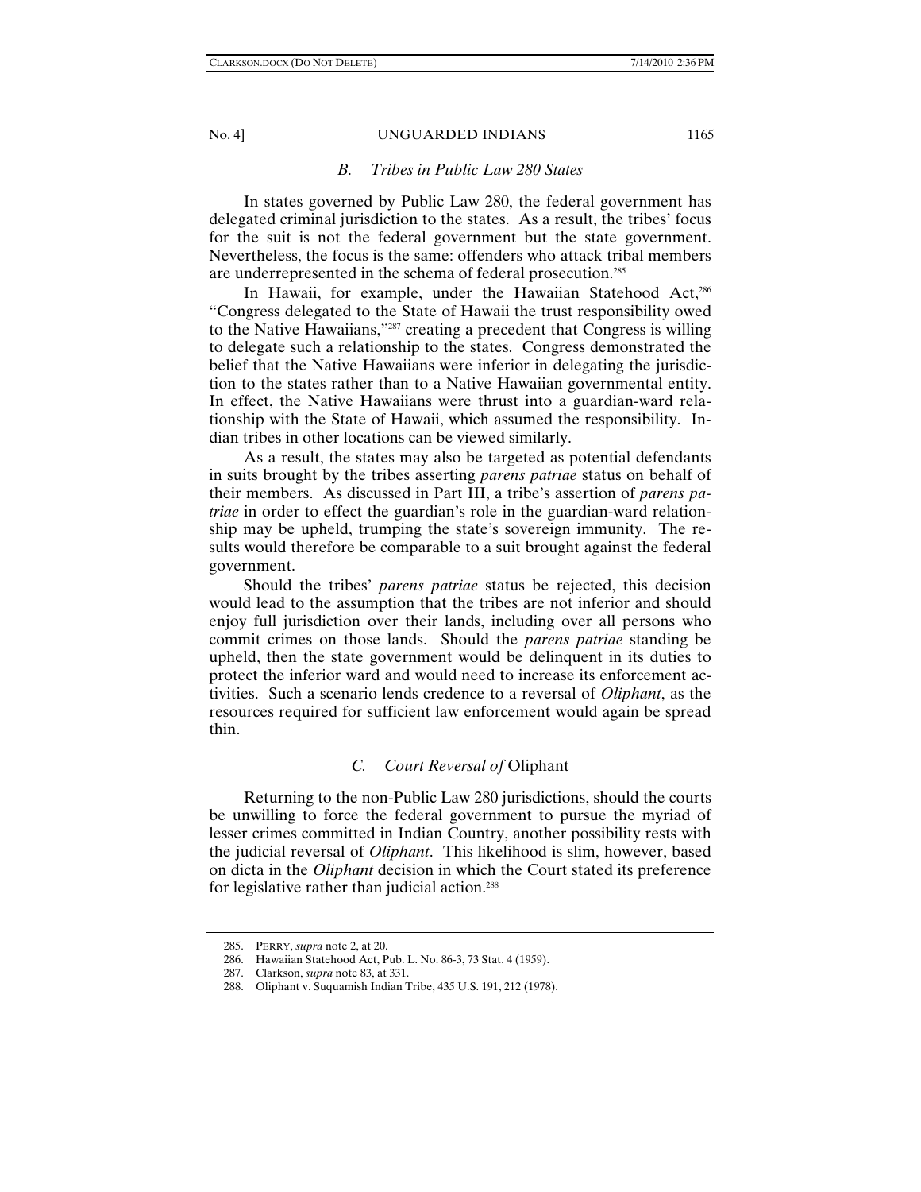### *B. Tribes in Public Law 280 States*

In states governed by Public Law 280, the federal government has delegated criminal jurisdiction to the states. As a result, the tribes' focus for the suit is not the federal government but the state government. Nevertheless, the focus is the same: offenders who attack tribal members are underrepresented in the schema of federal prosecution.[285]

In Hawaii, for example, under the Hawaiian Statehood Act,[286] "Congress delegated to the State of Hawaii the trust responsibility owed to the Native Hawaiians,"[287] creating a precedent that Congress is willing to delegate such a relationship to the states. Congress demonstrated the belief that the Native Hawaiians were inferior in delegating the jurisdiction to the states rather than to a Native Hawaiian governmental entity. In effect, the Native Hawaiians were thrust into a guardian-ward relationship with the State of Hawaii, which assumed the responsibility. Indian tribes in other locations can be viewed similarly.

As a result, the states may also be targeted as potential defendants in suits brought by the tribes asserting *parens patriae* status on behalf of their members. As discussed in Part III, a tribe's assertion of *parens patriae* in order to effect the guardian's role in the guardian-ward relationship may be upheld, trumping the state's sovereign immunity. The results would therefore be comparable to a suit brought against the federal government.

Should the tribes' *parens patriae* status be rejected, this decision would lead to the assumption that the tribes are not inferior and should enjoy full jurisdiction over their lands, including over all persons who commit crimes on those lands. Should the *parens patriae* standing be upheld, then the state government would be delinquent in its duties to protect the inferior ward and would need to increase its enforcement activities. Such a scenario lends credence to a reversal of *Oliphant*, as the resources required for sufficient law enforcement would again be spread thin.

### *C. Court Reversal of* Oliphant

Returning to the non-Public Law 280 jurisdictions, should the courts be unwilling to force the federal government to pursue the myriad of lesser crimes committed in Indian Country, another possibility rests with the judicial reversal of *Oliphant*. This likelihood is slim, however, based on dicta in the *Oliphant* decision in which the Court stated its preference for legislative rather than judicial action.[288]

---

285. PERRY, *supra* note 2, at 20.

286. Hawaiian Statehood Act, Pub. L. No. 86-3, 73 Stat. 4 (1959).

287. Clarkson, *supra* note 83, at 331.

288. Oliphant v. Suquamish Indian Tribe, 435 U.S. 191, 212 (1978).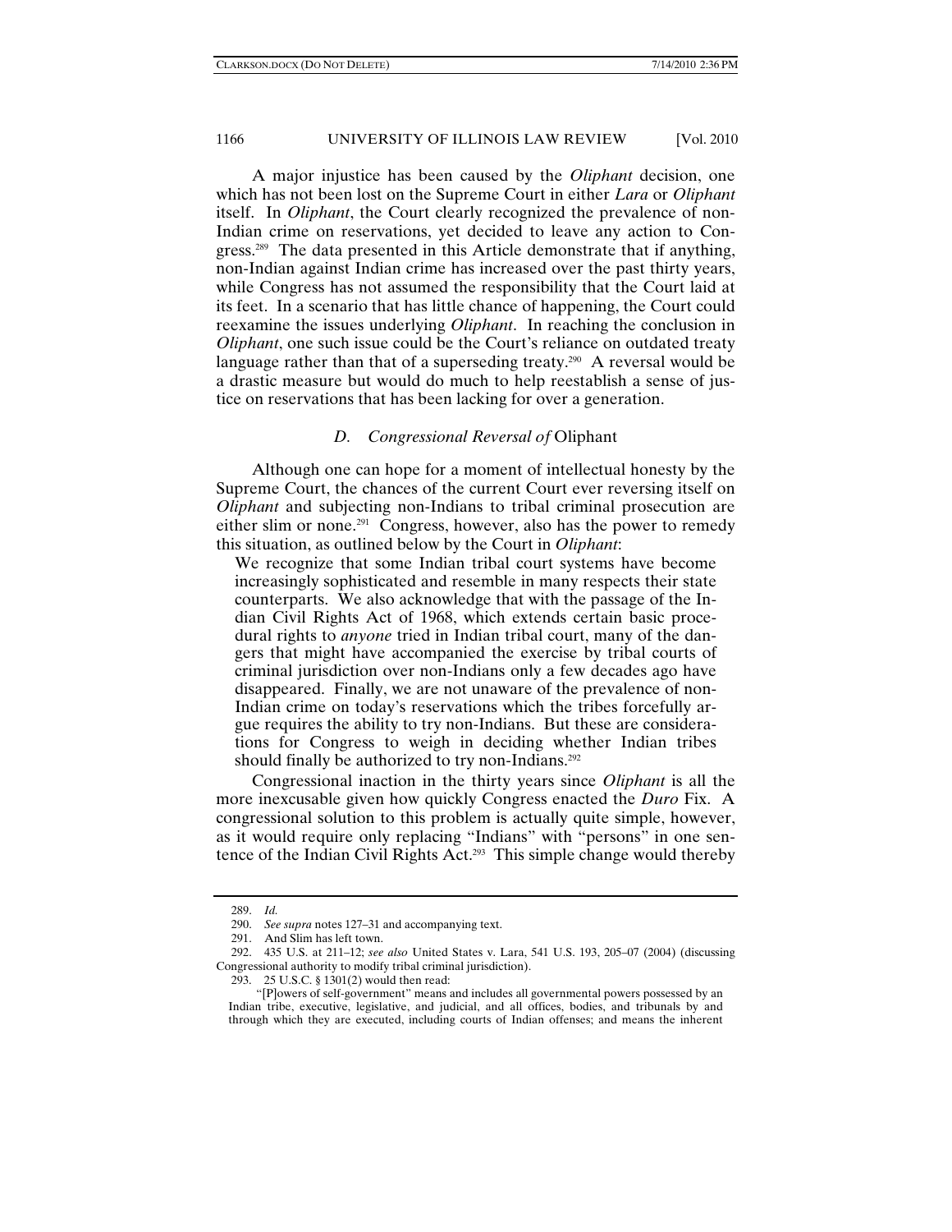A major injustice has been caused by the *Oliphant* decision, one which has not been lost on the Supreme Court in either *Lara* or *Oliphant* itself. In *Oliphant*, the Court clearly recognized the prevalence of non-Indian crime on reservations, yet decided to leave any action to Congress.[289] The data presented in this Article demonstrate that if anything, non-Indian against Indian crime has increased over the past thirty years, while Congress has not assumed the responsibility that the Court laid at its feet. In a scenario that has little chance of happening, the Court could reexamine the issues underlying *Oliphant*. In reaching the conclusion in *Oliphant*, one such issue could be the Court's reliance on outdated treaty language rather than that of a superseding treaty.[290] A reversal would be a drastic measure but would do much to help reestablish a sense of justice on reservations that has been lacking for over a generation.

### *D. Congressional Reversal of* Oliphant

Although one can hope for a moment of intellectual honesty by the Supreme Court, the chances of the current Court ever reversing itself on *Oliphant* and subjecting non-Indians to tribal criminal prosecution are either slim or none.[291] Congress, however, also has the power to remedy this situation, as outlined below by the Court in *Oliphant*:

> We recognize that some Indian tribal court systems have become increasingly sophisticated and resemble in many respects their state counterparts. We also acknowledge that with the passage of the Indian Civil Rights Act of 1968, which extends certain basic procedural rights to *anyone* tried in Indian tribal court, many of the dangers that might have accompanied the exercise by tribal courts of criminal jurisdiction over non-Indians only a few decades ago have disappeared. Finally, we are not unaware of the prevalence of non-Indian crime on today's reservations which the tribes forcefully argue requires the ability to try non-Indians. But these are considerations for Congress to weigh in deciding whether Indian tribes should finally be authorized to try non-Indians.[292]

Congressional inaction in the thirty years since *Oliphant* is all the more inexcusable given how quickly Congress enacted the *Duro* Fix. A congressional solution to this problem is actually quite simple, however, as it would require only replacing "Indians" with "persons" in one sentence of the Indian Civil Rights Act.[293] This simple change would thereby

---

289. *Id.*

290. *See supra* notes 127–31 and accompanying text.

291. And Slim has left town.

292. 435 U.S. at 211–12; *see also* United States v. Lara, 541 U.S. 193, 205–07 (2004) (discussing Congressional authority to modify tribal criminal jurisdiction).

293. 25 U.S.C. § 1301(2) would then read:

> "[P]owers of self-government" means and includes all governmental powers possessed by an Indian tribe, executive, legislative, and judicial, and all offices, bodies, and tribunals by and through which they are executed, including courts of Indian offenses; and means the inherent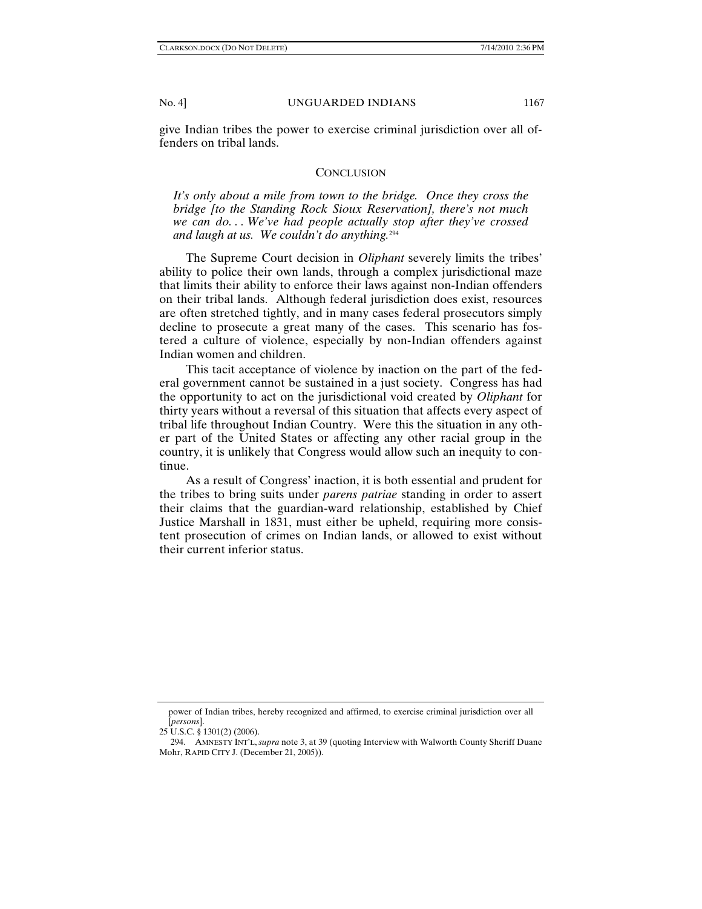give Indian tribes the power to exercise criminal jurisdiction over all offenders on tribal lands.

## CONCLUSION

> *It's only about a mile from town to the bridge. Once they cross the bridge [to the Standing Rock Sioux Reservation], there's not much we can do. . . We've had people actually stop after they've crossed and laugh at us. We couldn't do anything.*[294]

The Supreme Court decision in *Oliphant* severely limits the tribes' ability to police their own lands, through a complex jurisdictional maze that limits their ability to enforce their laws against non-Indian offenders on their tribal lands. Although federal jurisdiction does exist, resources are often stretched tightly, and in many cases federal prosecutors simply decline to prosecute a great many of the cases. This scenario has fostered a culture of violence, especially by non-Indian offenders against Indian women and children.

This tacit acceptance of violence by inaction on the part of the federal government cannot be sustained in a just society. Congress has had the opportunity to act on the jurisdictional void created by *Oliphant* for thirty years without a reversal of this situation that affects every aspect of tribal life throughout Indian Country. Were this the situation in any other part of the United States or affecting any other racial group in the country, it is unlikely that Congress would allow such an inequity to continue.

As a result of Congress' inaction, it is both essential and prudent for the tribes to bring suits under *parens patriae* standing in order to assert their claims that the guardian-ward relationship, established by Chief Justice Marshall in 1831, must either be upheld, requiring more consistent prosecution of crimes on Indian lands, or allowed to exist without their current inferior status.

---

power of Indian tribes, hereby recognized and affirmed, to exercise criminal jurisdiction over all [*persons*].

25 U.S.C. § 1301(2) (2006).

294. AMNESTY INT'L, *supra* note 3, at 39 (quoting Interview with Walworth County Sheriff Duane Mohr, RAPID CITY J. (December 21, 2005)).